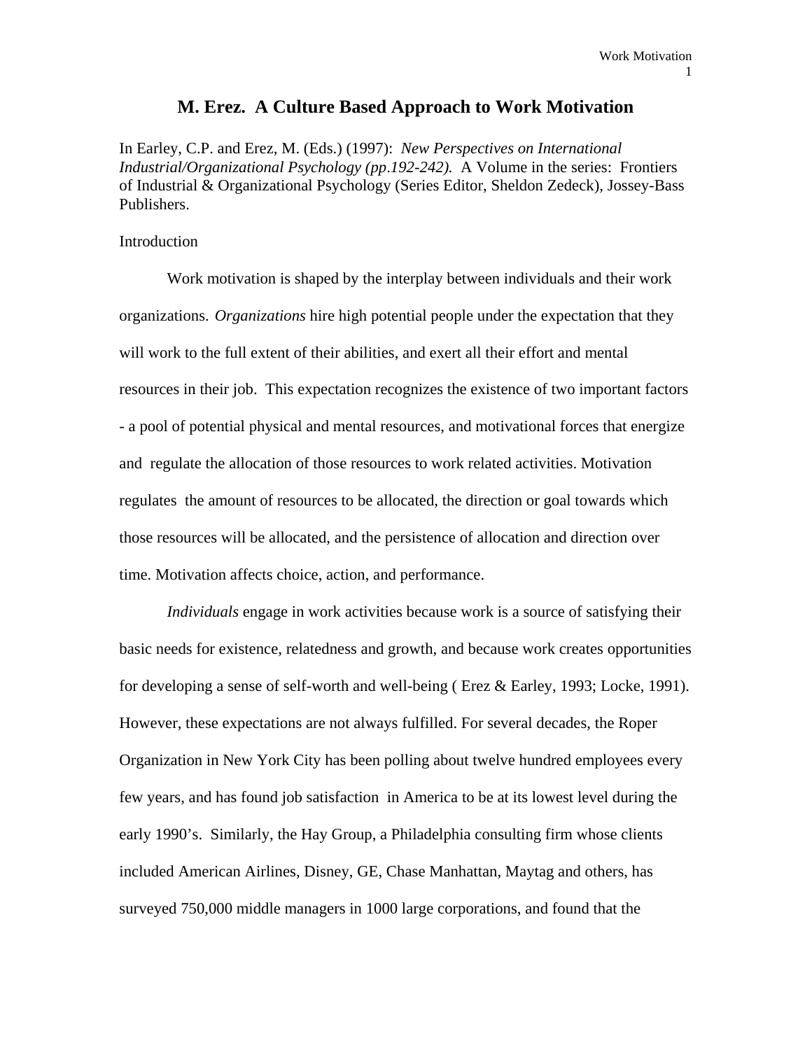# M. Erez. A Culture Based Approach to Work Motivation

In Earley, C.P. and Erez, M. (Eds.) (1997): *New Perspectives on International Industrial/Organizational Psychology (pp.192-242).* A Volume in the series: Frontiers of Industrial & Organizational Psychology (Series Editor, Sheldon Zedeck), Jossey-Bass Publishers.

## Introduction

Work motivation is shaped by the interplay between individuals and their work organizations. *Organizations* hire high potential people under the expectation that they will work to the full extent of their abilities, and exert all their effort and mental resources in their job. This expectation recognizes the existence of two important factors - a pool of potential physical and mental resources, and motivational forces that energize and regulate the allocation of those resources to work related activities. Motivation regulates the amount of resources to be allocated, the direction or goal towards which those resources will be allocated, and the persistence of allocation and direction over time. Motivation affects choice, action, and performance.

*Individuals* engage in work activities because work is a source of satisfying their basic needs for existence, relatedness and growth, and because work creates opportunities for developing a sense of self-worth and well-being ( Erez & Earley, 1993; Locke, 1991). However, these expectations are not always fulfilled. For several decades, the Roper Organization in New York City has been polling about twelve hundred employees every few years, and has found job satisfaction in America to be at its lowest level during the early 1990's. Similarly, the Hay Group, a Philadelphia consulting firm whose clients included American Airlines, Disney, GE, Chase Manhattan, Maytag and others, has surveyed 750,000 middle managers in 1000 large corporations, and found that the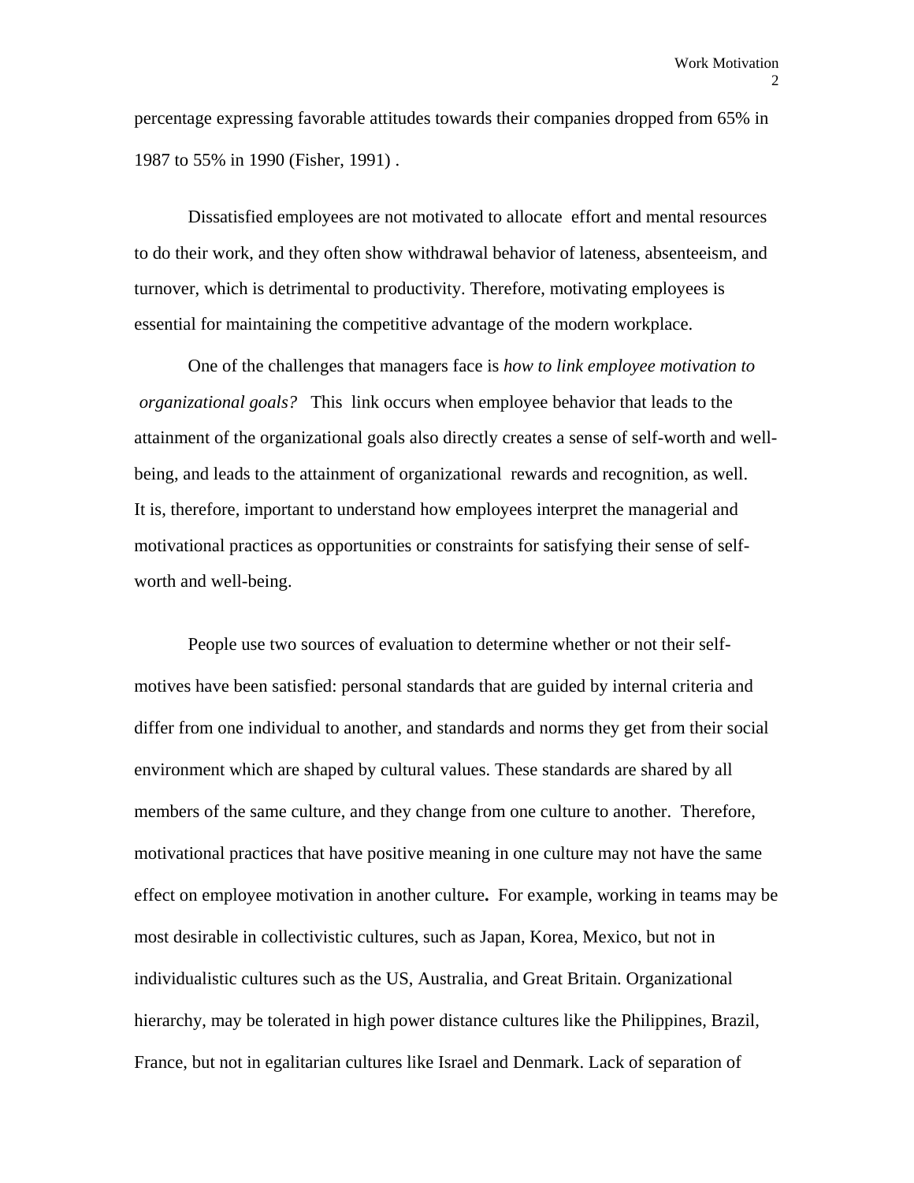percentage expressing favorable attitudes towards their companies dropped from 65% in 1987 to 55% in 1990 (Fisher, 1991) .

Dissatisfied employees are not motivated to allocate effort and mental resources to do their work, and they often show withdrawal behavior of lateness, absenteeism, and turnover, which is detrimental to productivity. Therefore, motivating employees is essential for maintaining the competitive advantage of the modern workplace.

One of the challenges that managers face is *how to link employee motivation to organizational goals?* This link occurs when employee behavior that leads to the attainment of the organizational goals also directly creates a sense of self-worth and well-being, and leads to the attainment of organizational rewards and recognition, as well. It is, therefore, important to understand how employees interpret the managerial and motivational practices as opportunities or constraints for satisfying their sense of self-worth and well-being.

People use two sources of evaluation to determine whether or not their self-motives have been satisfied: personal standards that are guided by internal criteria and differ from one individual to another, and standards and norms they get from their social environment which are shaped by cultural values. These standards are shared by all members of the same culture, and they change from one culture to another. Therefore, motivational practices that have positive meaning in one culture may not have the same effect on employee motivation in another culture**.** For example, working in teams may be most desirable in collectivistic cultures, such as Japan, Korea, Mexico, but not in individualistic cultures such as the US, Australia, and Great Britain. Organizational hierarchy, may be tolerated in high power distance cultures like the Philippines, Brazil, France, but not in egalitarian cultures like Israel and Denmark. Lack of separation of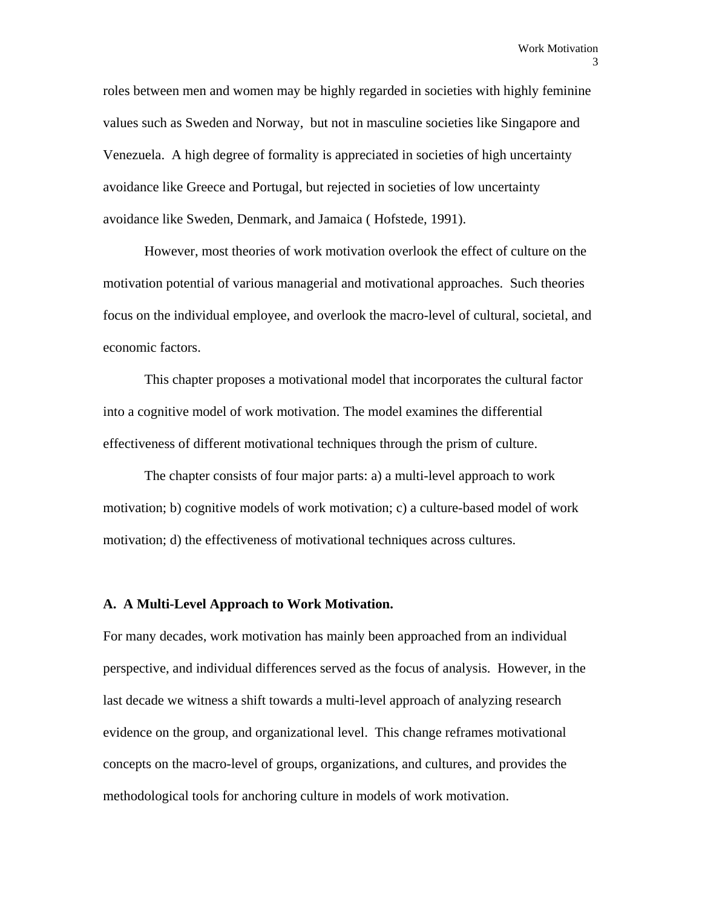roles between men and women may be highly regarded in societies with highly feminine values such as Sweden and Norway, but not in masculine societies like Singapore and Venezuela. A high degree of formality is appreciated in societies of high uncertainty avoidance like Greece and Portugal, but rejected in societies of low uncertainty avoidance like Sweden, Denmark, and Jamaica ( Hofstede, 1991).

However, most theories of work motivation overlook the effect of culture on the motivation potential of various managerial and motivational approaches. Such theories focus on the individual employee, and overlook the macro-level of cultural, societal, and economic factors.

This chapter proposes a motivational model that incorporates the cultural factor into a cognitive model of work motivation. The model examines the differential effectiveness of different motivational techniques through the prism of culture.

The chapter consists of four major parts: a) a multi-level approach to work motivation; b) cognitive models of work motivation; c) a culture-based model of work motivation; d) the effectiveness of motivational techniques across cultures.

## A. A Multi-Level Approach to Work Motivation.

For many decades, work motivation has mainly been approached from an individual perspective, and individual differences served as the focus of analysis. However, in the last decade we witness a shift towards a multi-level approach of analyzing research evidence on the group, and organizational level. This change reframes motivational concepts on the macro-level of groups, organizations, and cultures, and provides the methodological tools for anchoring culture in models of work motivation.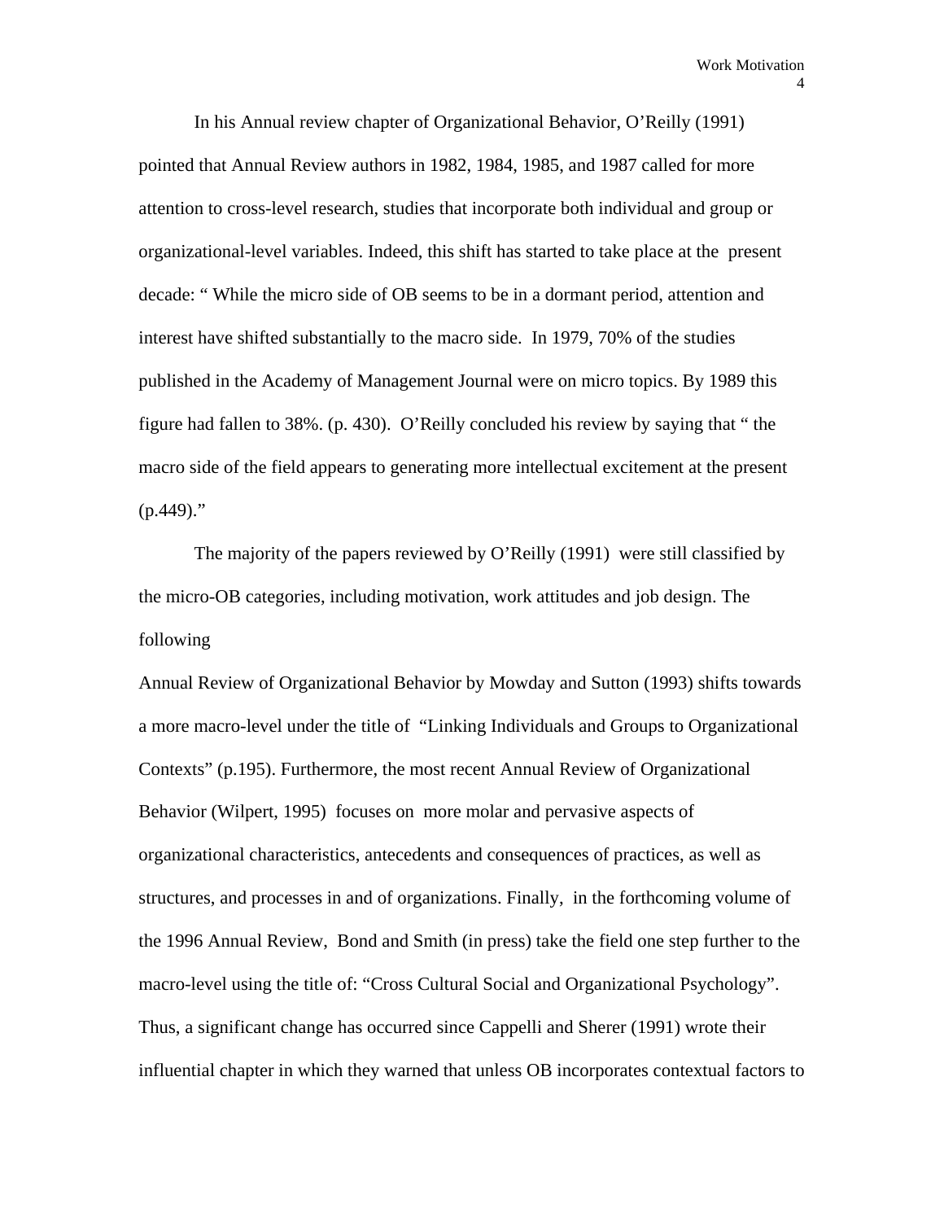In his Annual review chapter of Organizational Behavior, O'Reilly (1991) pointed that Annual Review authors in 1982, 1984, 1985, and 1987 called for more attention to cross-level research, studies that incorporate both individual and group or organizational-level variables. Indeed, this shift has started to take place at the present decade: " While the micro side of OB seems to be in a dormant period, attention and interest have shifted substantially to the macro side. In 1979, 70% of the studies published in the Academy of Management Journal were on micro topics. By 1989 this figure had fallen to 38%. (p. 430). O'Reilly concluded his review by saying that " the macro side of the field appears to generating more intellectual excitement at the present (p.449)."

The majority of the papers reviewed by O'Reilly (1991) were still classified by the micro-OB categories, including motivation, work attitudes and job design. The following

Annual Review of Organizational Behavior by Mowday and Sutton (1993) shifts towards a more macro-level under the title of "Linking Individuals and Groups to Organizational Contexts" (p.195). Furthermore, the most recent Annual Review of Organizational Behavior (Wilpert, 1995) focuses on more molar and pervasive aspects of organizational characteristics, antecedents and consequences of practices, as well as structures, and processes in and of organizations. Finally, in the forthcoming volume of the 1996 Annual Review, Bond and Smith (in press) take the field one step further to the macro-level using the title of: "Cross Cultural Social and Organizational Psychology". Thus, a significant change has occurred since Cappelli and Sherer (1991) wrote their influential chapter in which they warned that unless OB incorporates contextual factors to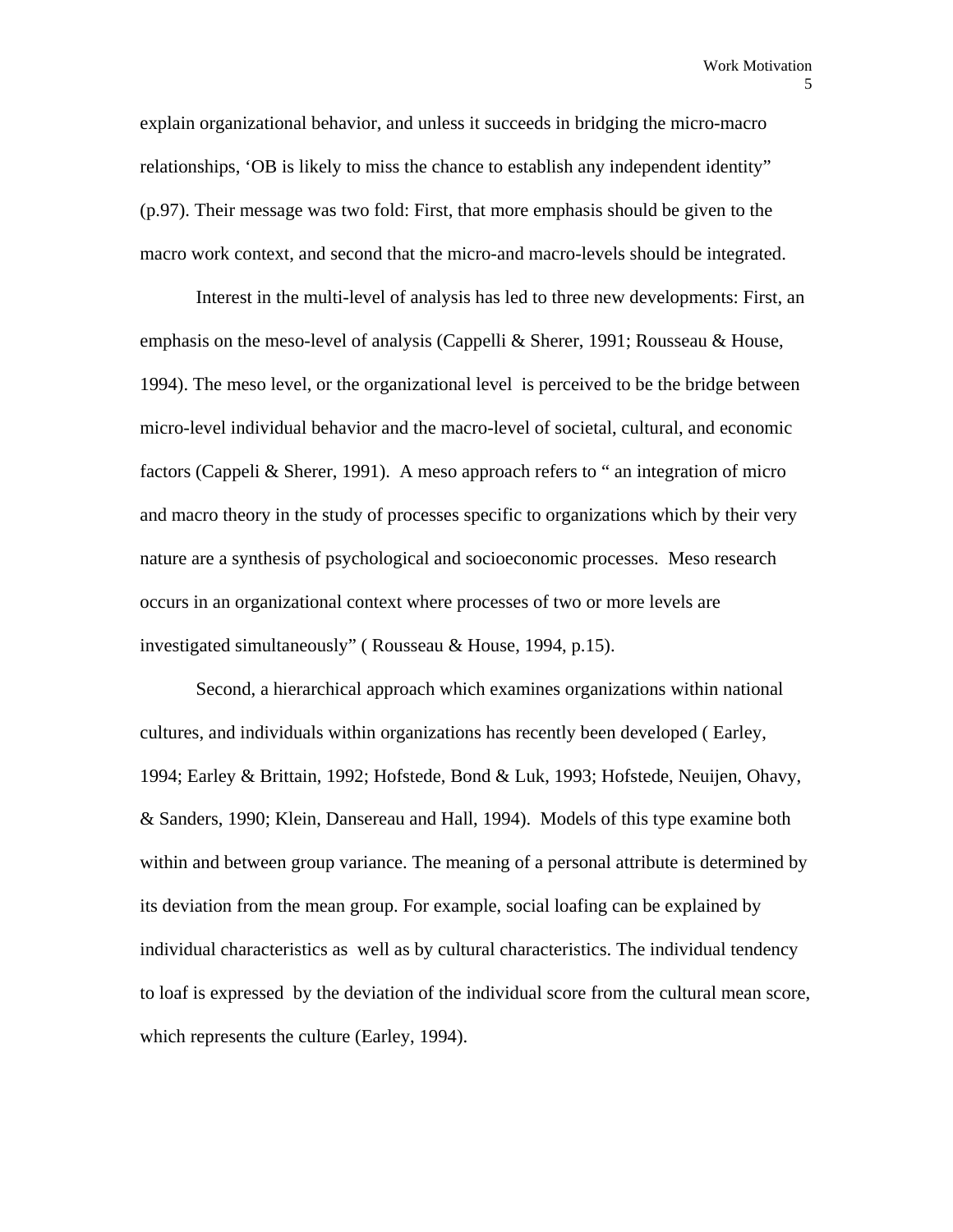explain organizational behavior, and unless it succeeds in bridging the micro-macro relationships, ‘OB is likely to miss the chance to establish any independent identity” (p.97). Their message was two fold: First, that more emphasis should be given to the macro work context, and second that the micro-and macro-levels should be integrated.

Interest in the multi-level of analysis has led to three new developments: First, an emphasis on the meso-level of analysis (Cappelli & Sherer, 1991; Rousseau & House, 1994). The meso level, or the organizational level is perceived to be the bridge between micro-level individual behavior and the macro-level of societal, cultural, and economic factors (Cappeli & Sherer, 1991). A meso approach refers to “ an integration of micro and macro theory in the study of processes specific to organizations which by their very nature are a synthesis of psychological and socioeconomic processes. Meso research occurs in an organizational context where processes of two or more levels are investigated simultaneously” ( Rousseau & House, 1994, p.15).

Second, a hierarchical approach which examines organizations within national cultures, and individuals within organizations has recently been developed ( Earley, 1994; Earley & Brittain, 1992; Hofstede, Bond & Luk, 1993; Hofstede, Neuijen, Ohavy, & Sanders, 1990; Klein, Dansereau and Hall, 1994). Models of this type examine both within and between group variance. The meaning of a personal attribute is determined by its deviation from the mean group. For example, social loafing can be explained by individual characteristics as well as by cultural characteristics. The individual tendency to loaf is expressed by the deviation of the individual score from the cultural mean score, which represents the culture (Earley, 1994).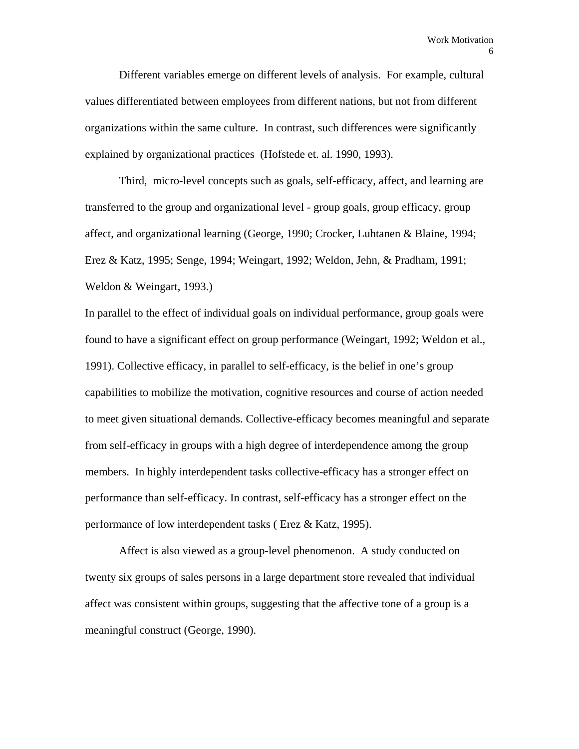Different variables emerge on different levels of analysis. For example, cultural values differentiated between employees from different nations, but not from different organizations within the same culture. In contrast, such differences were significantly explained by organizational practices (Hofstede et. al. 1990, 1993).

Third, micro-level concepts such as goals, self-efficacy, affect, and learning are transferred to the group and organizational level - group goals, group efficacy, group affect, and organizational learning (George, 1990; Crocker, Luhtanen & Blaine, 1994; Erez & Katz, 1995; Senge, 1994; Weingart, 1992; Weldon, Jehn, & Pradham, 1991; Weldon & Weingart, 1993.)

In parallel to the effect of individual goals on individual performance, group goals were found to have a significant effect on group performance (Weingart, 1992; Weldon et al., 1991). Collective efficacy, in parallel to self-efficacy, is the belief in one's group capabilities to mobilize the motivation, cognitive resources and course of action needed to meet given situational demands. Collective-efficacy becomes meaningful and separate from self-efficacy in groups with a high degree of interdependence among the group members. In highly interdependent tasks collective-efficacy has a stronger effect on performance than self-efficacy. In contrast, self-efficacy has a stronger effect on the performance of low interdependent tasks ( Erez & Katz, 1995).

Affect is also viewed as a group-level phenomenon. A study conducted on twenty six groups of sales persons in a large department store revealed that individual affect was consistent within groups, suggesting that the affective tone of a group is a meaningful construct (George, 1990).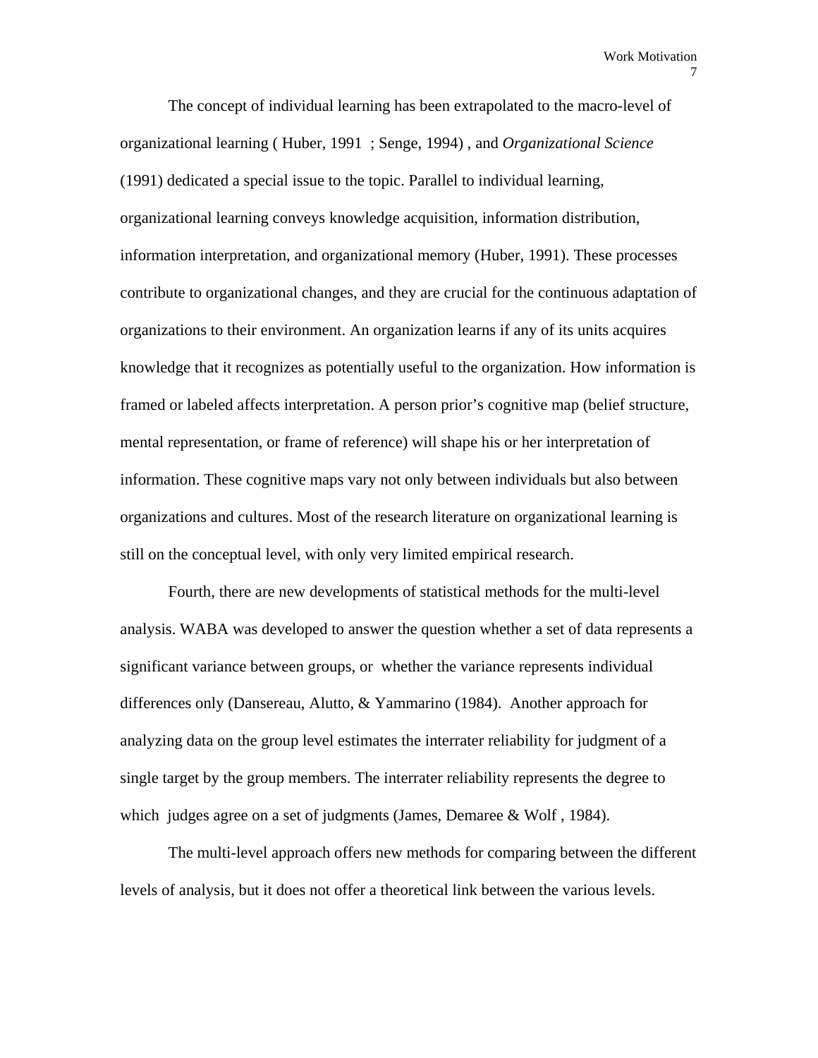The concept of individual learning has been extrapolated to the macro-level of organizational learning ( Huber, 1991 ; Senge, 1994) , and *Organizational Science* (1991) dedicated a special issue to the topic. Parallel to individual learning, organizational learning conveys knowledge acquisition, information distribution, information interpretation, and organizational memory (Huber, 1991). These processes contribute to organizational changes, and they are crucial for the continuous adaptation of organizations to their environment. An organization learns if any of its units acquires knowledge that it recognizes as potentially useful to the organization. How information is framed or labeled affects interpretation. A person prior's cognitive map (belief structure, mental representation, or frame of reference) will shape his or her interpretation of information. These cognitive maps vary not only between individuals but also between organizations and cultures. Most of the research literature on organizational learning is still on the conceptual level, with only very limited empirical research.

Fourth, there are new developments of statistical methods for the multi-level analysis. WABA was developed to answer the question whether a set of data represents a significant variance between groups, or whether the variance represents individual differences only (Dansereau, Alutto, & Yammarino (1984). Another approach for analyzing data on the group level estimates the interrater reliability for judgment of a single target by the group members. The interrater reliability represents the degree to which judges agree on a set of judgments (James, Demaree & Wolf , 1984).

The multi-level approach offers new methods for comparing between the different levels of analysis, but it does not offer a theoretical link between the various levels.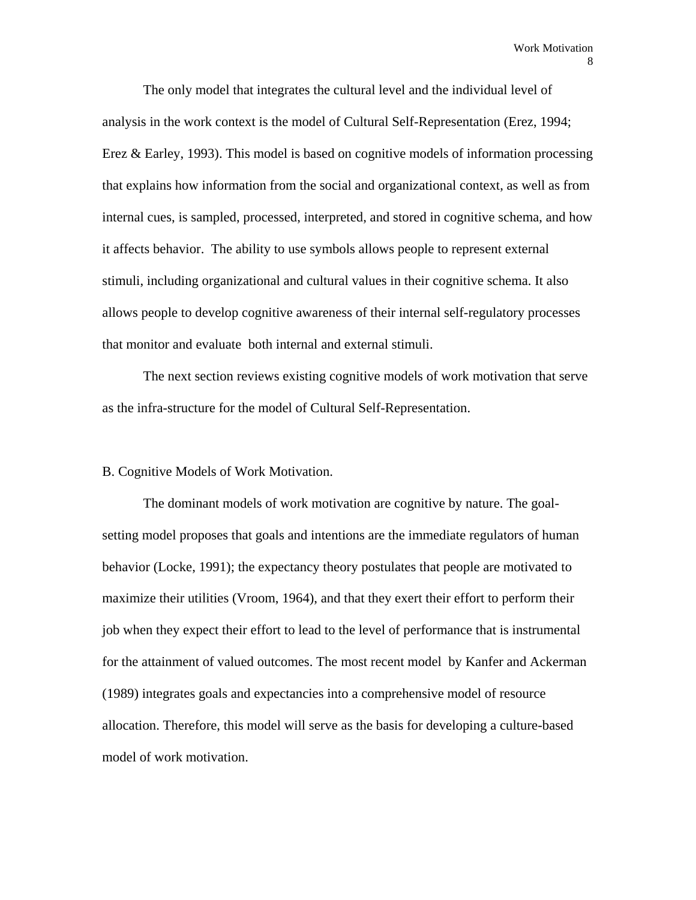The only model that integrates the cultural level and the individual level of analysis in the work context is the model of Cultural Self-Representation (Erez, 1994; Erez & Earley, 1993). This model is based on cognitive models of information processing that explains how information from the social and organizational context, as well as from internal cues, is sampled, processed, interpreted, and stored in cognitive schema, and how it affects behavior. The ability to use symbols allows people to represent external stimuli, including organizational and cultural values in their cognitive schema. It also allows people to develop cognitive awareness of their internal self-regulatory processes that monitor and evaluate both internal and external stimuli.

The next section reviews existing cognitive models of work motivation that serve as the infra-structure for the model of Cultural Self-Representation.

## B. Cognitive Models of Work Motivation.

The dominant models of work motivation are cognitive by nature. The goal-setting model proposes that goals and intentions are the immediate regulators of human behavior (Locke, 1991); the expectancy theory postulates that people are motivated to maximize their utilities (Vroom, 1964), and that they exert their effort to perform their job when they expect their effort to lead to the level of performance that is instrumental for the attainment of valued outcomes. The most recent model by Kanfer and Ackerman (1989) integrates goals and expectancies into a comprehensive model of resource allocation. Therefore, this model will serve as the basis for developing a culture-based model of work motivation.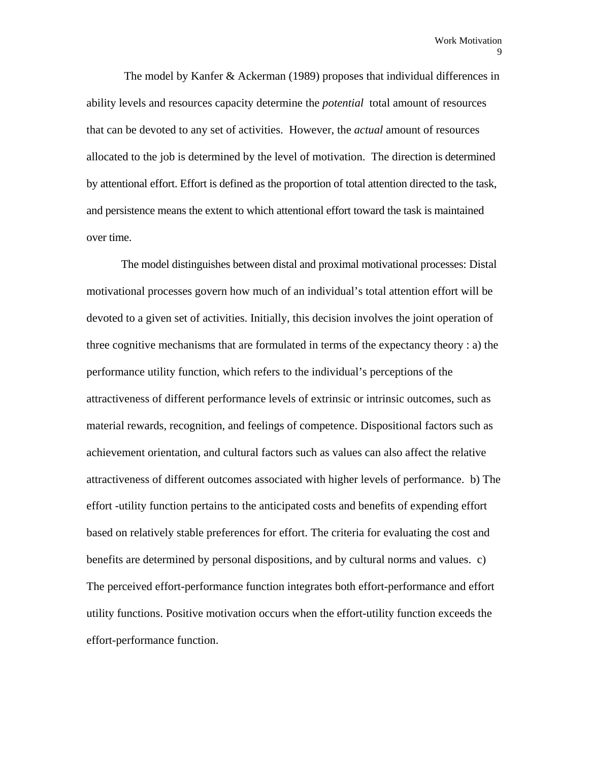The model by Kanfer & Ackerman (1989) proposes that individual differences in ability levels and resources capacity determine the *potential* total amount of resources that can be devoted to any set of activities. However, the *actual* amount of resources allocated to the job is determined by the level of motivation. The direction is determined by attentional effort. Effort is defined as the proportion of total attention directed to the task, and persistence means the extent to which attentional effort toward the task is maintained over time.

The model distinguishes between distal and proximal motivational processes: Distal motivational processes govern how much of an individual's total attention effort will be devoted to a given set of activities. Initially, this decision involves the joint operation of three cognitive mechanisms that are formulated in terms of the expectancy theory : a) the performance utility function, which refers to the individual's perceptions of the attractiveness of different performance levels of extrinsic or intrinsic outcomes, such as material rewards, recognition, and feelings of competence. Dispositional factors such as achievement orientation, and cultural factors such as values can also affect the relative attractiveness of different outcomes associated with higher levels of performance. b) The effort -utility function pertains to the anticipated costs and benefits of expending effort based on relatively stable preferences for effort. The criteria for evaluating the cost and benefits are determined by personal dispositions, and by cultural norms and values. c) The perceived effort-performance function integrates both effort-performance and effort utility functions. Positive motivation occurs when the effort-utility function exceeds the effort-performance function.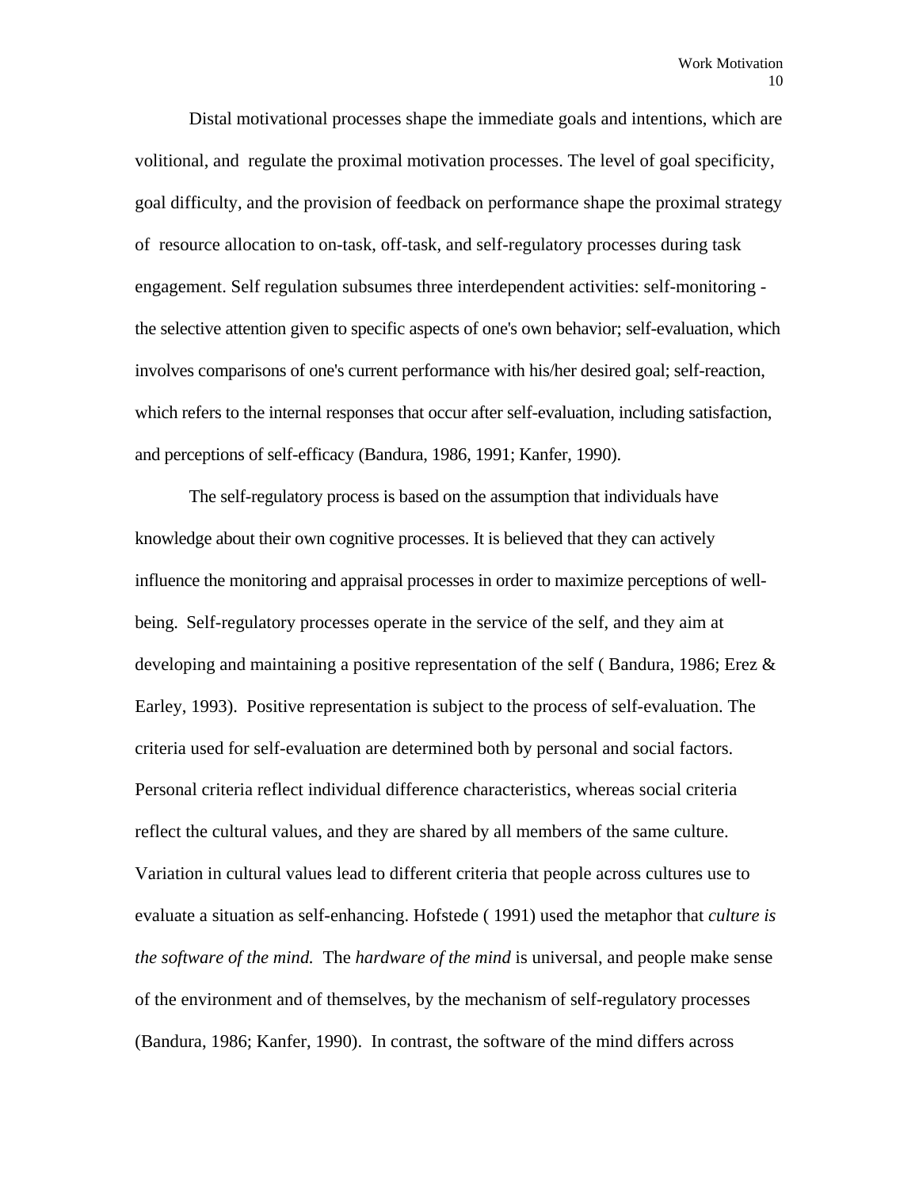Distal motivational processes shape the immediate goals and intentions, which are volitional, and regulate the proximal motivation processes. The level of goal specificity, goal difficulty, and the provision of feedback on performance shape the proximal strategy of resource allocation to on-task, off-task, and self-regulatory processes during task engagement. Self regulation subsumes three interdependent activities: self-monitoring - the selective attention given to specific aspects of one's own behavior; self-evaluation, which involves comparisons of one's current performance with his/her desired goal; self-reaction, which refers to the internal responses that occur after self-evaluation, including satisfaction, and perceptions of self-efficacy (Bandura, 1986, 1991; Kanfer, 1990).

The self-regulatory process is based on the assumption that individuals have knowledge about their own cognitive processes. It is believed that they can actively influence the monitoring and appraisal processes in order to maximize perceptions of well-being. Self-regulatory processes operate in the service of the self, and they aim at developing and maintaining a positive representation of the self ( Bandura, 1986; Erez & Earley, 1993). Positive representation is subject to the process of self-evaluation. The criteria used for self-evaluation are determined both by personal and social factors. Personal criteria reflect individual difference characteristics, whereas social criteria reflect the cultural values, and they are shared by all members of the same culture. Variation in cultural values lead to different criteria that people across cultures use to evaluate a situation as self-enhancing. Hofstede ( 1991) used the metaphor that *culture is the software of the mind.* The *hardware of the mind* is universal, and people make sense of the environment and of themselves, by the mechanism of self-regulatory processes (Bandura, 1986; Kanfer, 1990). In contrast, the software of the mind differs across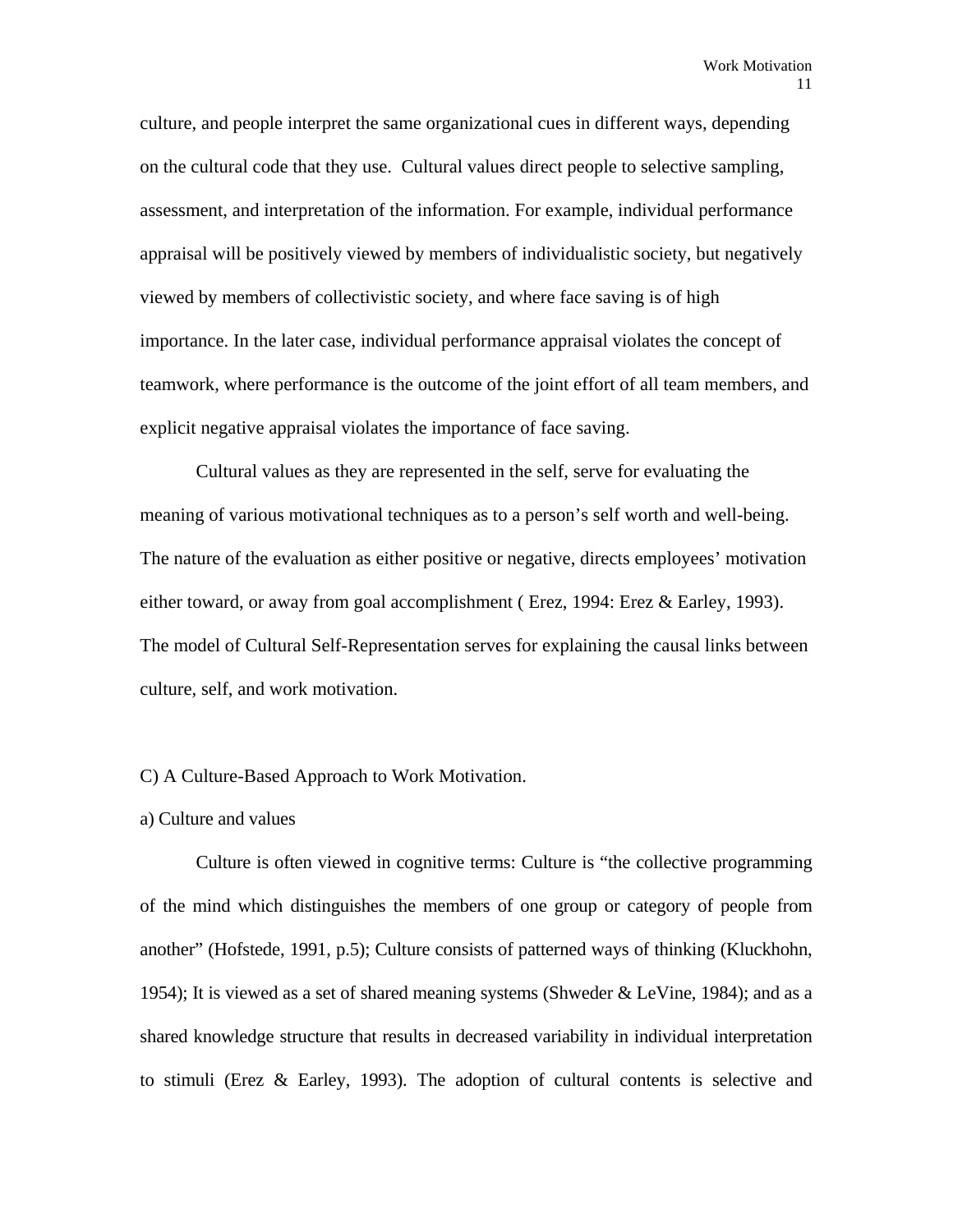culture, and people interpret the same organizational cues in different ways, depending on the cultural code that they use. Cultural values direct people to selective sampling, assessment, and interpretation of the information. For example, individual performance appraisal will be positively viewed by members of individualistic society, but negatively viewed by members of collectivistic society, and where face saving is of high importance. In the later case, individual performance appraisal violates the concept of teamwork, where performance is the outcome of the joint effort of all team members, and explicit negative appraisal violates the importance of face saving.

Cultural values as they are represented in the self, serve for evaluating the meaning of various motivational techniques as to a person's self worth and well-being. The nature of the evaluation as either positive or negative, directs employees' motivation either toward, or away from goal accomplishment ( Erez, 1994: Erez & Earley, 1993). The model of Cultural Self-Representation serves for explaining the causal links between culture, self, and work motivation.

C) A Culture-Based Approach to Work Motivation.

a) Culture and values

Culture is often viewed in cognitive terms: Culture is "the collective programming of the mind which distinguishes the members of one group or category of people from another" (Hofstede, 1991, p.5); Culture consists of patterned ways of thinking (Kluckhohn, 1954); It is viewed as a set of shared meaning systems (Shweder & LeVine, 1984); and as a shared knowledge structure that results in decreased variability in individual interpretation to stimuli (Erez & Earley, 1993). The adoption of cultural contents is selective and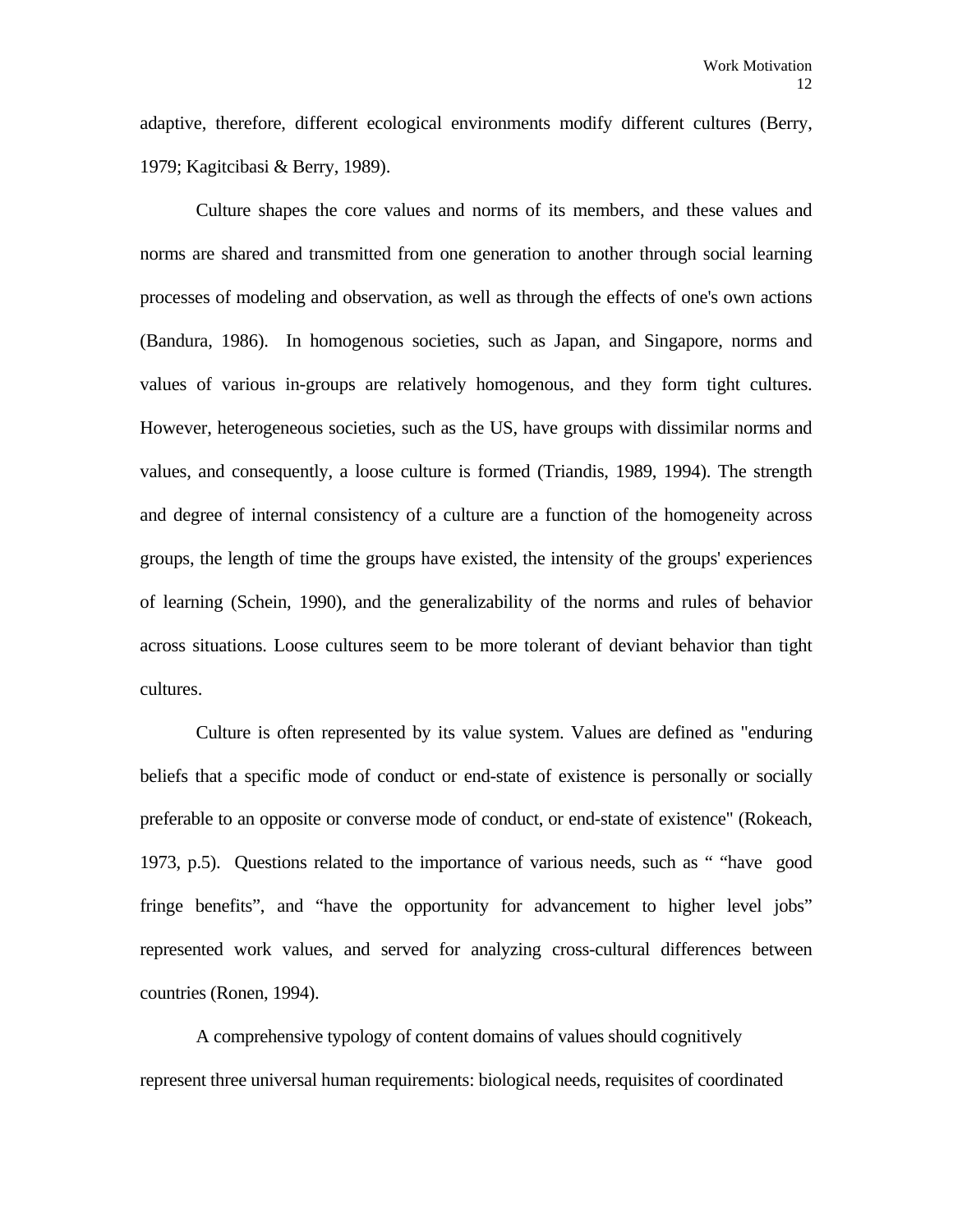adaptive, therefore, different ecological environments modify different cultures (Berry, 1979; Kagitcibasi & Berry, 1989).

Culture shapes the core values and norms of its members, and these values and norms are shared and transmitted from one generation to another through social learning processes of modeling and observation, as well as through the effects of one's own actions (Bandura, 1986). In homogenous societies, such as Japan, and Singapore, norms and values of various in-groups are relatively homogenous, and they form tight cultures. However, heterogeneous societies, such as the US, have groups with dissimilar norms and values, and consequently, a loose culture is formed (Triandis, 1989, 1994). The strength and degree of internal consistency of a culture are a function of the homogeneity across groups, the length of time the groups have existed, the intensity of the groups' experiences of learning (Schein, 1990), and the generalizability of the norms and rules of behavior across situations. Loose cultures seem to be more tolerant of deviant behavior than tight cultures.

Culture is often represented by its value system. Values are defined as "enduring beliefs that a specific mode of conduct or end-state of existence is personally or socially preferable to an opposite or converse mode of conduct, or end-state of existence" (Rokeach, 1973, p.5). Questions related to the importance of various needs, such as " "have good fringe benefits", and "have the opportunity for advancement to higher level jobs" represented work values, and served for analyzing cross-cultural differences between countries (Ronen, 1994).

A comprehensive typology of content domains of values should cognitively represent three universal human requirements: biological needs, requisites of coordinated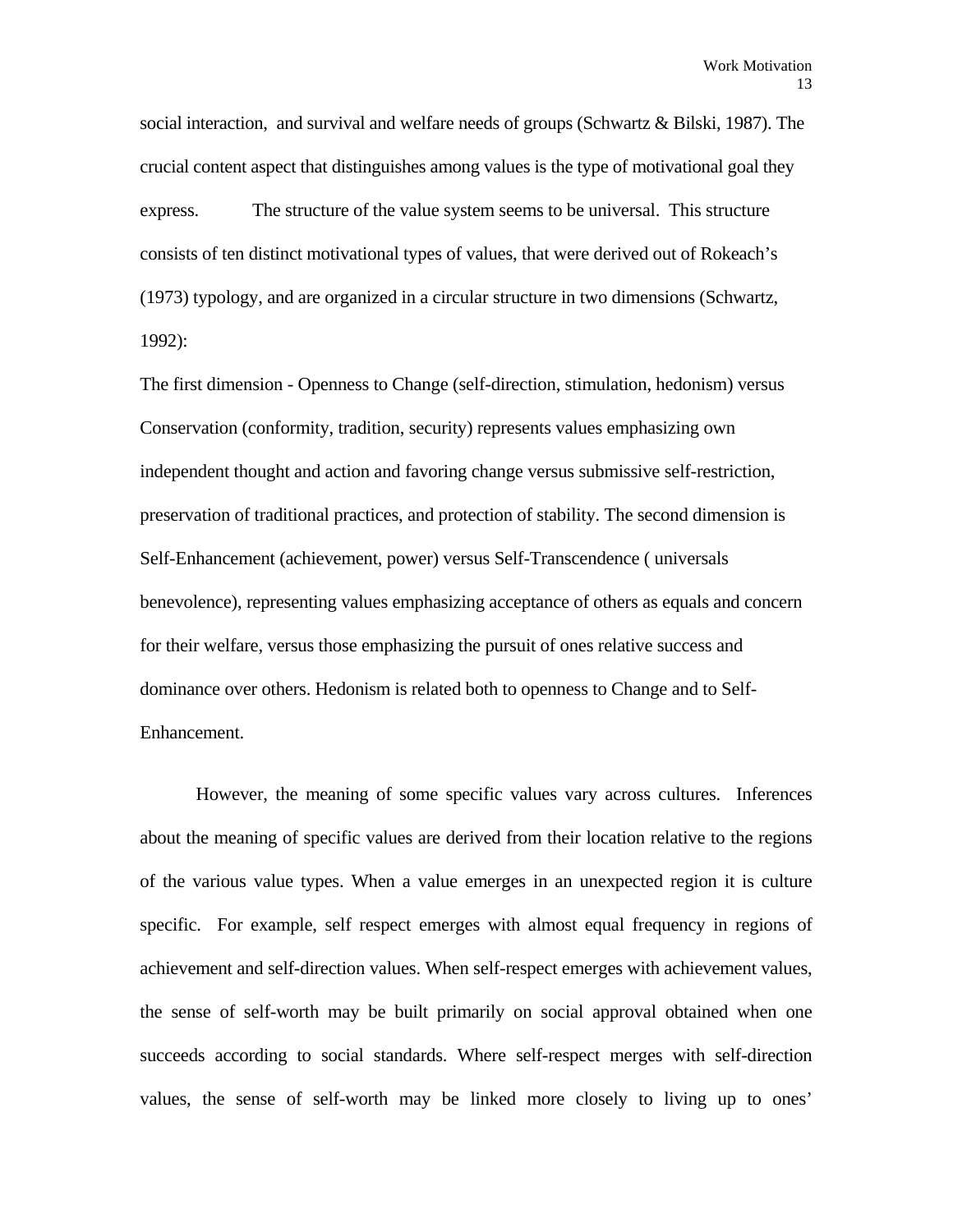social interaction, and survival and welfare needs of groups (Schwartz & Bilski, 1987). The crucial content aspect that distinguishes among values is the type of motivational goal they express. The structure of the value system seems to be universal. This structure consists of ten distinct motivational types of values, that were derived out of Rokeach's (1973) typology, and are organized in a circular structure in two dimensions (Schwartz, 1992):

The first dimension - Openness to Change (self-direction, stimulation, hedonism) versus Conservation (conformity, tradition, security) represents values emphasizing own independent thought and action and favoring change versus submissive self-restriction, preservation of traditional practices, and protection of stability. The second dimension is Self-Enhancement (achievement, power) versus Self-Transcendence ( universals benevolence), representing values emphasizing acceptance of others as equals and concern for their welfare, versus those emphasizing the pursuit of ones relative success and dominance over others. Hedonism is related both to openness to Change and to Self-Enhancement.

However, the meaning of some specific values vary across cultures. Inferences about the meaning of specific values are derived from their location relative to the regions of the various value types. When a value emerges in an unexpected region it is culture specific. For example, self respect emerges with almost equal frequency in regions of achievement and self-direction values. When self-respect emerges with achievement values, the sense of self-worth may be built primarily on social approval obtained when one succeeds according to social standards. Where self-respect merges with self-direction values, the sense of self-worth may be linked more closely to living up to ones'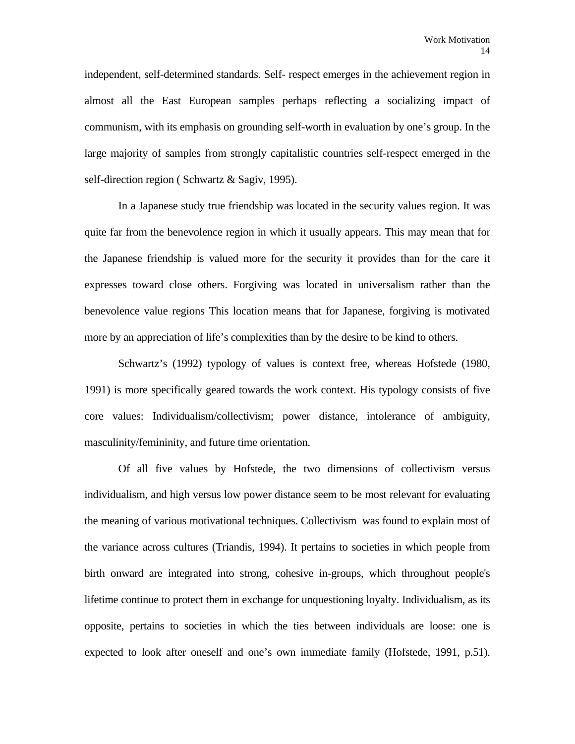independent, self-determined standards. Self- respect emerges in the achievement region in almost all the East European samples perhaps reflecting a socializing impact of communism, with its emphasis on grounding self-worth in evaluation by one's group. In the large majority of samples from strongly capitalistic countries self-respect emerged in the self-direction region ( Schwartz & Sagiv, 1995).

In a Japanese study true friendship was located in the security values region. It was quite far from the benevolence region in which it usually appears. This may mean that for the Japanese friendship is valued more for the security it provides than for the care it expresses toward close others. Forgiving was located in universalism rather than the benevolence value regions This location means that for Japanese, forgiving is motivated more by an appreciation of life's complexities than by the desire to be kind to others.

Schwartz's (1992) typology of values is context free, whereas Hofstede (1980, 1991) is more specifically geared towards the work context. His typology consists of five core values: Individualism/collectivism; power distance, intolerance of ambiguity, masculinity/femininity, and future time orientation.

Of all five values by Hofstede, the two dimensions of collectivism versus individualism, and high versus low power distance seem to be most relevant for evaluating the meaning of various motivational techniques. Collectivism was found to explain most of the variance across cultures (Triandis, 1994). It pertains to societies in which people from birth onward are integrated into strong, cohesive in-groups, which throughout people's lifetime continue to protect them in exchange for unquestioning loyalty. Individualism, as its opposite, pertains to societies in which the ties between individuals are loose: one is expected to look after oneself and one's own immediate family (Hofstede, 1991, p.51).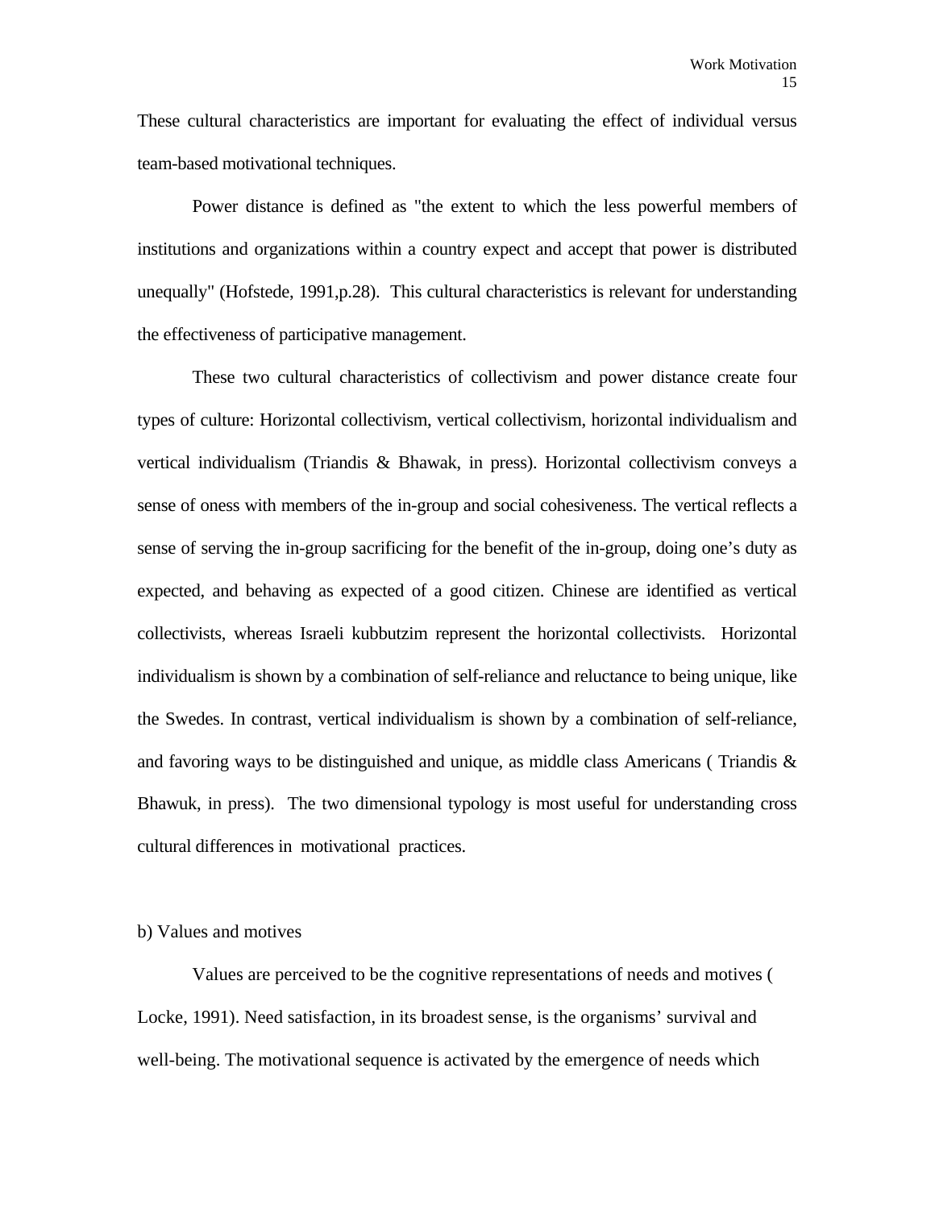These cultural characteristics are important for evaluating the effect of individual versus team-based motivational techniques.

Power distance is defined as "the extent to which the less powerful members of institutions and organizations within a country expect and accept that power is distributed unequally" (Hofstede, 1991,p.28). This cultural characteristics is relevant for understanding the effectiveness of participative management.

These two cultural characteristics of collectivism and power distance create four types of culture: Horizontal collectivism, vertical collectivism, horizontal individualism and vertical individualism (Triandis & Bhawak, in press). Horizontal collectivism conveys a sense of oneness with members of the in-group and social cohesiveness. The vertical reflects a sense of serving the in-group sacrificing for the benefit of the in-group, doing one's duty as expected, and behaving as expected of a good citizen. Chinese are identified as vertical collectivists, whereas Israeli kubbutzim represent the horizontal collectivists. Horizontal individualism is shown by a combination of self-reliance and reluctance to being unique, like the Swedes. In contrast, vertical individualism is shown by a combination of self-reliance, and favoring ways to be distinguished and unique, as middle class Americans ( Triandis & Bhawuk, in press). The two dimensional typology is most useful for understanding cross cultural differences in motivational practices.

b) Values and motives

Values are perceived to be the cognitive representations of needs and motives ( Locke, 1991). Need satisfaction, in its broadest sense, is the organisms' survival and well-being. The motivational sequence is activated by the emergence of needs which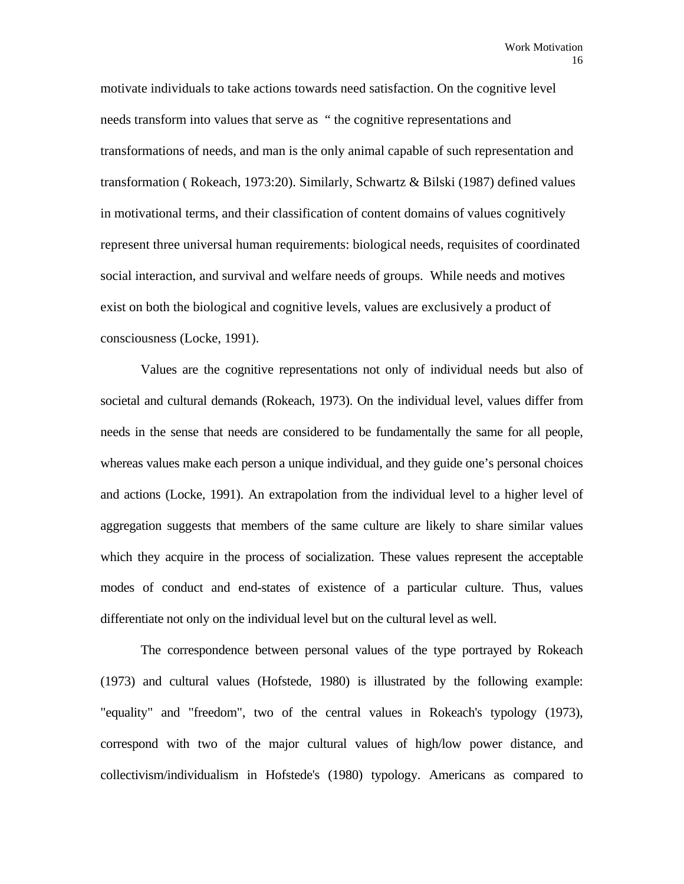motivate individuals to take actions towards need satisfaction. On the cognitive level needs transform into values that serve as " the cognitive representations and transformations of needs, and man is the only animal capable of such representation and transformation ( Rokeach, 1973:20). Similarly, Schwartz & Bilski (1987) defined values in motivational terms, and their classification of content domains of values cognitively represent three universal human requirements: biological needs, requisites of coordinated social interaction, and survival and welfare needs of groups. While needs and motives exist on both the biological and cognitive levels, values are exclusively a product of consciousness (Locke, 1991).

Values are the cognitive representations not only of individual needs but also of societal and cultural demands (Rokeach, 1973). On the individual level, values differ from needs in the sense that needs are considered to be fundamentally the same for all people, whereas values make each person a unique individual, and they guide one's personal choices and actions (Locke, 1991). An extrapolation from the individual level to a higher level of aggregation suggests that members of the same culture are likely to share similar values which they acquire in the process of socialization. These values represent the acceptable modes of conduct and end-states of existence of a particular culture. Thus, values differentiate not only on the individual level but on the cultural level as well.

The correspondence between personal values of the type portrayed by Rokeach (1973) and cultural values (Hofstede, 1980) is illustrated by the following example: "equality" and "freedom", two of the central values in Rokeach's typology (1973), correspond with two of the major cultural values of high/low power distance, and collectivism/individualism in Hofstede's (1980) typology. Americans as compared to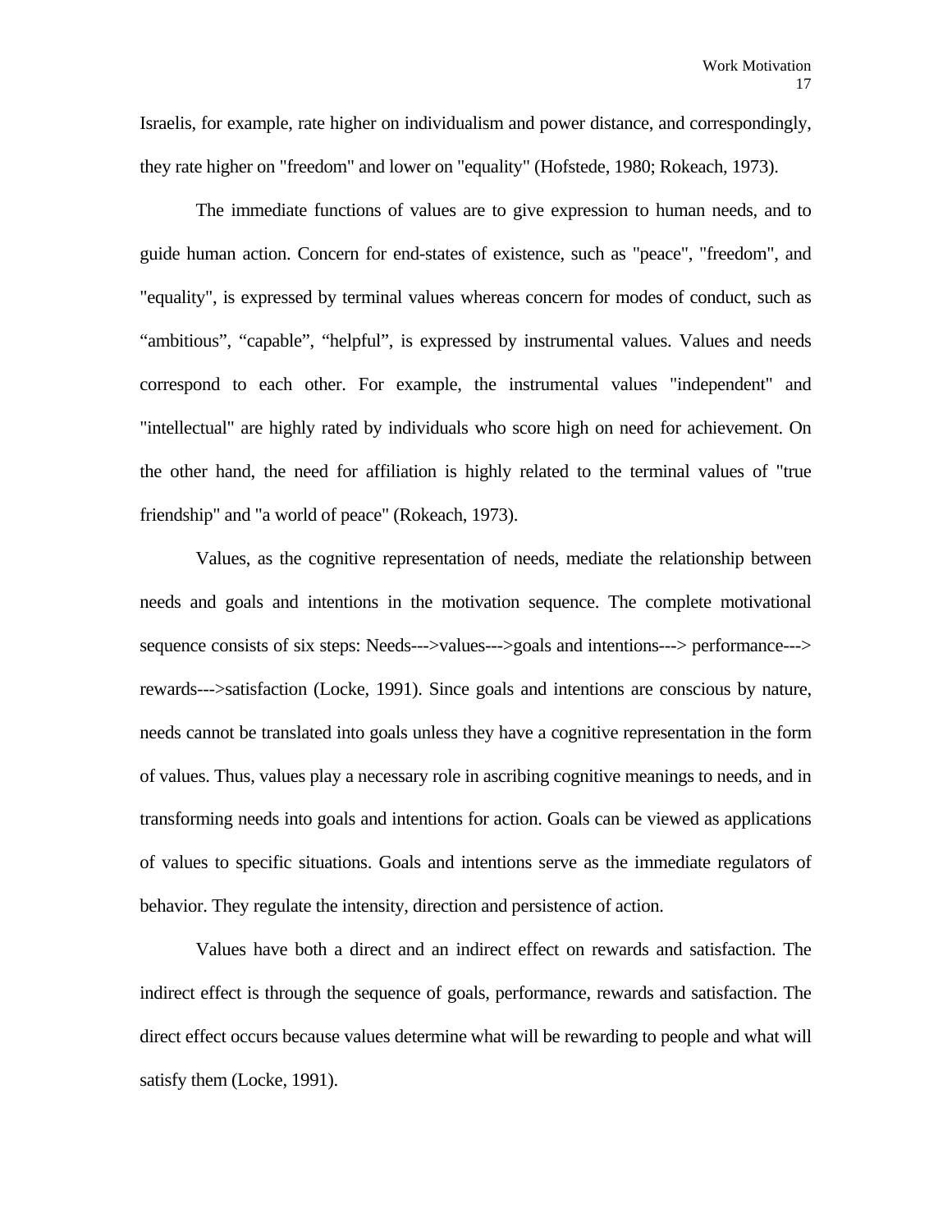Israelis, for example, rate higher on individualism and power distance, and correspondingly, they rate higher on "freedom" and lower on "equality" (Hofstede, 1980; Rokeach, 1973).

The immediate functions of values are to give expression to human needs, and to guide human action. Concern for end-states of existence, such as "peace", "freedom", and "equality", is expressed by terminal values whereas concern for modes of conduct, such as “ambitious”, “capable”, “helpful”, is expressed by instrumental values. Values and needs correspond to each other. For example, the instrumental values "independent" and "intellectual" are highly rated by individuals who score high on need for achievement. On the other hand, the need for affiliation is highly related to the terminal values of "true friendship" and "a world of peace" (Rokeach, 1973).

Values, as the cognitive representation of needs, mediate the relationship between needs and goals and intentions in the motivation sequence. The complete motivational sequence consists of six steps: Needs--->values--->goals and intentions---> performance---> rewards--->satisfaction (Locke, 1991). Since goals and intentions are conscious by nature, needs cannot be translated into goals unless they have a cognitive representation in the form of values. Thus, values play a necessary role in ascribing cognitive meanings to needs, and in transforming needs into goals and intentions for action. Goals can be viewed as applications of values to specific situations. Goals and intentions serve as the immediate regulators of behavior. They regulate the intensity, direction and persistence of action.

Values have both a direct and an indirect effect on rewards and satisfaction. The indirect effect is through the sequence of goals, performance, rewards and satisfaction. The direct effect occurs because values determine what will be rewarding to people and what will satisfy them (Locke, 1991).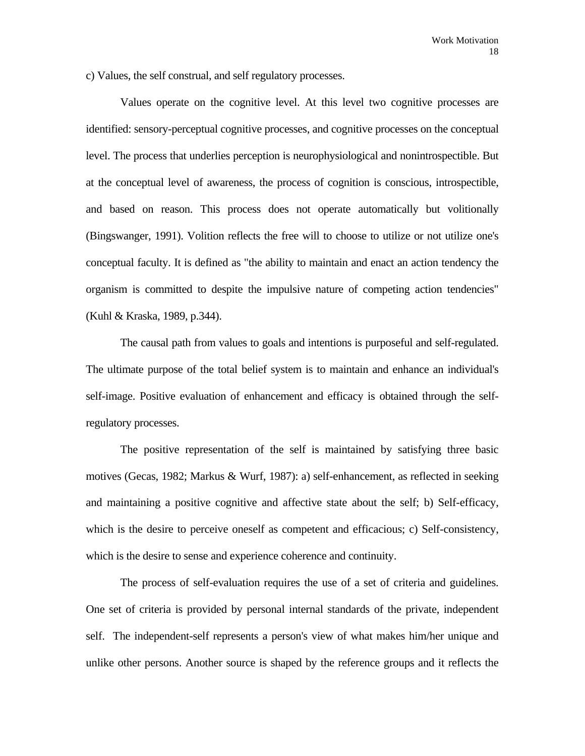c) Values, the self construal, and self regulatory processes.

Values operate on the cognitive level. At this level two cognitive processes are identified: sensory-perceptual cognitive processes, and cognitive processes on the conceptual level. The process that underlies perception is neurophysiological and nonintrospectible. But at the conceptual level of awareness, the process of cognition is conscious, introspectible, and based on reason. This process does not operate automatically but volitionally (Bingswanger, 1991). Volition reflects the free will to choose to utilize or not utilize one's conceptual faculty. It is defined as "the ability to maintain and enact an action tendency the organism is committed to despite the impulsive nature of competing action tendencies" (Kuhl & Kraska, 1989, p.344).

The causal path from values to goals and intentions is purposeful and self-regulated. The ultimate purpose of the total belief system is to maintain and enhance an individual's self-image. Positive evaluation of enhancement and efficacy is obtained through the self-regulatory processes.

The positive representation of the self is maintained by satisfying three basic motives (Gecas, 1982; Markus & Wurf, 1987): a) self-enhancement, as reflected in seeking and maintaining a positive cognitive and affective state about the self; b) Self-efficacy, which is the desire to perceive oneself as competent and efficacious; c) Self-consistency, which is the desire to sense and experience coherence and continuity.

The process of self-evaluation requires the use of a set of criteria and guidelines. One set of criteria is provided by personal internal standards of the private, independent self. The independent-self represents a person's view of what makes him/her unique and unlike other persons. Another source is shaped by the reference groups and it reflects the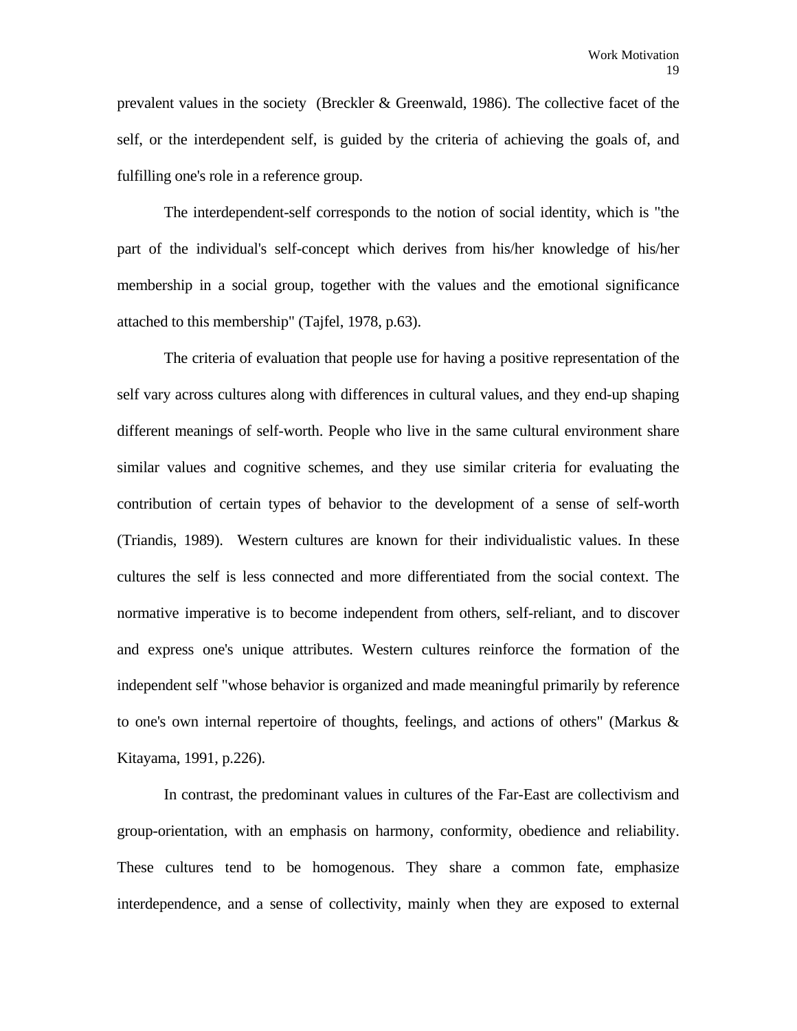prevalent values in the society (Breckler & Greenwald, 1986). The collective facet of the self, or the interdependent self, is guided by the criteria of achieving the goals of, and fulfilling one's role in a reference group.

The interdependent-self corresponds to the notion of social identity, which is "the part of the individual's self-concept which derives from his/her knowledge of his/her membership in a social group, together with the values and the emotional significance attached to this membership" (Tajfel, 1978, p.63).

The criteria of evaluation that people use for having a positive representation of the self vary across cultures along with differences in cultural values, and they end-up shaping different meanings of self-worth. People who live in the same cultural environment share similar values and cognitive schemes, and they use similar criteria for evaluating the contribution of certain types of behavior to the development of a sense of self-worth (Triandis, 1989). Western cultures are known for their individualistic values. In these cultures the self is less connected and more differentiated from the social context. The normative imperative is to become independent from others, self-reliant, and to discover and express one's unique attributes. Western cultures reinforce the formation of the independent self "whose behavior is organized and made meaningful primarily by reference to one's own internal repertoire of thoughts, feelings, and actions of others" (Markus & Kitayama, 1991, p.226).

In contrast, the predominant values in cultures of the Far-East are collectivism and group-orientation, with an emphasis on harmony, conformity, obedience and reliability. These cultures tend to be homogenous. They share a common fate, emphasize interdependence, and a sense of collectivity, mainly when they are exposed to external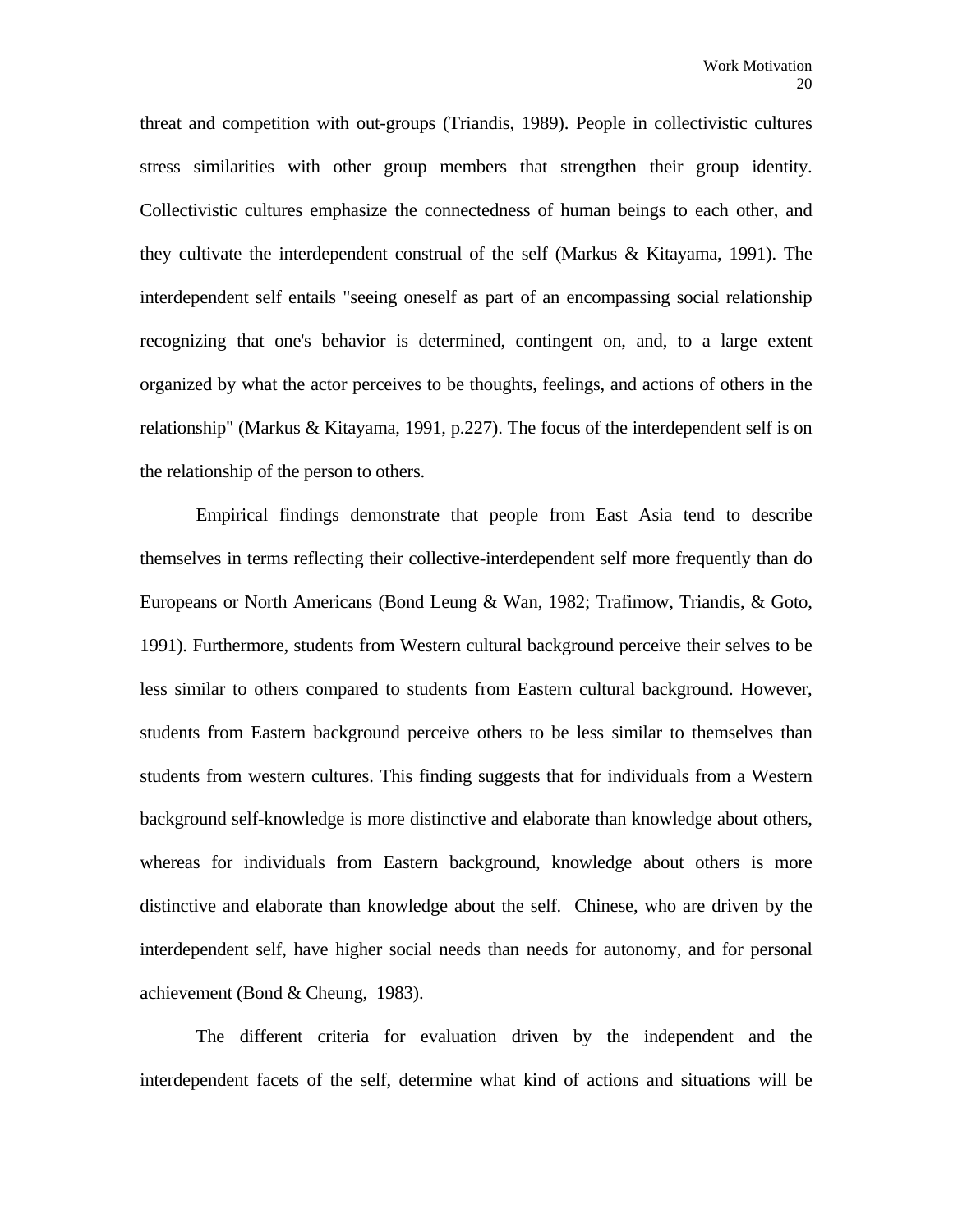threat and competition with out-groups (Triandis, 1989). People in collectivistic cultures stress similarities with other group members that strengthen their group identity. Collectivistic cultures emphasize the connectedness of human beings to each other, and they cultivate the interdependent construal of the self (Markus & Kitayama, 1991). The interdependent self entails "seeing oneself as part of an encompassing social relationship recognizing that one's behavior is determined, contingent on, and, to a large extent organized by what the actor perceives to be thoughts, feelings, and actions of others in the relationship" (Markus & Kitayama, 1991, p.227). The focus of the interdependent self is on the relationship of the person to others.

Empirical findings demonstrate that people from East Asia tend to describe themselves in terms reflecting their collective-interdependent self more frequently than do Europeans or North Americans (Bond Leung & Wan, 1982; Trafimow, Triandis, & Goto, 1991). Furthermore, students from Western cultural background perceive their selves to be less similar to others compared to students from Eastern cultural background. However, students from Eastern background perceive others to be less similar to themselves than students from western cultures. This finding suggests that for individuals from a Western background self-knowledge is more distinctive and elaborate than knowledge about others, whereas for individuals from Eastern background, knowledge about others is more distinctive and elaborate than knowledge about the self. Chinese, who are driven by the interdependent self, have higher social needs than needs for autonomy, and for personal achievement (Bond & Cheung, 1983).

The different criteria for evaluation driven by the independent and the interdependent facets of the self, determine what kind of actions and situations will be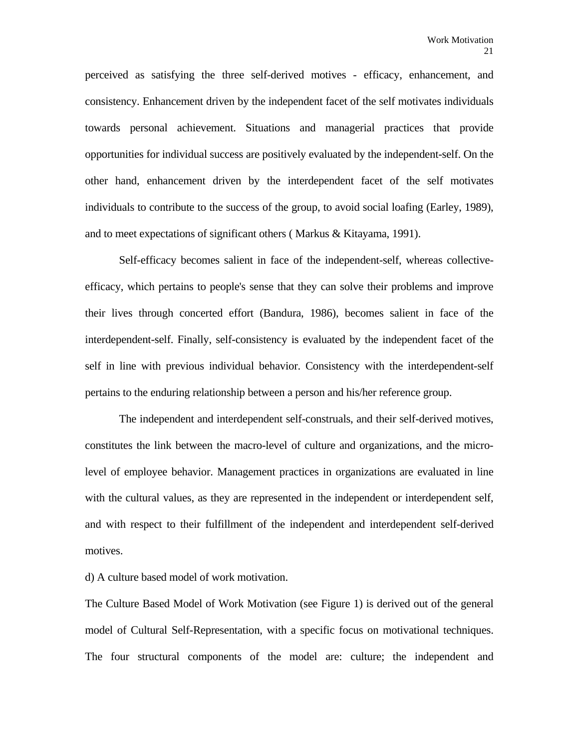perceived as satisfying the three self-derived motives - efficacy, enhancement, and consistency. Enhancement driven by the independent facet of the self motivates individuals towards personal achievement. Situations and managerial practices that provide opportunities for individual success are positively evaluated by the independent-self. On the other hand, enhancement driven by the interdependent facet of the self motivates individuals to contribute to the success of the group, to avoid social loafing (Earley, 1989), and to meet expectations of significant others ( Markus & Kitayama, 1991).

Self-efficacy becomes salient in face of the independent-self, whereas collective-efficacy, which pertains to people's sense that they can solve their problems and improve their lives through concerted effort (Bandura, 1986), becomes salient in face of the interdependent-self. Finally, self-consistency is evaluated by the independent facet of the self in line with previous individual behavior. Consistency with the interdependent-self pertains to the enduring relationship between a person and his/her reference group.

The independent and interdependent self-construals, and their self-derived motives, constitutes the link between the macro-level of culture and organizations, and the micro-level of employee behavior. Management practices in organizations are evaluated in line with the cultural values, as they are represented in the independent or interdependent self, and with respect to their fulfillment of the independent and interdependent self-derived motives.

d) A culture based model of work motivation.

The Culture Based Model of Work Motivation (see Figure 1) is derived out of the general model of Cultural Self-Representation, with a specific focus on motivational techniques. The four structural components of the model are: culture; the independent and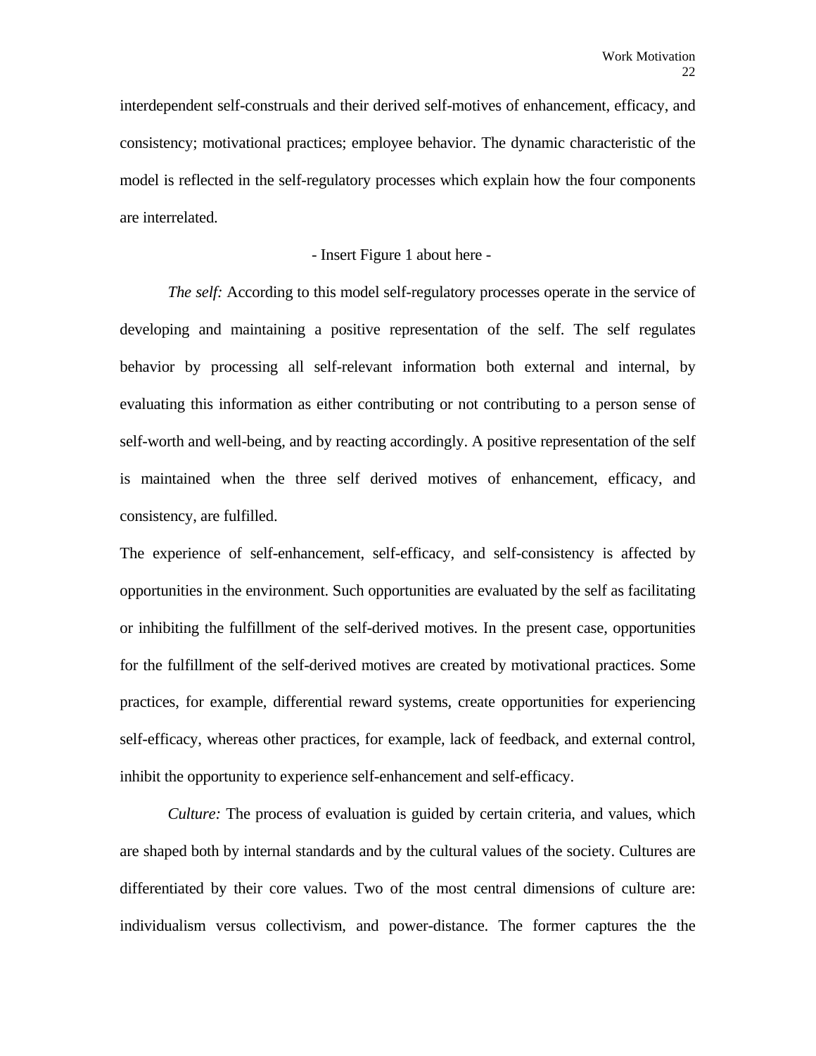interdependent self-construals and their derived self-motives of enhancement, efficacy, and consistency; motivational practices; employee behavior. The dynamic characteristic of the model is reflected in the self-regulatory processes which explain how the four components are interrelated.

- Insert Figure 1 about here -

*The self:* According to this model self-regulatory processes operate in the service of developing and maintaining a positive representation of the self. The self regulates behavior by processing all self-relevant information both external and internal, by evaluating this information as either contributing or not contributing to a person sense of self-worth and well-being, and by reacting accordingly. A positive representation of the self is maintained when the three self derived motives of enhancement, efficacy, and consistency, are fulfilled.

The experience of self-enhancement, self-efficacy, and self-consistency is affected by opportunities in the environment. Such opportunities are evaluated by the self as facilitating or inhibiting the fulfillment of the self-derived motives. In the present case, opportunities for the fulfillment of the self-derived motives are created by motivational practices. Some practices, for example, differential reward systems, create opportunities for experiencing self-efficacy, whereas other practices, for example, lack of feedback, and external control, inhibit the opportunity to experience self-enhancement and self-efficacy.

*Culture:* The process of evaluation is guided by certain criteria, and values, which are shaped both by internal standards and by the cultural values of the society. Cultures are differentiated by their core values. Two of the most central dimensions of culture are: individualism versus collectivism, and power-distance. The former captures the the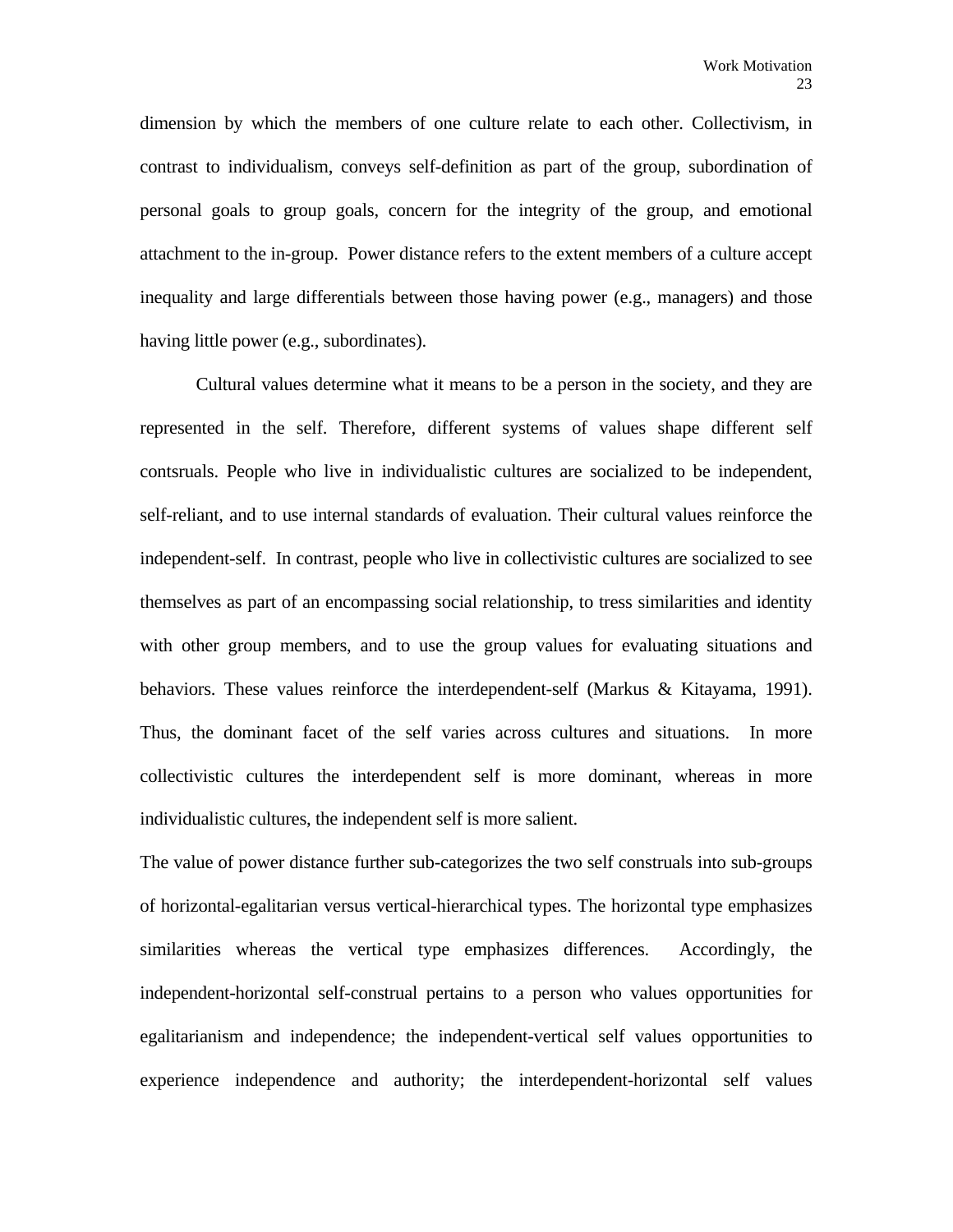dimension by which the members of one culture relate to each other. Collectivism, in contrast to individualism, conveys self-definition as part of the group, subordination of personal goals to group goals, concern for the integrity of the group, and emotional attachment to the in-group. Power distance refers to the extent members of a culture accept inequality and large differentials between those having power (e.g., managers) and those having little power (e.g., subordinates).

Cultural values determine what it means to be a person in the society, and they are represented in the self. Therefore, different systems of values shape different self contsruals. People who live in individualistic cultures are socialized to be independent, self-reliant, and to use internal standards of evaluation. Their cultural values reinforce the independent-self. In contrast, people who live in collectivistic cultures are socialized to see themselves as part of an encompassing social relationship, to tress similarities and identity with other group members, and to use the group values for evaluating situations and behaviors. These values reinforce the interdependent-self (Markus & Kitayama, 1991). Thus, the dominant facet of the self varies across cultures and situations. In more collectivistic cultures the interdependent self is more dominant, whereas in more individualistic cultures, the independent self is more salient.

The value of power distance further sub-categorizes the two self construals into sub-groups of horizontal-egalitarian versus vertical-hierarchical types. The horizontal type emphasizes similarities whereas the vertical type emphasizes differences. Accordingly, the independent-horizontal self-construal pertains to a person who values opportunities for egalitarianism and independence; the independent-vertical self values opportunities to experience independence and authority; the interdependent-horizontal self values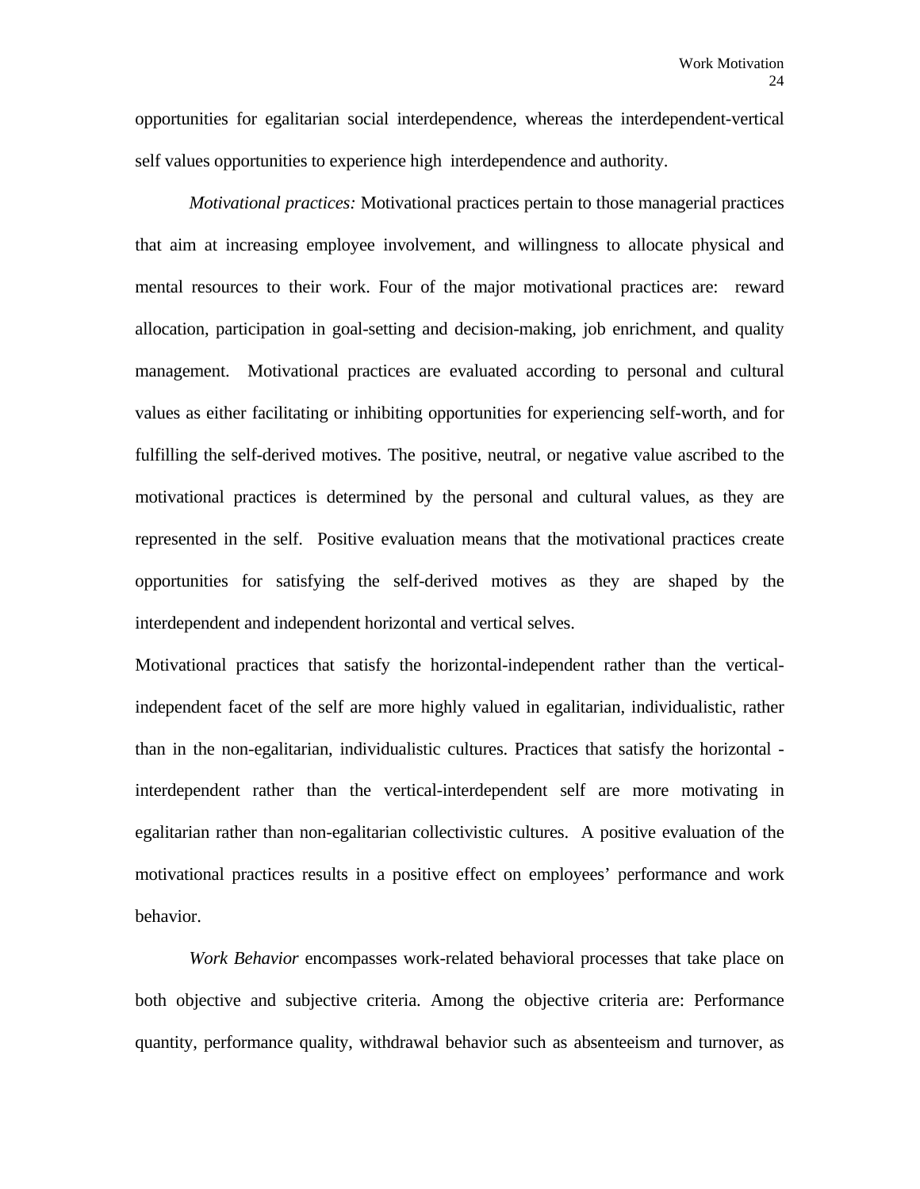opportunities for egalitarian social interdependence, whereas the interdependent-vertical self values opportunities to experience high interdependence and authority.

*Motivational practices:* Motivational practices pertain to those managerial practices that aim at increasing employee involvement, and willingness to allocate physical and mental resources to their work. Four of the major motivational practices are: reward allocation, participation in goal-setting and decision-making, job enrichment, and quality management. Motivational practices are evaluated according to personal and cultural values as either facilitating or inhibiting opportunities for experiencing self-worth, and for fulfilling the self-derived motives. The positive, neutral, or negative value ascribed to the motivational practices is determined by the personal and cultural values, as they are represented in the self. Positive evaluation means that the motivational practices create opportunities for satisfying the self-derived motives as they are shaped by the interdependent and independent horizontal and vertical selves.

Motivational practices that satisfy the horizontal-independent rather than the vertical-independent facet of the self are more highly valued in egalitarian, individualistic, rather than in the non-egalitarian, individualistic cultures. Practices that satisfy the horizontal - interdependent rather than the vertical-interdependent self are more motivating in egalitarian rather than non-egalitarian collectivistic cultures. A positive evaluation of the motivational practices results in a positive effect on employees' performance and work behavior.

*Work Behavior* encompasses work-related behavioral processes that take place on both objective and subjective criteria. Among the objective criteria are: Performance quantity, performance quality, withdrawal behavior such as absenteeism and turnover, as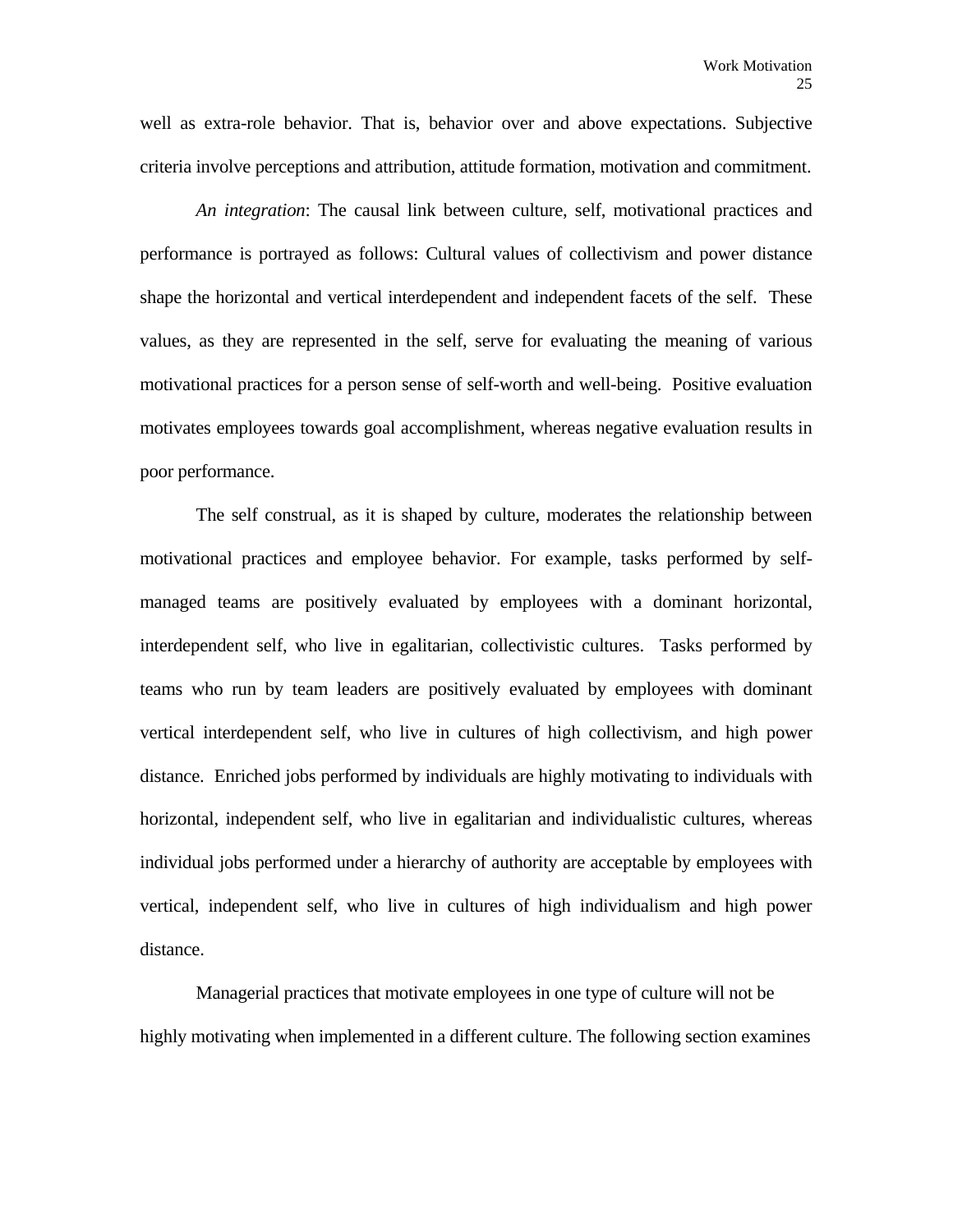well as extra-role behavior. That is, behavior over and above expectations. Subjective criteria involve perceptions and attribution, attitude formation, motivation and commitment.

*An integration*: The causal link between culture, self, motivational practices and performance is portrayed as follows: Cultural values of collectivism and power distance shape the horizontal and vertical interdependent and independent facets of the self. These values, as they are represented in the self, serve for evaluating the meaning of various motivational practices for a person sense of self-worth and well-being. Positive evaluation motivates employees towards goal accomplishment, whereas negative evaluation results in poor performance.

The self construal, as it is shaped by culture, moderates the relationship between motivational practices and employee behavior. For example, tasks performed by self-managed teams are positively evaluated by employees with a dominant horizontal, interdependent self, who live in egalitarian, collectivistic cultures. Tasks performed by teams who run by team leaders are positively evaluated by employees with dominant vertical interdependent self, who live in cultures of high collectivism, and high power distance. Enriched jobs performed by individuals are highly motivating to individuals with horizontal, independent self, who live in egalitarian and individualistic cultures, whereas individual jobs performed under a hierarchy of authority are acceptable by employees with vertical, independent self, who live in cultures of high individualism and high power distance.

Managerial practices that motivate employees in one type of culture will not be highly motivating when implemented in a different culture. The following section examines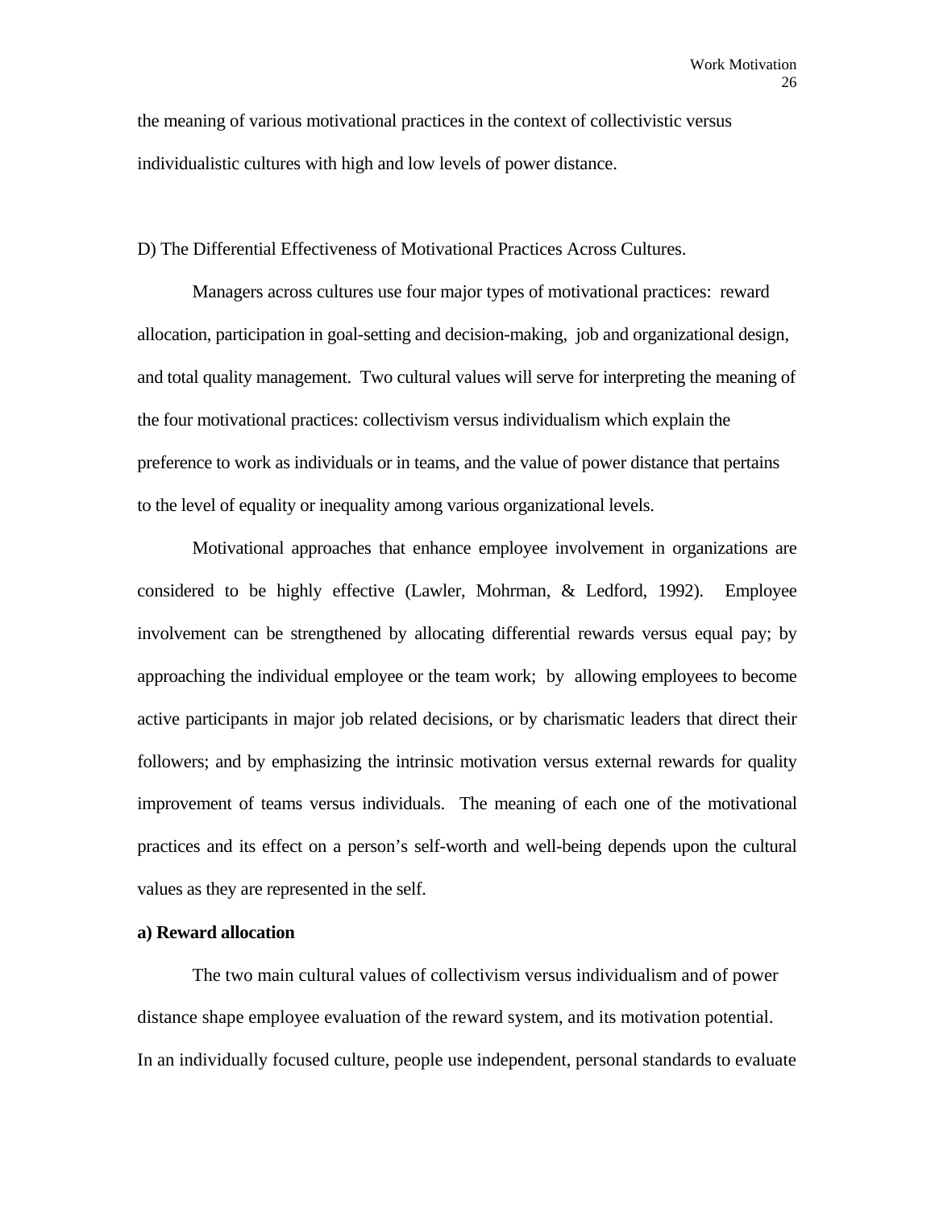the meaning of various motivational practices in the context of collectivistic versus individualistic cultures with high and low levels of power distance.

D) The Differential Effectiveness of Motivational Practices Across Cultures.

Managers across cultures use four major types of motivational practices: reward allocation, participation in goal-setting and decision-making, job and organizational design, and total quality management. Two cultural values will serve for interpreting the meaning of the four motivational practices: collectivism versus individualism which explain the preference to work as individuals or in teams, and the value of power distance that pertains to the level of equality or inequality among various organizational levels.

Motivational approaches that enhance employee involvement in organizations are considered to be highly effective (Lawler, Mohrman, & Ledford, 1992). Employee involvement can be strengthened by allocating differential rewards versus equal pay; by approaching the individual employee or the team work; by allowing employees to become active participants in major job related decisions, or by charismatic leaders that direct their followers; and by emphasizing the intrinsic motivation versus external rewards for quality improvement of teams versus individuals. The meaning of each one of the motivational practices and its effect on a person's self-worth and well-being depends upon the cultural values as they are represented in the self.

**a) Reward allocation**

The two main cultural values of collectivism versus individualism and of power distance shape employee evaluation of the reward system, and its motivation potential. In an individually focused culture, people use independent, personal standards to evaluate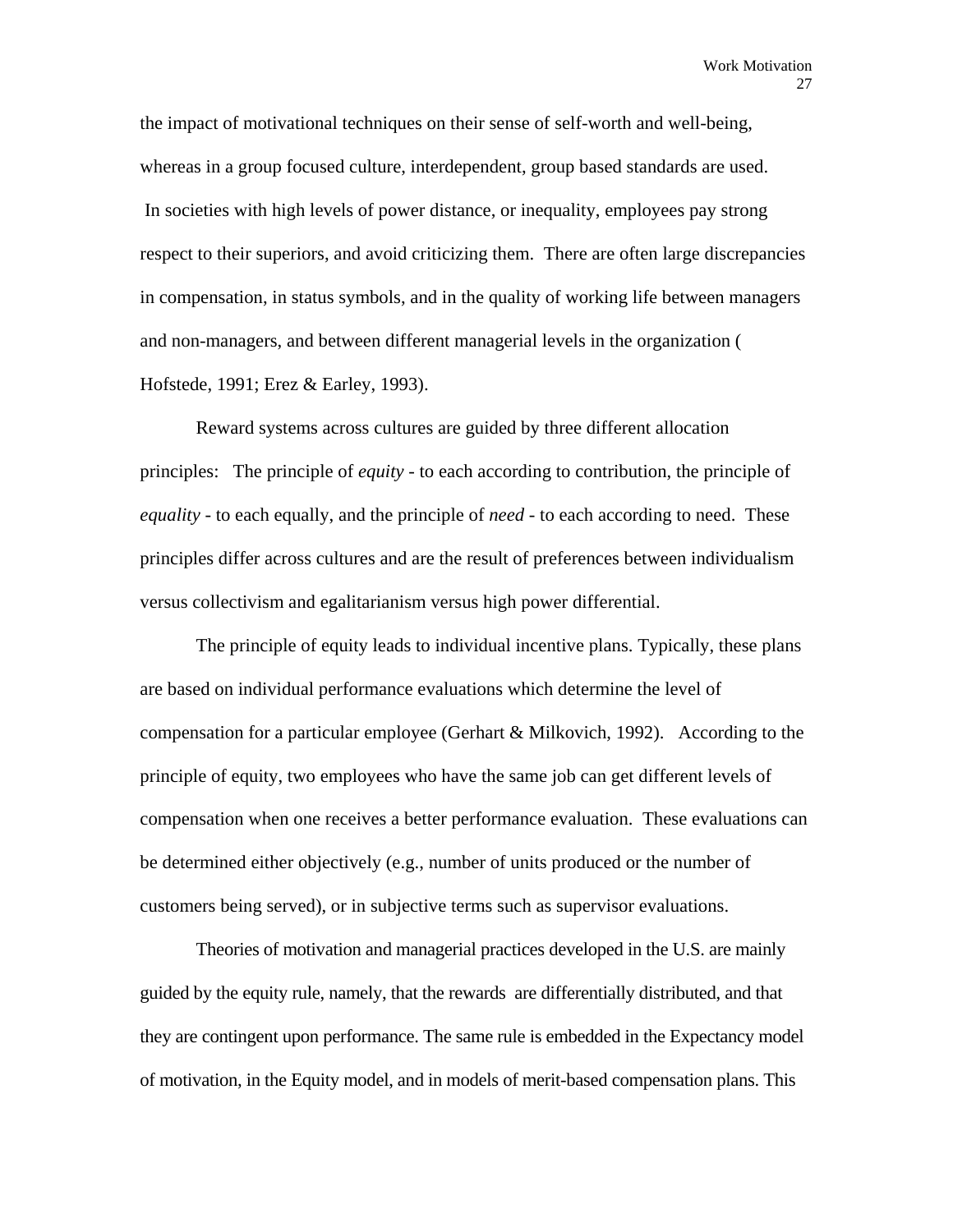the impact of motivational techniques on their sense of self-worth and well-being, whereas in a group focused culture, interdependent, group based standards are used. In societies with high levels of power distance, or inequality, employees pay strong respect to their superiors, and avoid criticizing them. There are often large discrepancies in compensation, in status symbols, and in the quality of working life between managers and non-managers, and between different managerial levels in the organization ( Hofstede, 1991; Erez & Earley, 1993).

Reward systems across cultures are guided by three different allocation principles: The principle of *equity* - to each according to contribution, the principle of *equality* - to each equally, and the principle of *need* - to each according to need. These principles differ across cultures and are the result of preferences between individualism versus collectivism and egalitarianism versus high power differential.

The principle of equity leads to individual incentive plans. Typically, these plans are based on individual performance evaluations which determine the level of compensation for a particular employee (Gerhart & Milkovich, 1992). According to the principle of equity, two employees who have the same job can get different levels of compensation when one receives a better performance evaluation. These evaluations can be determined either objectively (e.g., number of units produced or the number of customers being served), or in subjective terms such as supervisor evaluations.

Theories of motivation and managerial practices developed in the U.S. are mainly guided by the equity rule, namely, that the rewards are differentially distributed, and that they are contingent upon performance. The same rule is embedded in the Expectancy model of motivation, in the Equity model, and in models of merit-based compensation plans. This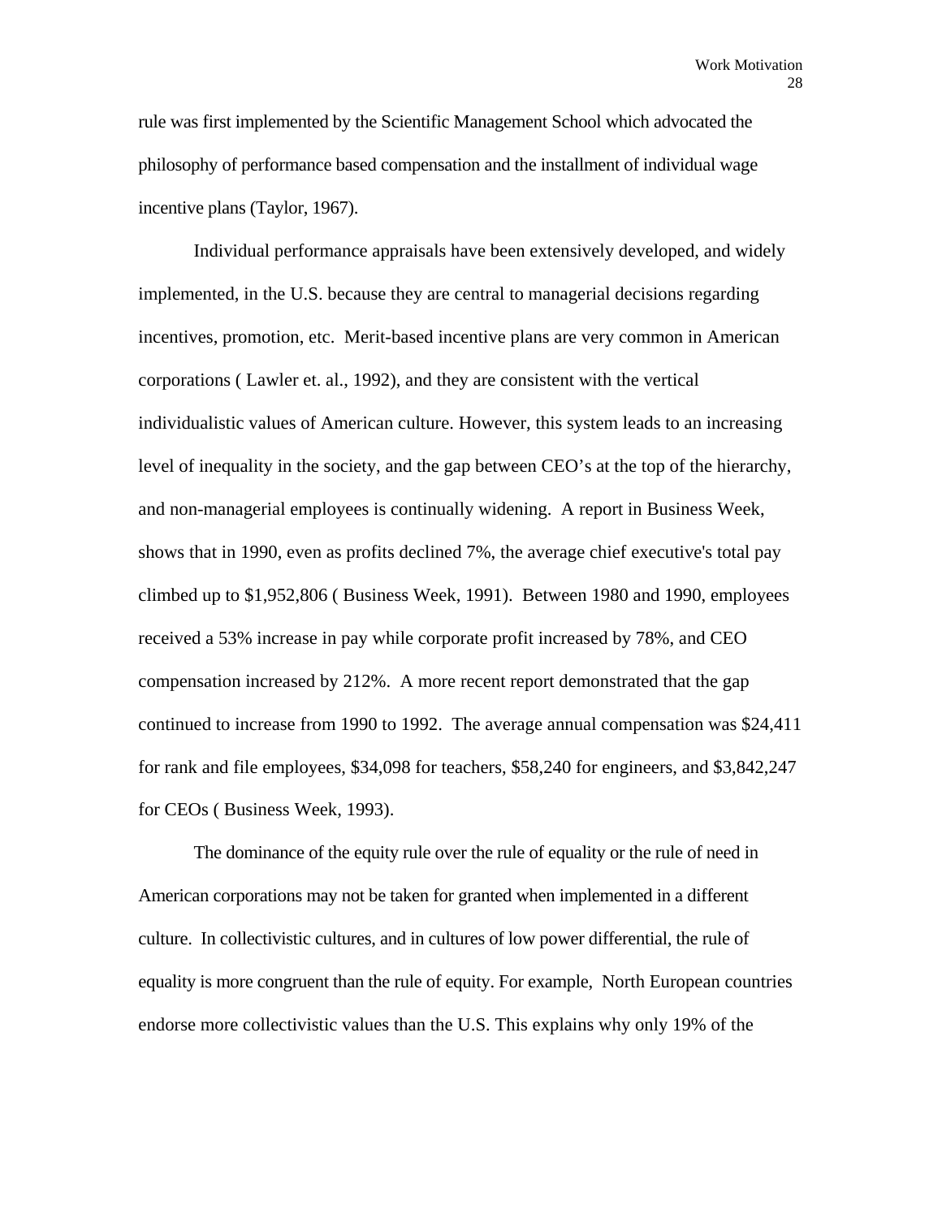rule was first implemented by the Scientific Management School which advocated the philosophy of performance based compensation and the installment of individual wage incentive plans (Taylor, 1967).

Individual performance appraisals have been extensively developed, and widely implemented, in the U.S. because they are central to managerial decisions regarding incentives, promotion, etc. Merit-based incentive plans are very common in American corporations ( Lawler et. al., 1992), and they are consistent with the vertical individualistic values of American culture. However, this system leads to an increasing level of inequality in the society, and the gap between CEO's at the top of the hierarchy, and non-managerial employees is continually widening. A report in Business Week, shows that in 1990, even as profits declined 7%, the average chief executive's total pay climbed up to $1,952,806 ( Business Week, 1991). Between 1980 and 1990, employees received a 53% increase in pay while corporate profit increased by 78%, and CEO compensation increased by 212%. A more recent report demonstrated that the gap continued to increase from 1990 to 1992. The average annual compensation was $24,411 for rank and file employees, $34,098 for teachers, $58,240 for engineers, and $3,842,247 for CEOs ( Business Week, 1993).

The dominance of the equity rule over the rule of equality or the rule of need in American corporations may not be taken for granted when implemented in a different culture. In collectivistic cultures, and in cultures of low power differential, the rule of equality is more congruent than the rule of equity. For example, North European countries endorse more collectivistic values than the U.S. This explains why only 19% of the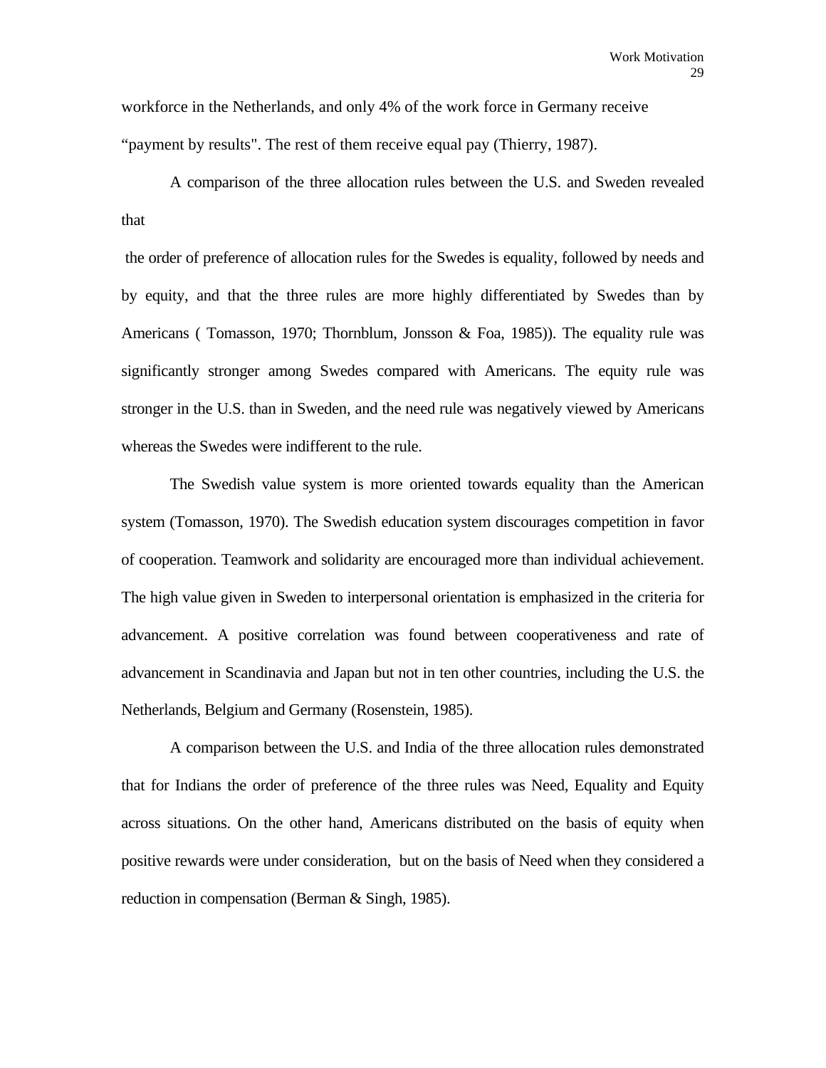workforce in the Netherlands, and only 4% of the work force in Germany receive "payment by results". The rest of them receive equal pay (Thierry, 1987).

A comparison of the three allocation rules between the U.S. and Sweden revealed that the order of preference of allocation rules for the Swedes is equality, followed by needs and by equity, and that the three rules are more highly differentiated by Swedes than by Americans ( Tomasson, 1970; Thornblum, Jonsson & Foa, 1985)). The equality rule was significantly stronger among Swedes compared with Americans. The equity rule was stronger in the U.S. than in Sweden, and the need rule was negatively viewed by Americans whereas the Swedes were indifferent to the rule.

The Swedish value system is more oriented towards equality than the American system (Tomasson, 1970). The Swedish education system discourages competition in favor of cooperation. Teamwork and solidarity are encouraged more than individual achievement. The high value given in Sweden to interpersonal orientation is emphasized in the criteria for advancement. A positive correlation was found between cooperativeness and rate of advancement in Scandinavia and Japan but not in ten other countries, including the U.S. the Netherlands, Belgium and Germany (Rosenstein, 1985).

A comparison between the U.S. and India of the three allocation rules demonstrated that for Indians the order of preference of the three rules was Need, Equality and Equity across situations. On the other hand, Americans distributed on the basis of equity when positive rewards were under consideration, but on the basis of Need when they considered a reduction in compensation (Berman & Singh, 1985).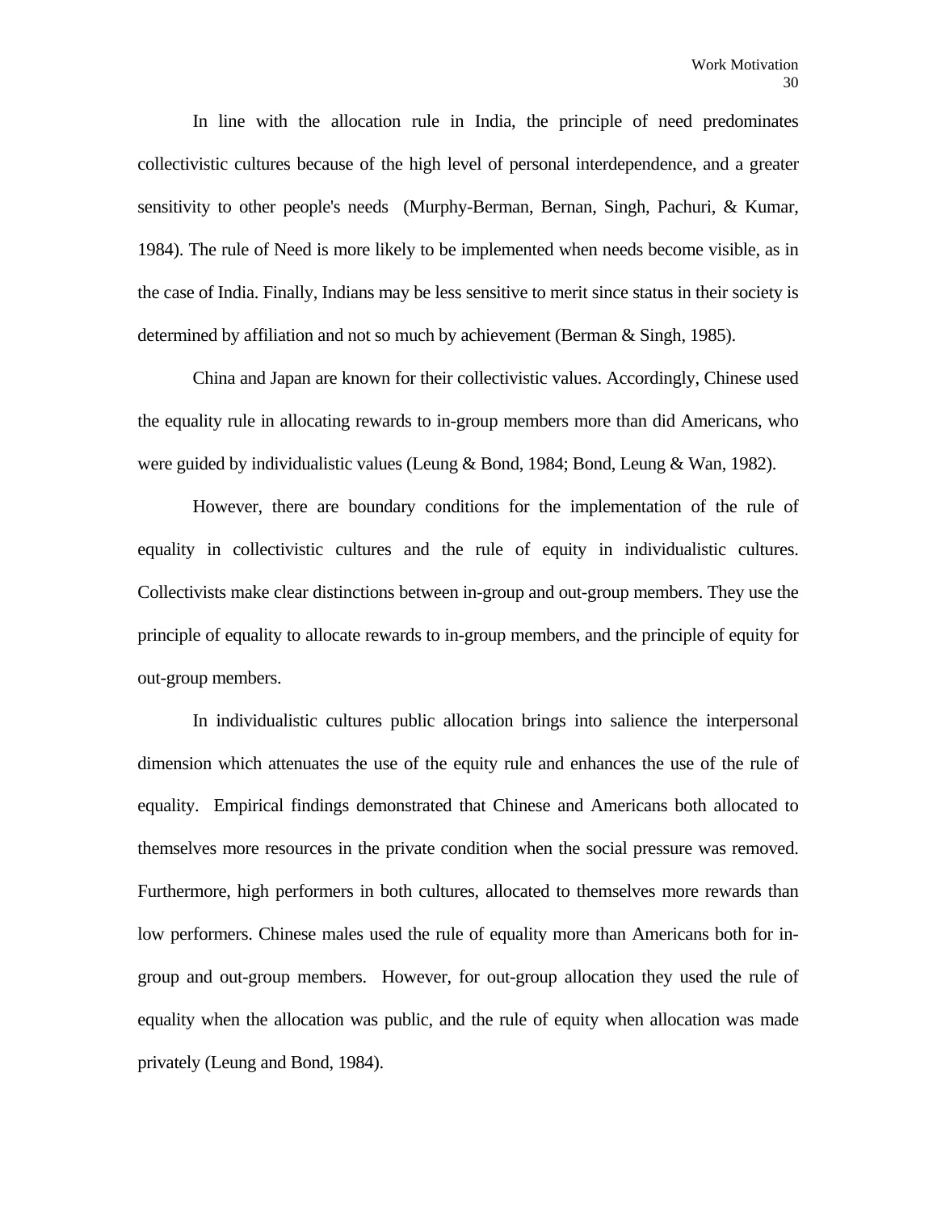In line with the allocation rule in India, the principle of need predominates collectivistic cultures because of the high level of personal interdependence, and a greater sensitivity to other people's needs (Murphy-Berman, Bernan, Singh, Pachuri, & Kumar, 1984). The rule of Need is more likely to be implemented when needs become visible, as in the case of India. Finally, Indians may be less sensitive to merit since status in their society is determined by affiliation and not so much by achievement (Berman & Singh, 1985).

China and Japan are known for their collectivistic values. Accordingly, Chinese used the equality rule in allocating rewards to in-group members more than did Americans, who were guided by individualistic values (Leung & Bond, 1984; Bond, Leung & Wan, 1982).

However, there are boundary conditions for the implementation of the rule of equality in collectivistic cultures and the rule of equity in individualistic cultures. Collectivists make clear distinctions between in-group and out-group members. They use the principle of equality to allocate rewards to in-group members, and the principle of equity for out-group members.

In individualistic cultures public allocation brings into salience the interpersonal dimension which attenuates the use of the equity rule and enhances the use of the rule of equality. Empirical findings demonstrated that Chinese and Americans both allocated to themselves more resources in the private condition when the social pressure was removed. Furthermore, high performers in both cultures, allocated to themselves more rewards than low performers. Chinese males used the rule of equality more than Americans both for in-group and out-group members. However, for out-group allocation they used the rule of equality when the allocation was public, and the rule of equity when allocation was made privately (Leung and Bond, 1984).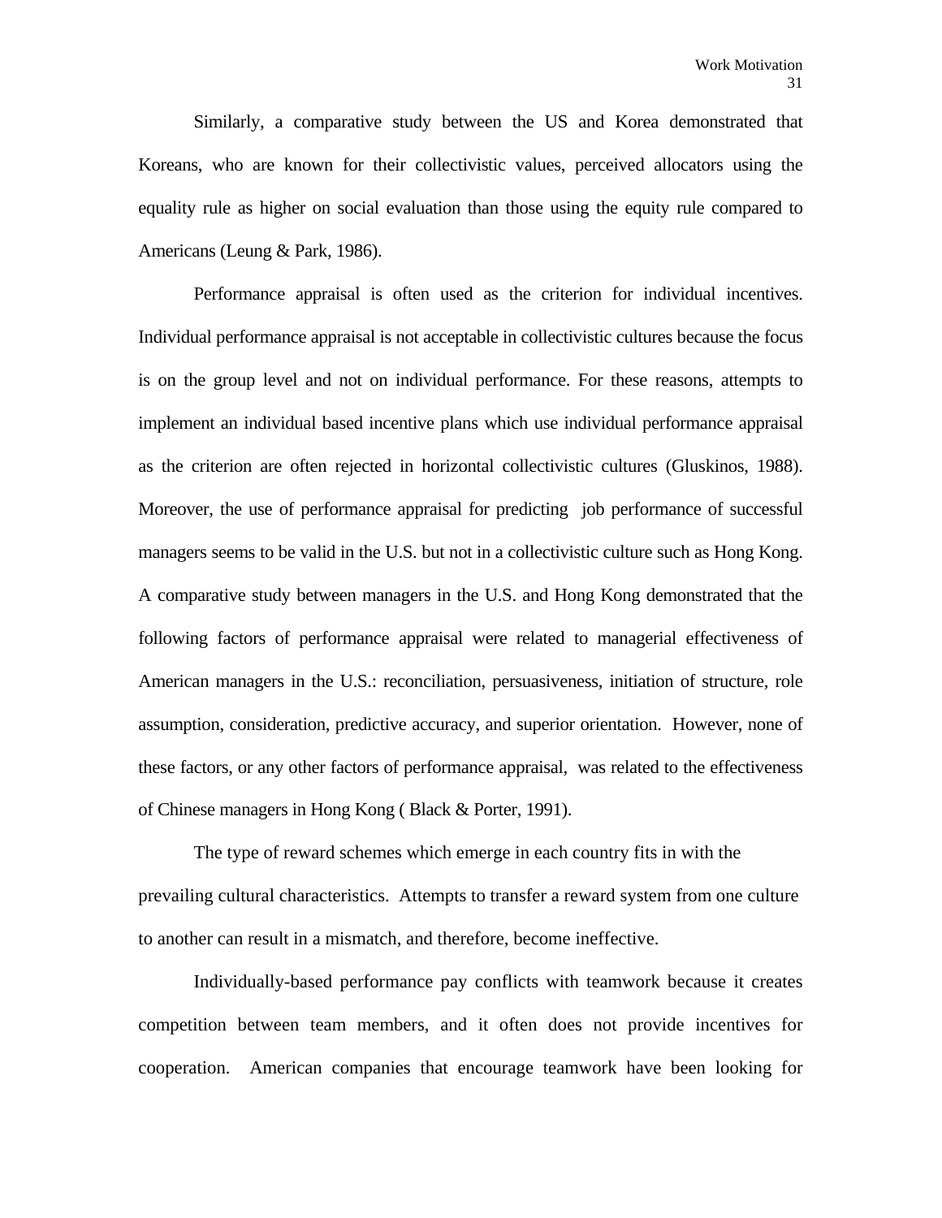Similarly, a comparative study between the US and Korea demonstrated that Koreans, who are known for their collectivistic values, perceived allocators using the equality rule as higher on social evaluation than those using the equity rule compared to Americans (Leung & Park, 1986).

Performance appraisal is often used as the criterion for individual incentives. Individual performance appraisal is not acceptable in collectivistic cultures because the focus is on the group level and not on individual performance. For these reasons, attempts to implement an individual based incentive plans which use individual performance appraisal as the criterion are often rejected in horizontal collectivistic cultures (Gluskinos, 1988). Moreover, the use of performance appraisal for predicting job performance of successful managers seems to be valid in the U.S. but not in a collectivistic culture such as Hong Kong. A comparative study between managers in the U.S. and Hong Kong demonstrated that the following factors of performance appraisal were related to managerial effectiveness of American managers in the U.S.: reconciliation, persuasiveness, initiation of structure, role assumption, consideration, predictive accuracy, and superior orientation. However, none of these factors, or any other factors of performance appraisal, was related to the effectiveness of Chinese managers in Hong Kong ( Black & Porter, 1991).

The type of reward schemes which emerge in each country fits in with the prevailing cultural characteristics. Attempts to transfer a reward system from one culture to another can result in a mismatch, and therefore, become ineffective.

Individually-based performance pay conflicts with teamwork because it creates competition between team members, and it often does not provide incentives for cooperation. American companies that encourage teamwork have been looking for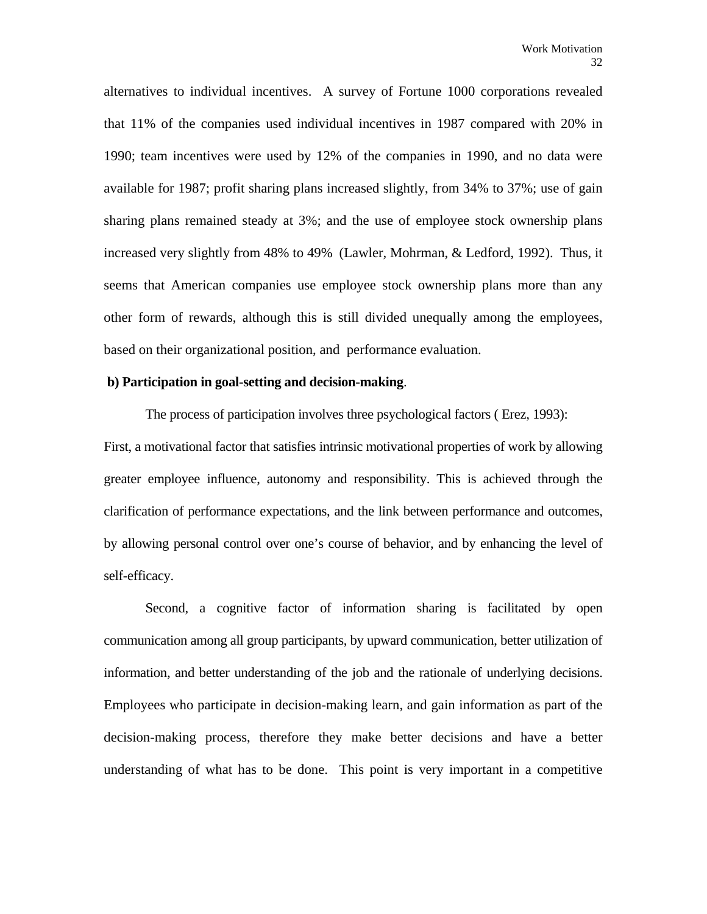alternatives to individual incentives. A survey of Fortune 1000 corporations revealed that 11% of the companies used individual incentives in 1987 compared with 20% in 1990; team incentives were used by 12% of the companies in 1990, and no data were available for 1987; profit sharing plans increased slightly, from 34% to 37%; use of gain sharing plans remained steady at 3%; and the use of employee stock ownership plans increased very slightly from 48% to 49% (Lawler, Mohrman, & Ledford, 1992). Thus, it seems that American companies use employee stock ownership plans more than any other form of rewards, although this is still divided unequally among the employees, based on their organizational position, and performance evaluation.

**b) Participation in goal-setting and decision-making**.

The process of participation involves three psychological factors ( Erez, 1993): First, a motivational factor that satisfies intrinsic motivational properties of work by allowing greater employee influence, autonomy and responsibility. This is achieved through the clarification of performance expectations, and the link between performance and outcomes, by allowing personal control over one's course of behavior, and by enhancing the level of self-efficacy.

Second, a cognitive factor of information sharing is facilitated by open communication among all group participants, by upward communication, better utilization of information, and better understanding of the job and the rationale of underlying decisions. Employees who participate in decision-making learn, and gain information as part of the decision-making process, therefore they make better decisions and have a better understanding of what has to be done. This point is very important in a competitive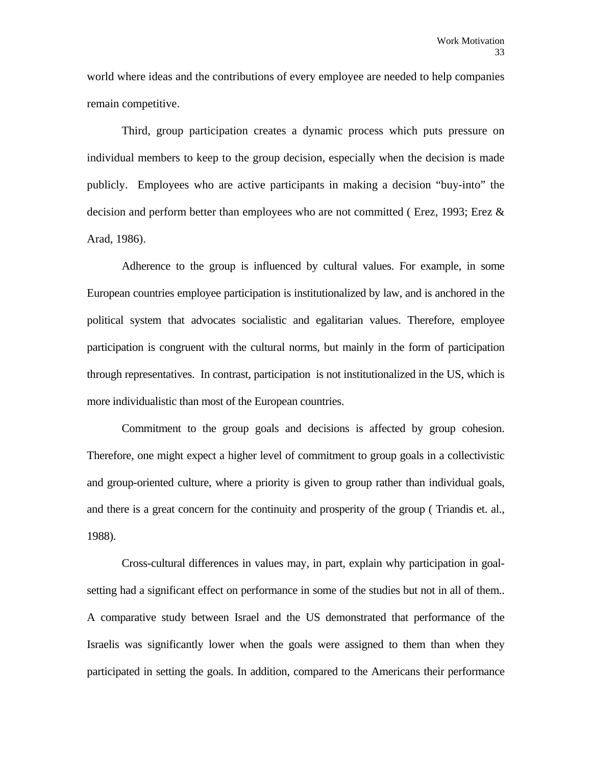world where ideas and the contributions of every employee are needed to help companies remain competitive.

Third, group participation creates a dynamic process which puts pressure on individual members to keep to the group decision, especially when the decision is made publicly. Employees who are active participants in making a decision "buy-into" the decision and perform better than employees who are not committed ( Erez, 1993; Erez & Arad, 1986).

Adherence to the group is influenced by cultural values. For example, in some European countries employee participation is institutionalized by law, and is anchored in the political system that advocates socialistic and egalitarian values. Therefore, employee participation is congruent with the cultural norms, but mainly in the form of participation through representatives. In contrast, participation is not institutionalized in the US, which is more individualistic than most of the European countries.

Commitment to the group goals and decisions is affected by group cohesion. Therefore, one might expect a higher level of commitment to group goals in a collectivistic and group-oriented culture, where a priority is given to group rather than individual goals, and there is a great concern for the continuity and prosperity of the group ( Triandis et. al., 1988).

Cross-cultural differences in values may, in part, explain why participation in goal-setting had a significant effect on performance in some of the studies but not in all of them.. A comparative study between Israel and the US demonstrated that performance of the Israelis was significantly lower when the goals were assigned to them than when they participated in setting the goals. In addition, compared to the Americans their performance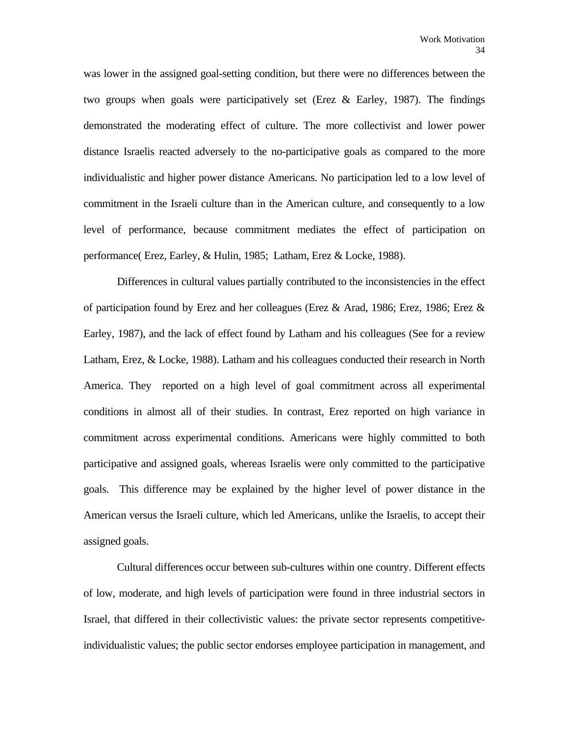was lower in the assigned goal-setting condition, but there were no differences between the two groups when goals were participatively set (Erez & Earley, 1987). The findings demonstrated the moderating effect of culture. The more collectivist and lower power distance Israelis reacted adversely to the no-participative goals as compared to the more individualistic and higher power distance Americans. No participation led to a low level of commitment in the Israeli culture than in the American culture, and consequently to a low level of performance, because commitment mediates the effect of participation on performance( Erez, Earley, & Hulin, 1985;  Latham, Erez & Locke, 1988).

Differences in cultural values partially contributed to the inconsistencies in the effect of participation found by Erez and her colleagues (Erez & Arad, 1986; Erez, 1986; Erez & Earley, 1987), and the lack of effect found by Latham and his colleagues (See for a review Latham, Erez, & Locke, 1988). Latham and his colleagues conducted their research in North America. They  reported on a high level of goal commitment across all experimental conditions in almost all of their studies. In contrast, Erez reported on high variance in commitment across experimental conditions. Americans were highly committed to both participative and assigned goals, whereas Israelis were only committed to the participative goals.  This difference may be explained by the higher level of power distance in the American versus the Israeli culture, which led Americans, unlike the Israelis, to accept their assigned goals.

Cultural differences occur between sub-cultures within one country. Different effects of low, moderate, and high levels of participation were found in three industrial sectors in Israel, that differed in their collectivistic values: the private sector represents competitive-individualistic values; the public sector endorses employee participation in management, and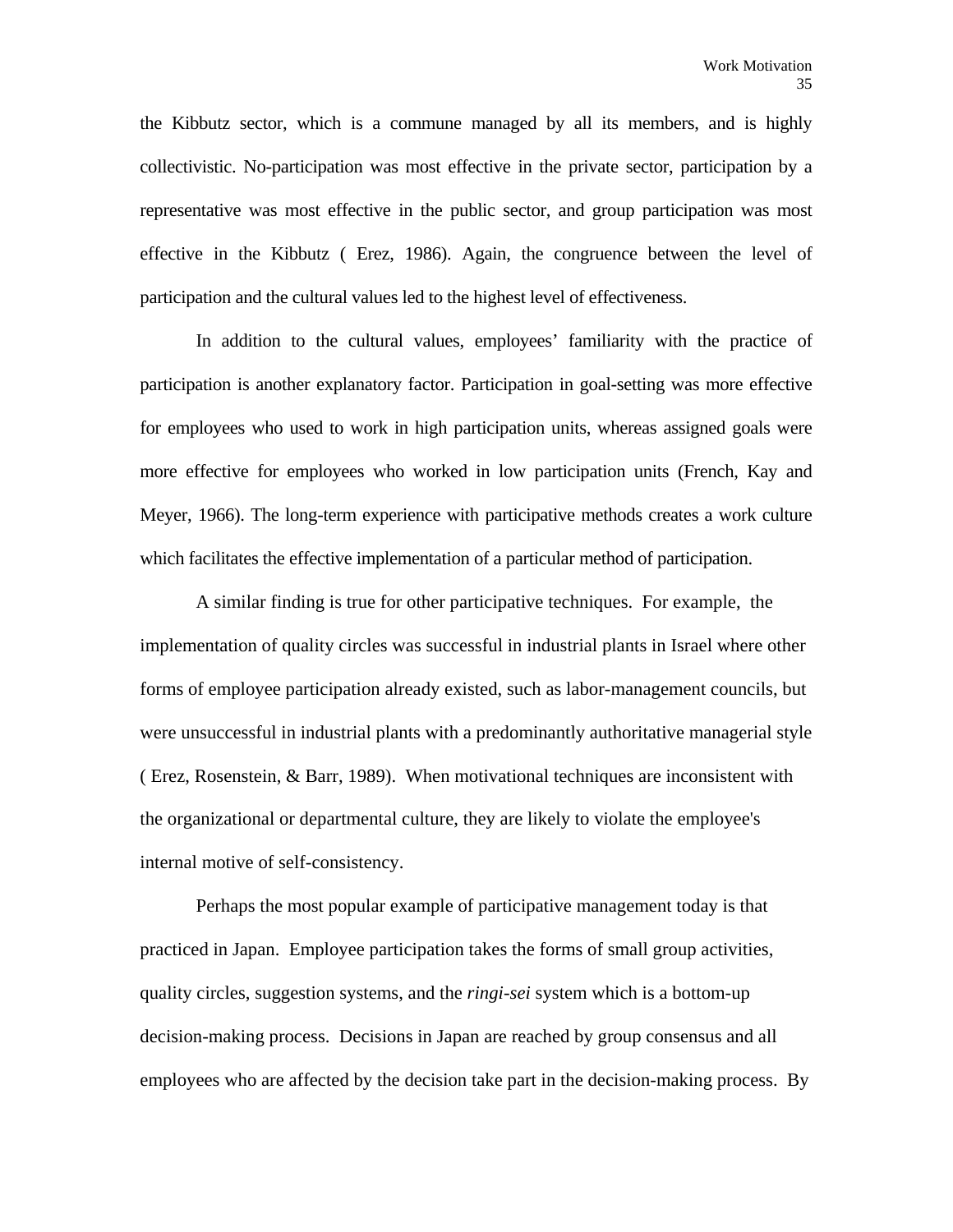the Kibbutz sector, which is a commune managed by all its members, and is highly collectivistic. No-participation was most effective in the private sector, participation by a representative was most effective in the public sector, and group participation was most effective in the Kibbutz ( Erez, 1986). Again, the congruence between the level of participation and the cultural values led to the highest level of effectiveness.

In addition to the cultural values, employees' familiarity with the practice of participation is another explanatory factor. Participation in goal-setting was more effective for employees who used to work in high participation units, whereas assigned goals were more effective for employees who worked in low participation units (French, Kay and Meyer, 1966). The long-term experience with participative methods creates a work culture which facilitates the effective implementation of a particular method of participation.

A similar finding is true for other participative techniques. For example, the implementation of quality circles was successful in industrial plants in Israel where other forms of employee participation already existed, such as labor-management councils, but were unsuccessful in industrial plants with a predominantly authoritative managerial style ( Erez, Rosenstein, & Barr, 1989). When motivational techniques are inconsistent with the organizational or departmental culture, they are likely to violate the employee's internal motive of self-consistency.

Perhaps the most popular example of participative management today is that practiced in Japan. Employee participation takes the forms of small group activities, quality circles, suggestion systems, and the *ringi-sei* system which is a bottom-up decision-making process. Decisions in Japan are reached by group consensus and all employees who are affected by the decision take part in the decision-making process. By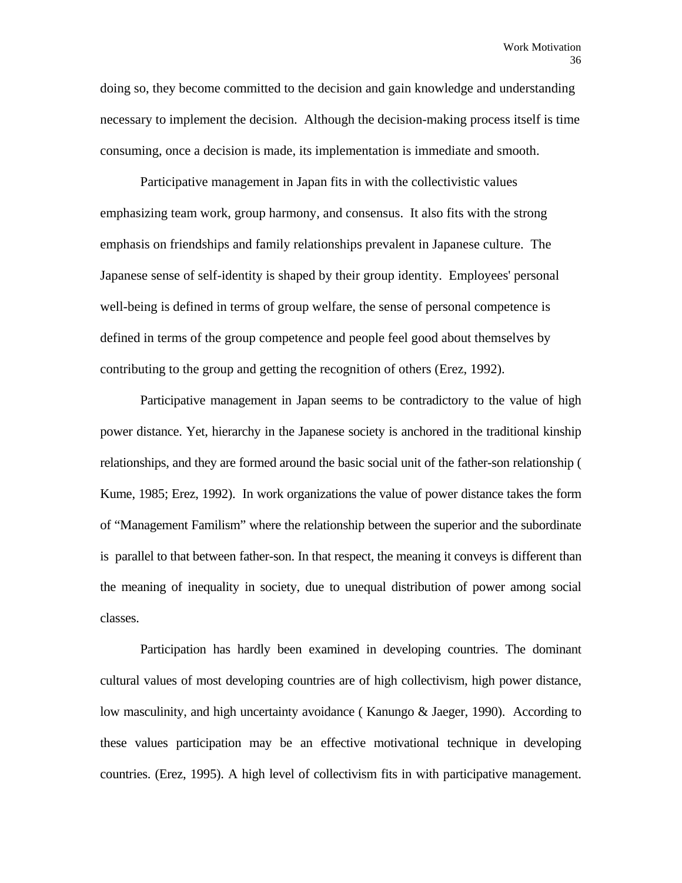doing so, they become committed to the decision and gain knowledge and understanding necessary to implement the decision. Although the decision-making process itself is time consuming, once a decision is made, its implementation is immediate and smooth.

Participative management in Japan fits in with the collectivistic values emphasizing team work, group harmony, and consensus. It also fits with the strong emphasis on friendships and family relationships prevalent in Japanese culture. The Japanese sense of self-identity is shaped by their group identity. Employees' personal well-being is defined in terms of group welfare, the sense of personal competence is defined in terms of the group competence and people feel good about themselves by contributing to the group and getting the recognition of others (Erez, 1992).

Participative management in Japan seems to be contradictory to the value of high power distance. Yet, hierarchy in the Japanese society is anchored in the traditional kinship relationships, and they are formed around the basic social unit of the father-son relationship ( Kume, 1985; Erez, 1992). In work organizations the value of power distance takes the form of "Management Familism" where the relationship between the superior and the subordinate is parallel to that between father-son. In that respect, the meaning it conveys is different than the meaning of inequality in society, due to unequal distribution of power among social classes.

Participation has hardly been examined in developing countries. The dominant cultural values of most developing countries are of high collectivism, high power distance, low masculinity, and high uncertainty avoidance ( Kanungo & Jaeger, 1990). According to these values participation may be an effective motivational technique in developing countries. (Erez, 1995). A high level of collectivism fits in with participative management.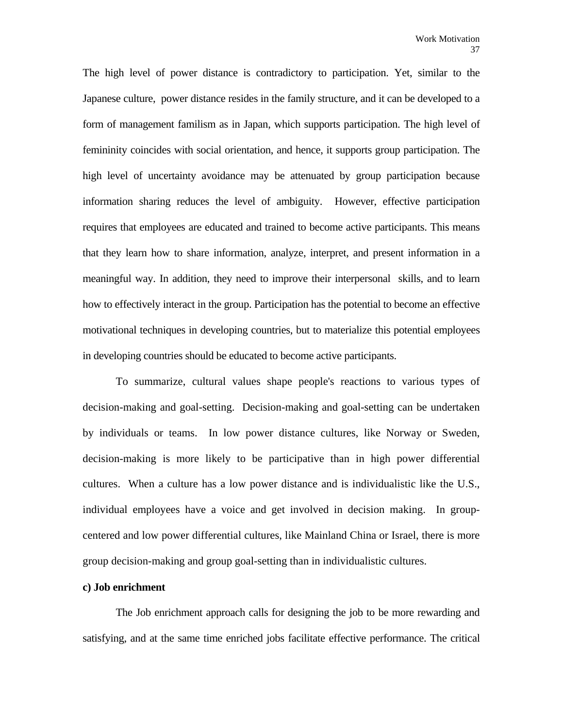The high level of power distance is contradictory to participation. Yet, similar to the Japanese culture, power distance resides in the family structure, and it can be developed to a form of management familism as in Japan, which supports participation. The high level of femininity coincides with social orientation, and hence, it supports group participation. The high level of uncertainty avoidance may be attenuated by group participation because information sharing reduces the level of ambiguity. However, effective participation requires that employees are educated and trained to become active participants. This means that they learn how to share information, analyze, interpret, and present information in a meaningful way. In addition, they need to improve their interpersonal skills, and to learn how to effectively interact in the group. Participation has the potential to become an effective motivational techniques in developing countries, but to materialize this potential employees in developing countries should be educated to become active participants.

To summarize, cultural values shape people's reactions to various types of decision-making and goal-setting. Decision-making and goal-setting can be undertaken by individuals or teams. In low power distance cultures, like Norway or Sweden, decision-making is more likely to be participative than in high power differential cultures. When a culture has a low power distance and is individualistic like the U.S., individual employees have a voice and get involved in decision making. In group-centered and low power differential cultures, like Mainland China or Israel, there is more group decision-making and group goal-setting than in individualistic cultures.

**c) Job enrichment**

The Job enrichment approach calls for designing the job to be more rewarding and satisfying, and at the same time enriched jobs facilitate effective performance. The critical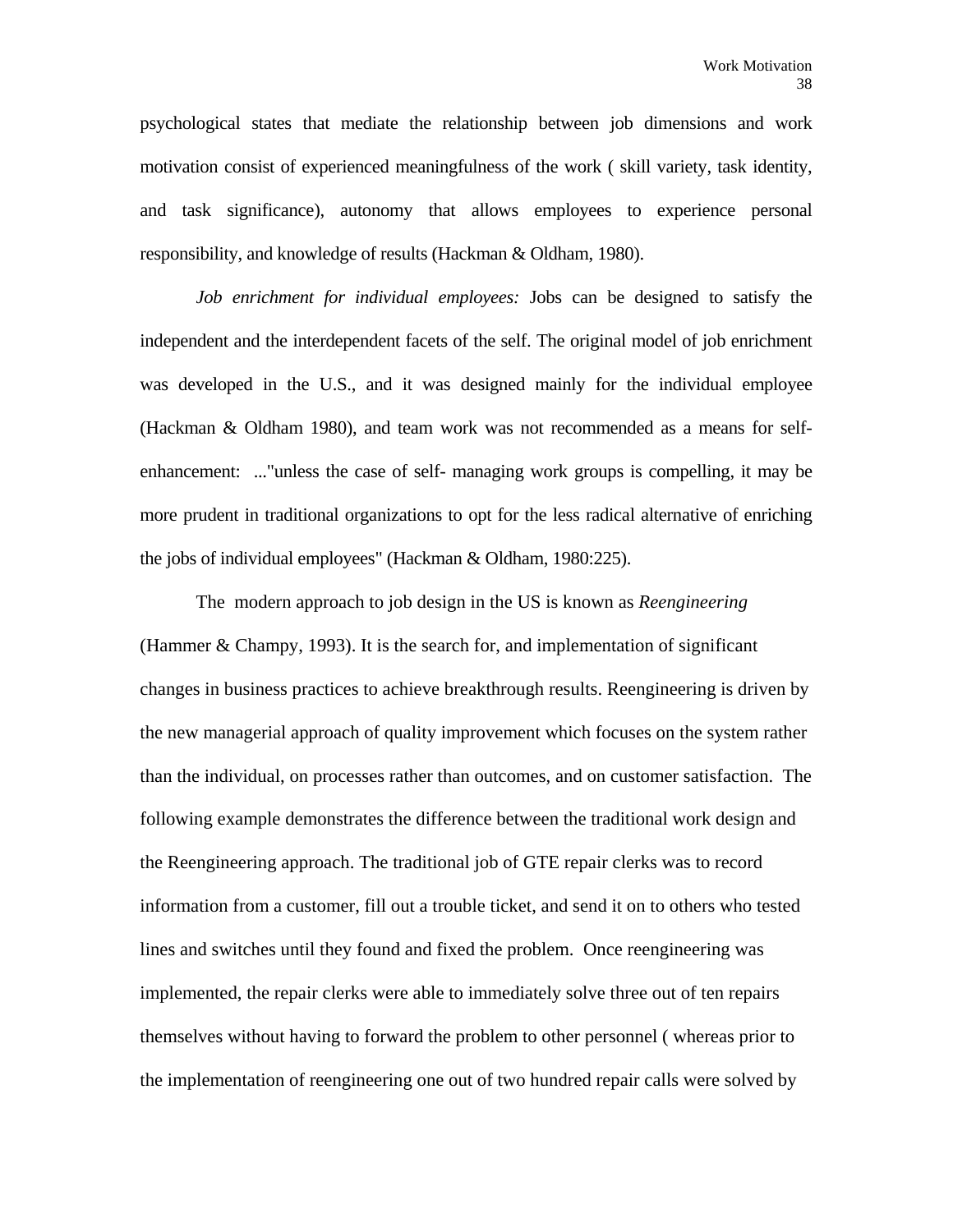psychological states that mediate the relationship between job dimensions and work motivation consist of experienced meaningfulness of the work ( skill variety, task identity, and task significance), autonomy that allows employees to experience personal responsibility, and knowledge of results (Hackman & Oldham, 1980).

*Job enrichment for individual employees:* Jobs can be designed to satisfy the independent and the interdependent facets of the self. The original model of job enrichment was developed in the U.S., and it was designed mainly for the individual employee (Hackman & Oldham 1980), and team work was not recommended as a means for self-enhancement: ..."unless the case of self- managing work groups is compelling, it may be more prudent in traditional organizations to opt for the less radical alternative of enriching the jobs of individual employees" (Hackman & Oldham, 1980:225).

The modern approach to job design in the US is known as *Reengineering* (Hammer & Champy, 1993). It is the search for, and implementation of significant changes in business practices to achieve breakthrough results. Reengineering is driven by the new managerial approach of quality improvement which focuses on the system rather than the individual, on processes rather than outcomes, and on customer satisfaction. The following example demonstrates the difference between the traditional work design and the Reengineering approach. The traditional job of GTE repair clerks was to record information from a customer, fill out a trouble ticket, and send it on to others who tested lines and switches until they found and fixed the problem. Once reengineering was implemented, the repair clerks were able to immediately solve three out of ten repairs themselves without having to forward the problem to other personnel ( whereas prior to the implementation of reengineering one out of two hundred repair calls were solved by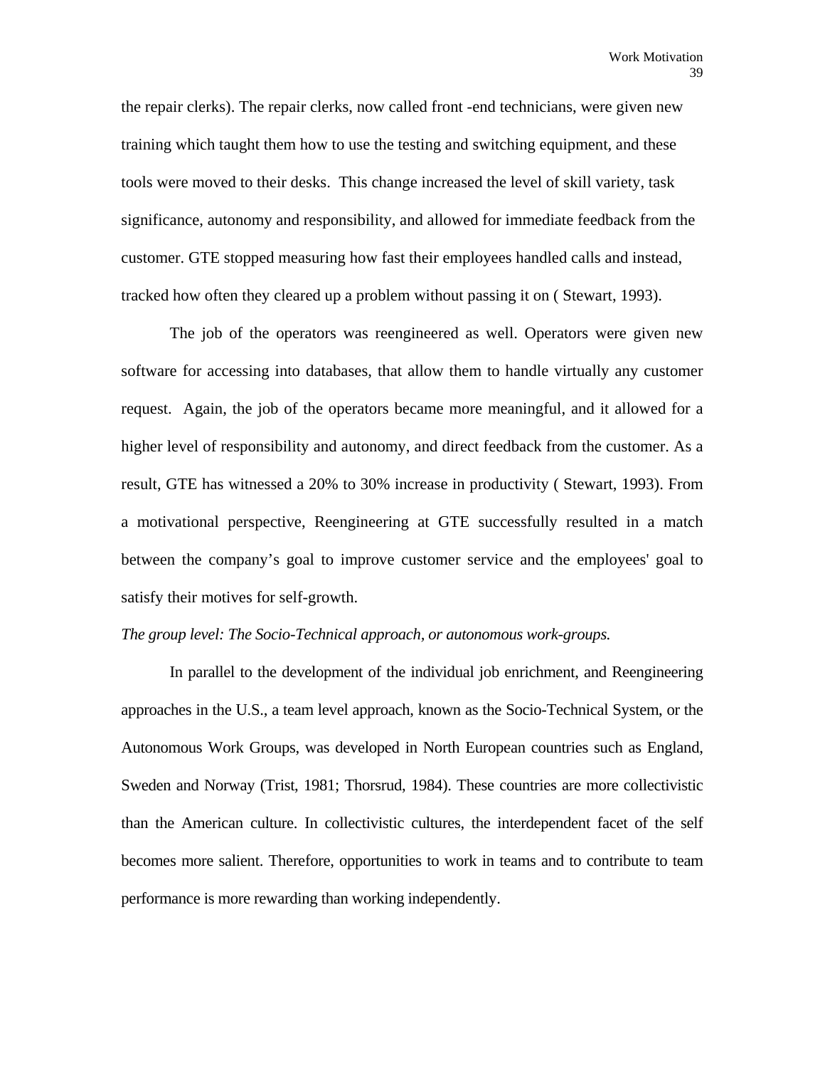the repair clerks). The repair clerks, now called front -end technicians, were given new training which taught them how to use the testing and switching equipment, and these tools were moved to their desks. This change increased the level of skill variety, task significance, autonomy and responsibility, and allowed for immediate feedback from the customer. GTE stopped measuring how fast their employees handled calls and instead, tracked how often they cleared up a problem without passing it on ( Stewart, 1993).

The job of the operators was reengineered as well. Operators were given new software for accessing into databases, that allow them to handle virtually any customer request. Again, the job of the operators became more meaningful, and it allowed for a higher level of responsibility and autonomy, and direct feedback from the customer. As a result, GTE has witnessed a 20% to 30% increase in productivity ( Stewart, 1993). From a motivational perspective, Reengineering at GTE successfully resulted in a match between the company's goal to improve customer service and the employees' goal to satisfy their motives for self-growth.

*The group level: The Socio-Technical approach, or autonomous work-groups.*

In parallel to the development of the individual job enrichment, and Reengineering approaches in the U.S., a team level approach, known as the Socio-Technical System, or the Autonomous Work Groups, was developed in North European countries such as England, Sweden and Norway (Trist, 1981; Thorsrud, 1984). These countries are more collectivistic than the American culture. In collectivistic cultures, the interdependent facet of the self becomes more salient. Therefore, opportunities to work in teams and to contribute to team performance is more rewarding than working independently.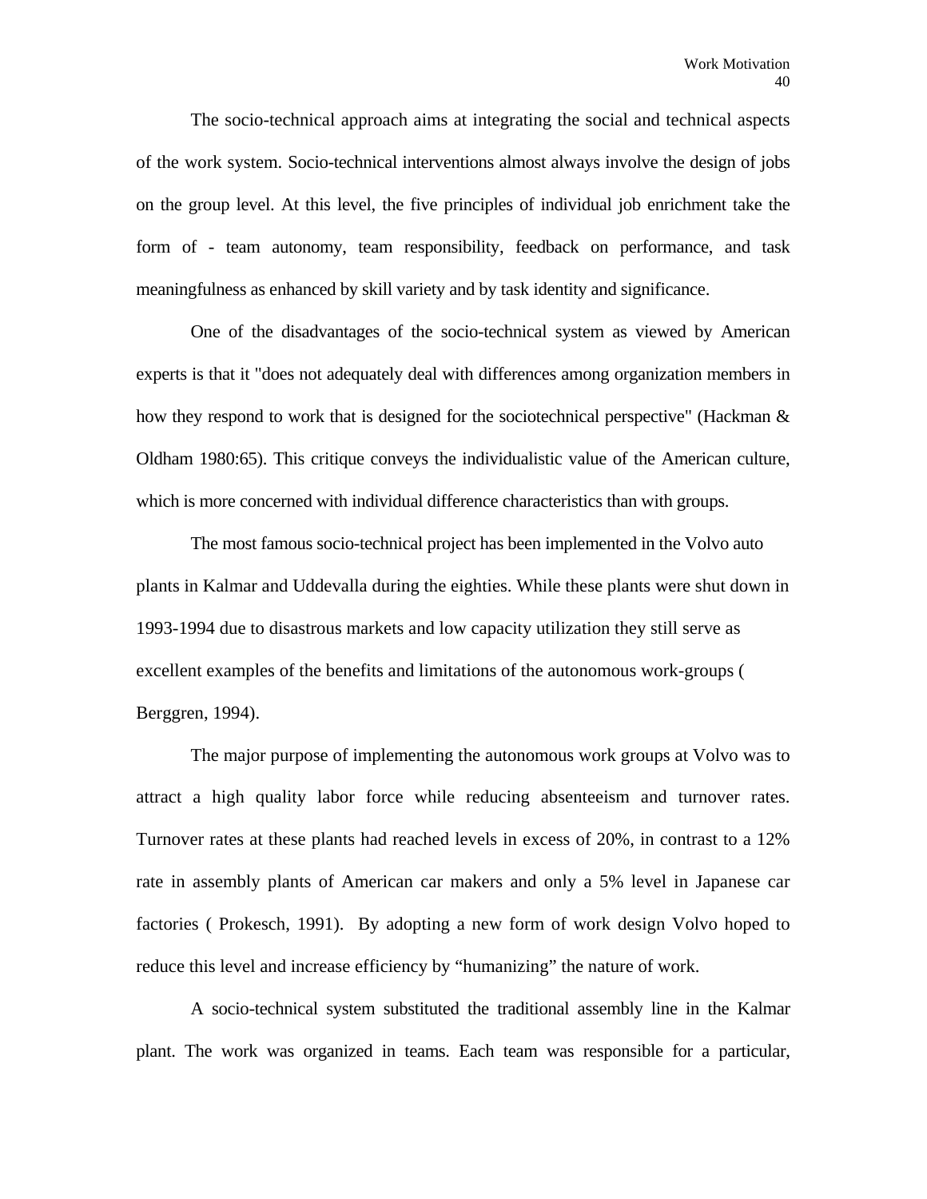The socio-technical approach aims at integrating the social and technical aspects of the work system. Socio-technical interventions almost always involve the design of jobs on the group level. At this level, the five principles of individual job enrichment take the form of - team autonomy, team responsibility, feedback on performance, and task meaningfulness as enhanced by skill variety and by task identity and significance.

One of the disadvantages of the socio-technical system as viewed by American experts is that it "does not adequately deal with differences among organization members in how they respond to work that is designed for the sociotechnical perspective" (Hackman & Oldham 1980:65). This critique conveys the individualistic value of the American culture, which is more concerned with individual difference characteristics than with groups.

The most famous socio-technical project has been implemented in the Volvo auto plants in Kalmar and Uddevalla during the eighties. While these plants were shut down in 1993-1994 due to disastrous markets and low capacity utilization they still serve as excellent examples of the benefits and limitations of the autonomous work-groups ( Berggren, 1994).

The major purpose of implementing the autonomous work groups at Volvo was to attract a high quality labor force while reducing absenteeism and turnover rates. Turnover rates at these plants had reached levels in excess of 20%, in contrast to a 12% rate in assembly plants of American car makers and only a 5% level in Japanese car factories ( Prokesch, 1991). By adopting a new form of work design Volvo hoped to reduce this level and increase efficiency by "humanizing" the nature of work.

A socio-technical system substituted the traditional assembly line in the Kalmar plant. The work was organized in teams. Each team was responsible for a particular,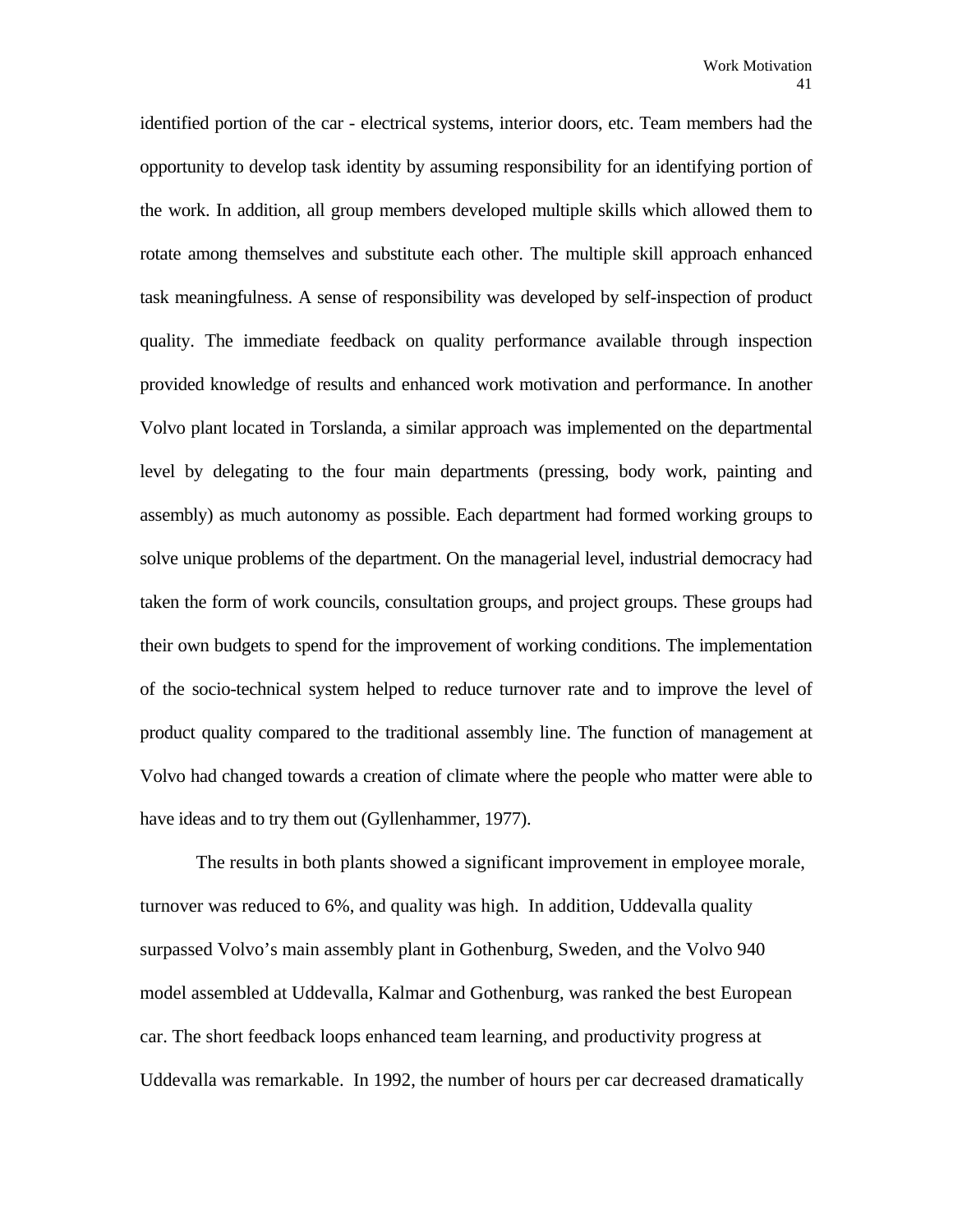identified portion of the car - electrical systems, interior doors, etc. Team members had the opportunity to develop task identity by assuming responsibility for an identifying portion of the work. In addition, all group members developed multiple skills which allowed them to rotate among themselves and substitute each other. The multiple skill approach enhanced task meaningfulness. A sense of responsibility was developed by self-inspection of product quality. The immediate feedback on quality performance available through inspection provided knowledge of results and enhanced work motivation and performance. In another Volvo plant located in Torslanda, a similar approach was implemented on the departmental level by delegating to the four main departments (pressing, body work, painting and assembly) as much autonomy as possible. Each department had formed working groups to solve unique problems of the department. On the managerial level, industrial democracy had taken the form of work councils, consultation groups, and project groups. These groups had their own budgets to spend for the improvement of working conditions. The implementation of the socio-technical system helped to reduce turnover rate and to improve the level of product quality compared to the traditional assembly line. The function of management at Volvo had changed towards a creation of climate where the people who matter were able to have ideas and to try them out (Gyllenhammer, 1977).

The results in both plants showed a significant improvement in employee morale, turnover was reduced to 6%, and quality was high. In addition, Uddevalla quality surpassed Volvo's main assembly plant in Gothenburg, Sweden, and the Volvo 940 model assembled at Uddevalla, Kalmar and Gothenburg, was ranked the best European car. The short feedback loops enhanced team learning, and productivity progress at Uddevalla was remarkable. In 1992, the number of hours per car decreased dramatically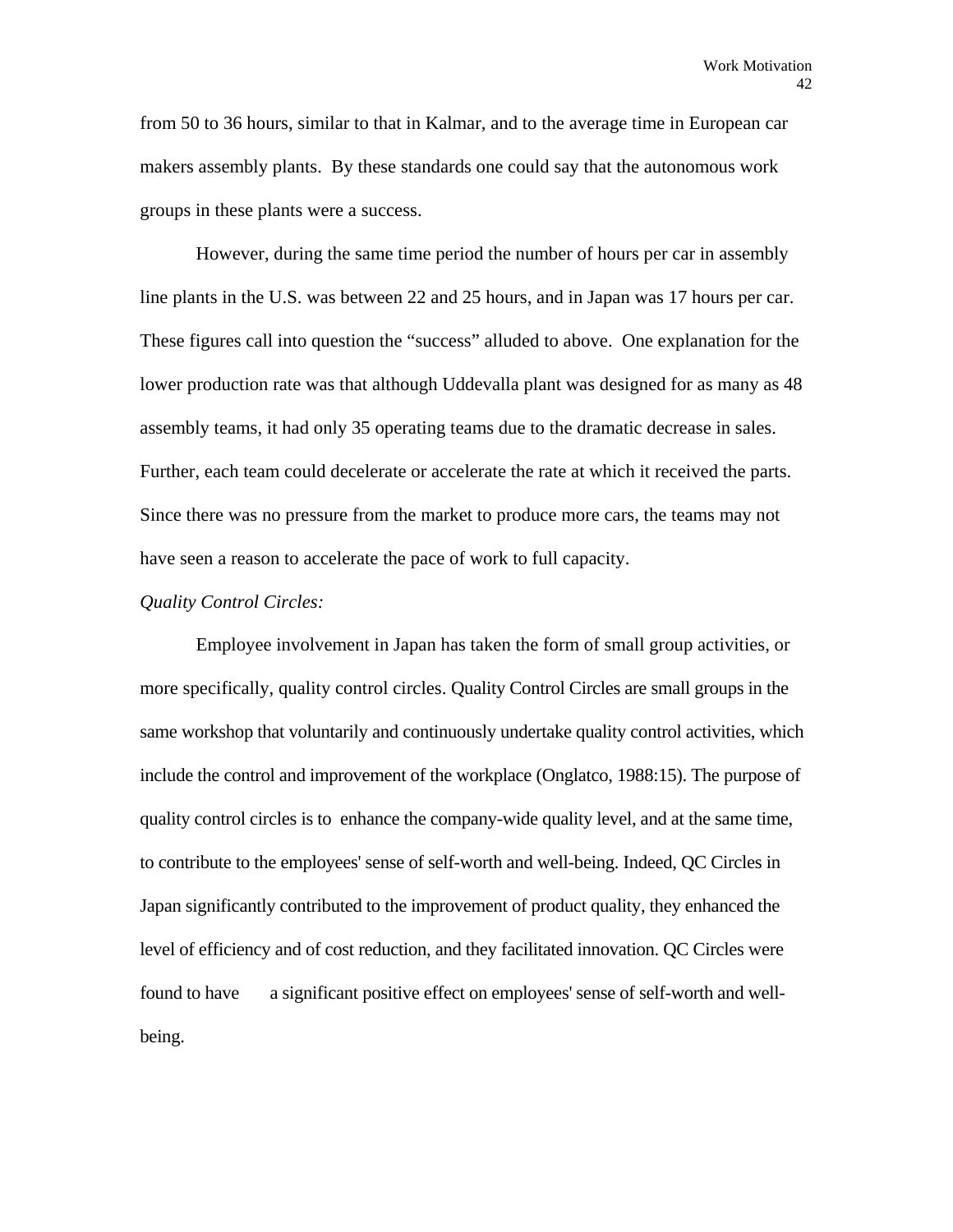from 50 to 36 hours, similar to that in Kalmar, and to the average time in European car makers assembly plants.  By these standards one could say that the autonomous work groups in these plants were a success.

However, during the same time period the number of hours per car in assembly line plants in the U.S. was between 22 and 25 hours, and in Japan was 17 hours per car. These figures call into question the “success” alluded to above.  One explanation for the lower production rate was that although Uddevalla plant was designed for as many as 48 assembly teams, it had only 35 operating teams due to the dramatic decrease in sales. Further, each team could decelerate or accelerate the rate at which it received the parts. Since there was no pressure from the market to produce more cars, the teams may not have seen a reason to accelerate the pace of work to full capacity.

*Quality Control Circles:*

Employee involvement in Japan has taken the form of small group activities, or more specifically, quality control circles. Quality Control Circles are small groups in the same workshop that voluntarily and continuously undertake quality control activities, which include the control and improvement of the workplace (Onglatco, 1988:15). The purpose of quality control circles is to enhance the company-wide quality level, and at the same time, to contribute to the employees' sense of self-worth and well-being. Indeed, QC Circles in Japan significantly contributed to the improvement of product quality, they enhanced the level of efficiency and of cost reduction, and they facilitated innovation. QC Circles were found to have a significant positive effect on employees' sense of self-worth and well-being.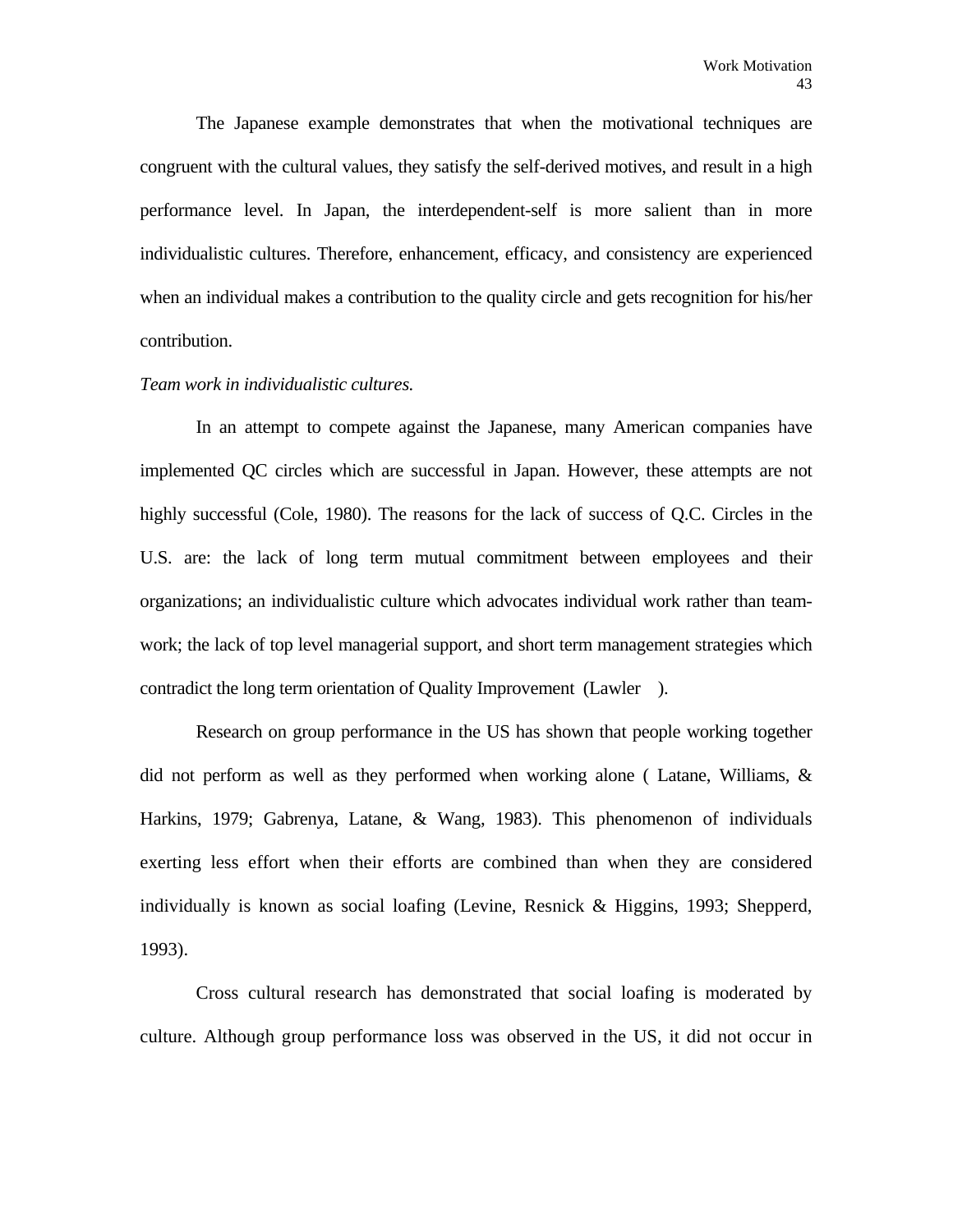The Japanese example demonstrates that when the motivational techniques are congruent with the cultural values, they satisfy the self-derived motives, and result in a high performance level. In Japan, the interdependent-self is more salient than in more individualistic cultures. Therefore, enhancement, efficacy, and consistency are experienced when an individual makes a contribution to the quality circle and gets recognition for his/her contribution.

*Team work in individualistic cultures.*

In an attempt to compete against the Japanese, many American companies have implemented QC circles which are successful in Japan. However, these attempts are not highly successful (Cole, 1980). The reasons for the lack of success of Q.C. Circles in the U.S. are: the lack of long term mutual commitment between employees and their organizations; an individualistic culture which advocates individual work rather than team-work; the lack of top level managerial support, and short term management strategies which contradict the long term orientation of Quality Improvement (Lawler ).

Research on group performance in the US has shown that people working together did not perform as well as they performed when working alone ( Latane, Williams, & Harkins, 1979; Gabrenya, Latane, & Wang, 1983). This phenomenon of individuals exerting less effort when their efforts are combined than when they are considered individually is known as social loafing (Levine, Resnick & Higgins, 1993; Shepperd, 1993).

Cross cultural research has demonstrated that social loafing is moderated by culture. Although group performance loss was observed in the US, it did not occur in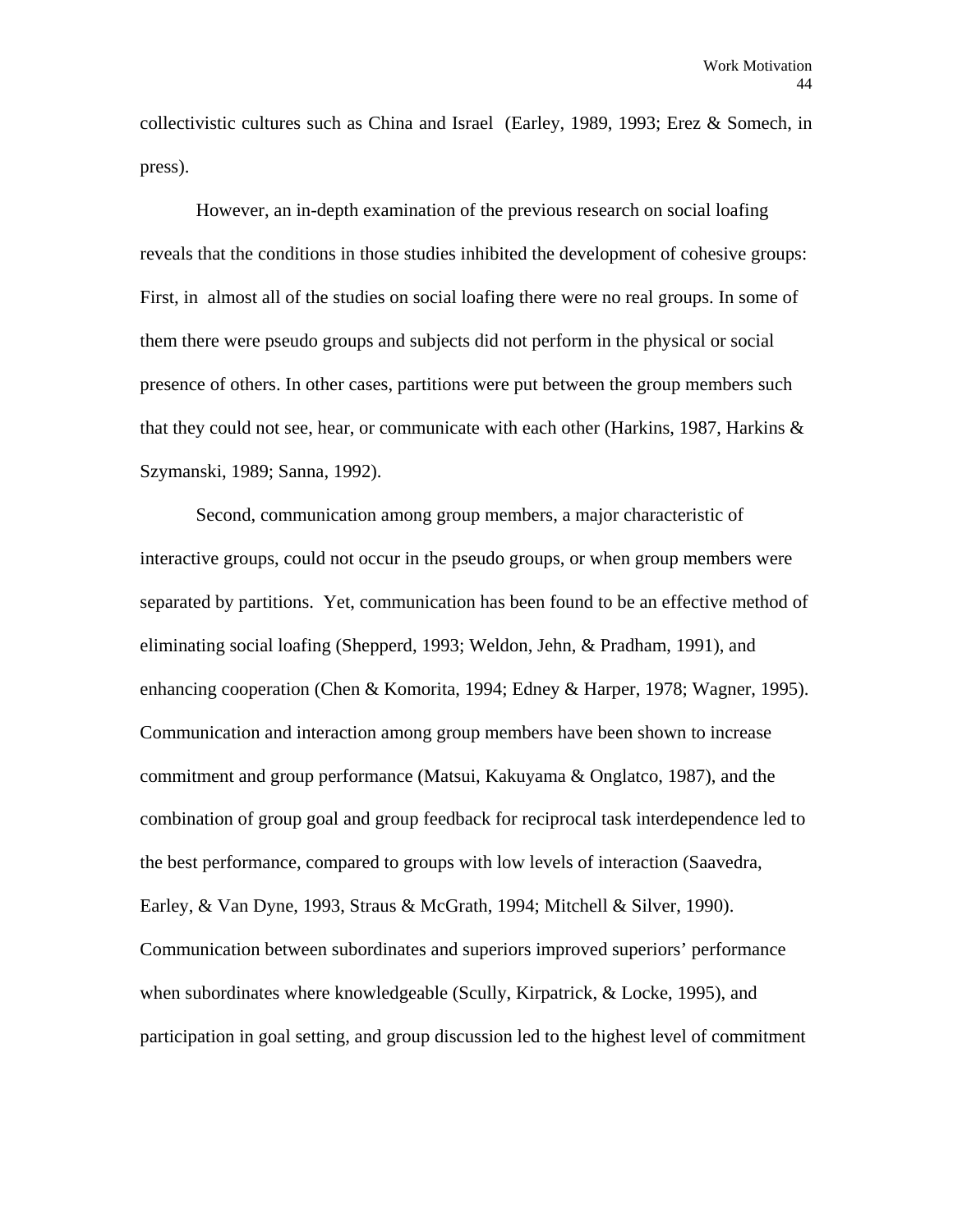collectivistic cultures such as China and Israel (Earley, 1989, 1993; Erez & Somech, in press).

However, an in-depth examination of the previous research on social loafing reveals that the conditions in those studies inhibited the development of cohesive groups: First, in almost all of the studies on social loafing there were no real groups. In some of them there were pseudo groups and subjects did not perform in the physical or social presence of others. In other cases, partitions were put between the group members such that they could not see, hear, or communicate with each other (Harkins, 1987, Harkins & Szymanski, 1989; Sanna, 1992).

Second, communication among group members, a major characteristic of interactive groups, could not occur in the pseudo groups, or when group members were separated by partitions. Yet, communication has been found to be an effective method of eliminating social loafing (Shepperd, 1993; Weldon, Jehn, & Pradham, 1991), and enhancing cooperation (Chen & Komorita, 1994; Edney & Harper, 1978; Wagner, 1995). Communication and interaction among group members have been shown to increase commitment and group performance (Matsui, Kakuyama & Onglatco, 1987), and the combination of group goal and group feedback for reciprocal task interdependence led to the best performance, compared to groups with low levels of interaction (Saavedra, Earley, & Van Dyne, 1993, Straus & McGrath, 1994; Mitchell & Silver, 1990). Communication between subordinates and superiors improved superiors' performance when subordinates where knowledgeable (Scully, Kirpatrick, & Locke, 1995), and participation in goal setting, and group discussion led to the highest level of commitment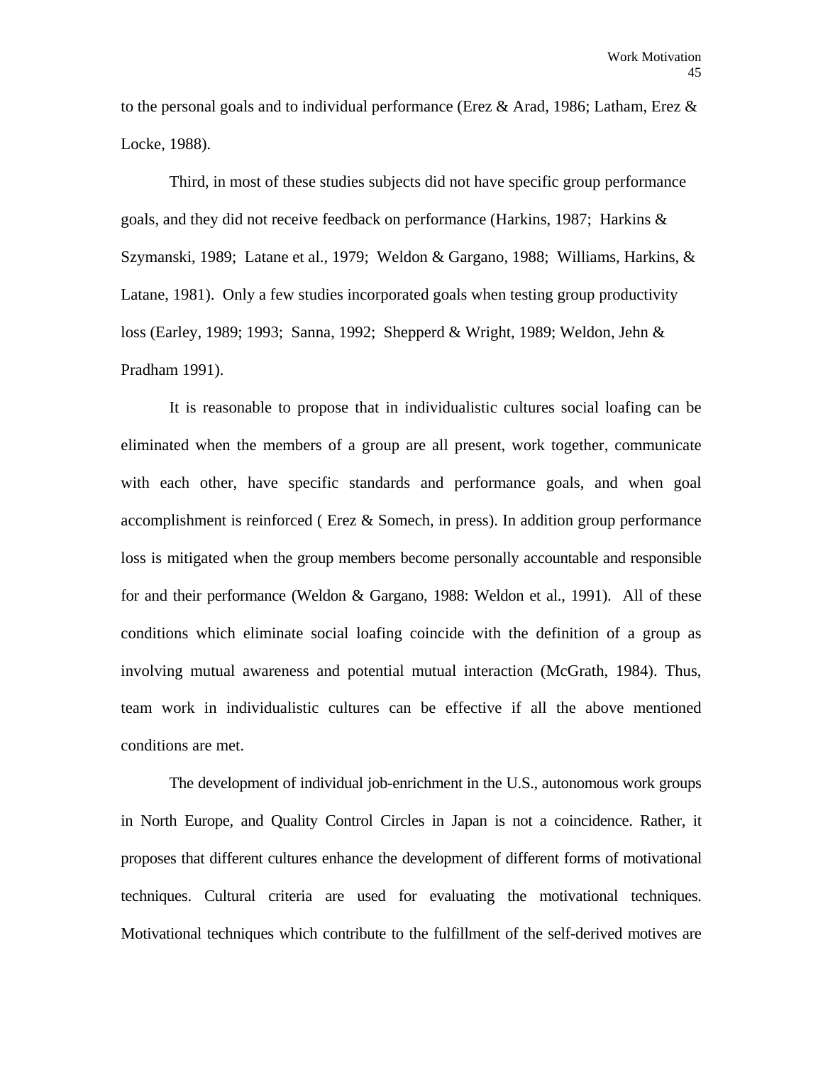to the personal goals and to individual performance (Erez & Arad, 1986; Latham, Erez & Locke, 1988).

Third, in most of these studies subjects did not have specific group performance goals, and they did not receive feedback on performance (Harkins, 1987; Harkins & Szymanski, 1989; Latane et al., 1979; Weldon & Gargano, 1988; Williams, Harkins, & Latane, 1981). Only a few studies incorporated goals when testing group productivity loss (Earley, 1989; 1993; Sanna, 1992; Shepperd & Wright, 1989; Weldon, Jehn & Pradham 1991).

It is reasonable to propose that in individualistic cultures social loafing can be eliminated when the members of a group are all present, work together, communicate with each other, have specific standards and performance goals, and when goal accomplishment is reinforced ( Erez & Somech, in press). In addition group performance loss is mitigated when the group members become personally accountable and responsible for and their performance (Weldon & Gargano, 1988: Weldon et al., 1991). All of these conditions which eliminate social loafing coincide with the definition of a group as involving mutual awareness and potential mutual interaction (McGrath, 1984). Thus, team work in individualistic cultures can be effective if all the above mentioned conditions are met.

The development of individual job-enrichment in the U.S., autonomous work groups in North Europe, and Quality Control Circles in Japan is not a coincidence. Rather, it proposes that different cultures enhance the development of different forms of motivational techniques. Cultural criteria are used for evaluating the motivational techniques. Motivational techniques which contribute to the fulfillment of the self-derived motives are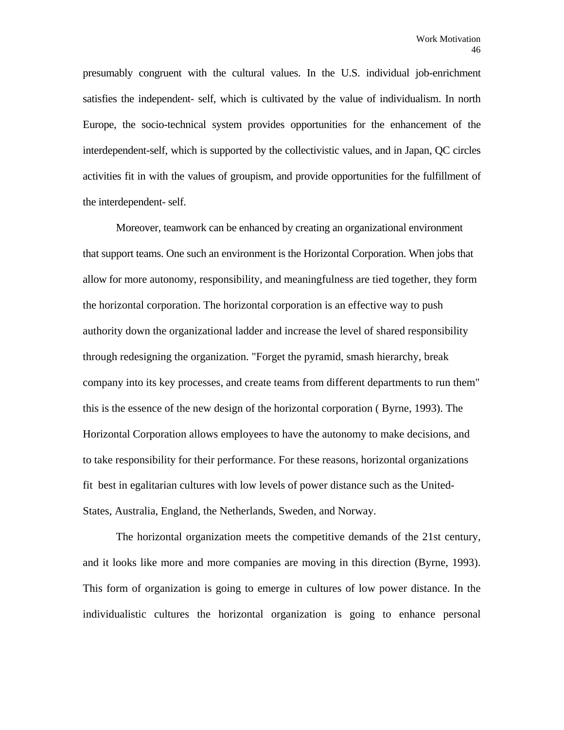presumably congruent with the cultural values. In the U.S. individual job-enrichment satisfies the independent- self, which is cultivated by the value of individualism. In north Europe, the socio-technical system provides opportunities for the enhancement of the interdependent-self, which is supported by the collectivistic values, and in Japan, QC circles activities fit in with the values of groupism, and provide opportunities for the fulfillment of the interdependent- self.

Moreover, teamwork can be enhanced by creating an organizational environment that support teams. One such an environment is the Horizontal Corporation. When jobs that allow for more autonomy, responsibility, and meaningfulness are tied together, they form the horizontal corporation. The horizontal corporation is an effective way to push authority down the organizational ladder and increase the level of shared responsibility through redesigning the organization. "Forget the pyramid, smash hierarchy, break company into its key processes, and create teams from different departments to run them" this is the essence of the new design of the horizontal corporation ( Byrne, 1993). The Horizontal Corporation allows employees to have the autonomy to make decisions, and to take responsibility for their performance. For these reasons, horizontal organizations fit best in egalitarian cultures with low levels of power distance such as the United-States, Australia, England, the Netherlands, Sweden, and Norway.

The horizontal organization meets the competitive demands of the 21st century, and it looks like more and more companies are moving in this direction (Byrne, 1993). This form of organization is going to emerge in cultures of low power distance. In the individualistic cultures the horizontal organization is going to enhance personal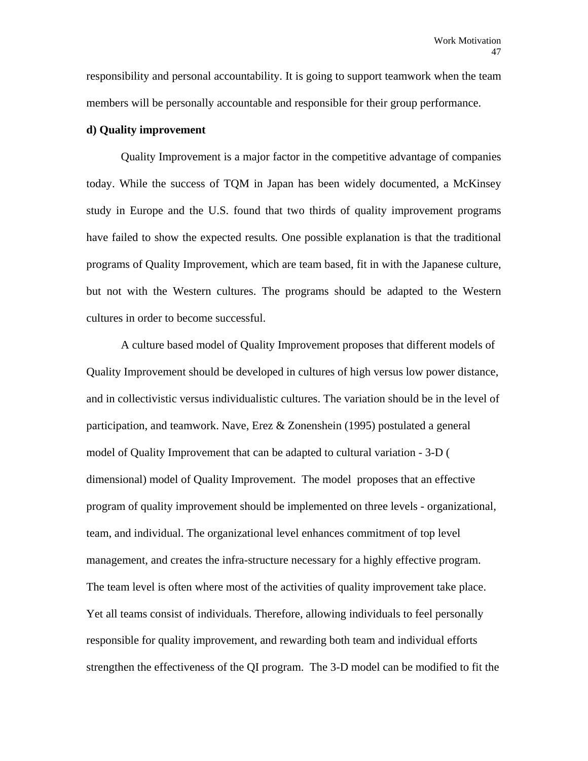responsibility and personal accountability. It is going to support teamwork when the team members will be personally accountable and responsible for their group performance.

**d) Quality improvement**

Quality Improvement is a major factor in the competitive advantage of companies today. While the success of TQM in Japan has been widely documented, a McKinsey study in Europe and the U.S. found that two thirds of quality improvement programs have failed to show the expected results*.* One possible explanation is that the traditional programs of Quality Improvement, which are team based, fit in with the Japanese culture, but not with the Western cultures. The programs should be adapted to the Western cultures in order to become successful.

A culture based model of Quality Improvement proposes that different models of Quality Improvement should be developed in cultures of high versus low power distance, and in collectivistic versus individualistic cultures. The variation should be in the level of participation, and teamwork. Nave, Erez & Zonenshein (1995) postulated a general model of Quality Improvement that can be adapted to cultural variation - 3-D ( dimensional) model of Quality Improvement. The model proposes that an effective program of quality improvement should be implemented on three levels - organizational, team, and individual. The organizational level enhances commitment of top level management, and creates the infra-structure necessary for a highly effective program. The team level is often where most of the activities of quality improvement take place. Yet all teams consist of individuals. Therefore, allowing individuals to feel personally responsible for quality improvement, and rewarding both team and individual efforts strengthen the effectiveness of the QI program. The 3-D model can be modified to fit the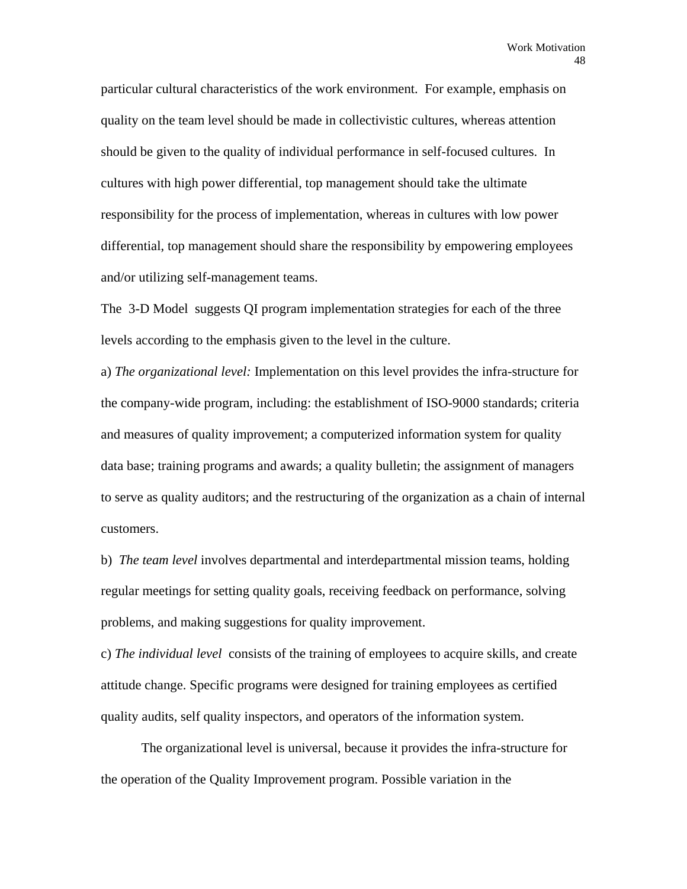particular cultural characteristics of the work environment. For example, emphasis on quality on the team level should be made in collectivistic cultures, whereas attention should be given to the quality of individual performance in self-focused cultures. In cultures with high power differential, top management should take the ultimate responsibility for the process of implementation, whereas in cultures with low power differential, top management should share the responsibility by empowering employees and/or utilizing self-management teams.

The 3-D Model suggests QI program implementation strategies for each of the three levels according to the emphasis given to the level in the culture.

a) *The organizational level:* Implementation on this level provides the infra-structure for the company-wide program, including: the establishment of ISO-9000 standards; criteria and measures of quality improvement; a computerized information system for quality data base; training programs and awards; a quality bulletin; the assignment of managers to serve as quality auditors; and the restructuring of the organization as a chain of internal customers.

b) *The team level* involves departmental and interdepartmental mission teams, holding regular meetings for setting quality goals, receiving feedback on performance, solving problems, and making suggestions for quality improvement.

c) *The individual level* consists of the training of employees to acquire skills, and create attitude change. Specific programs were designed for training employees as certified quality audits, self quality inspectors, and operators of the information system.

The organizational level is universal, because it provides the infra-structure for the operation of the Quality Improvement program. Possible variation in the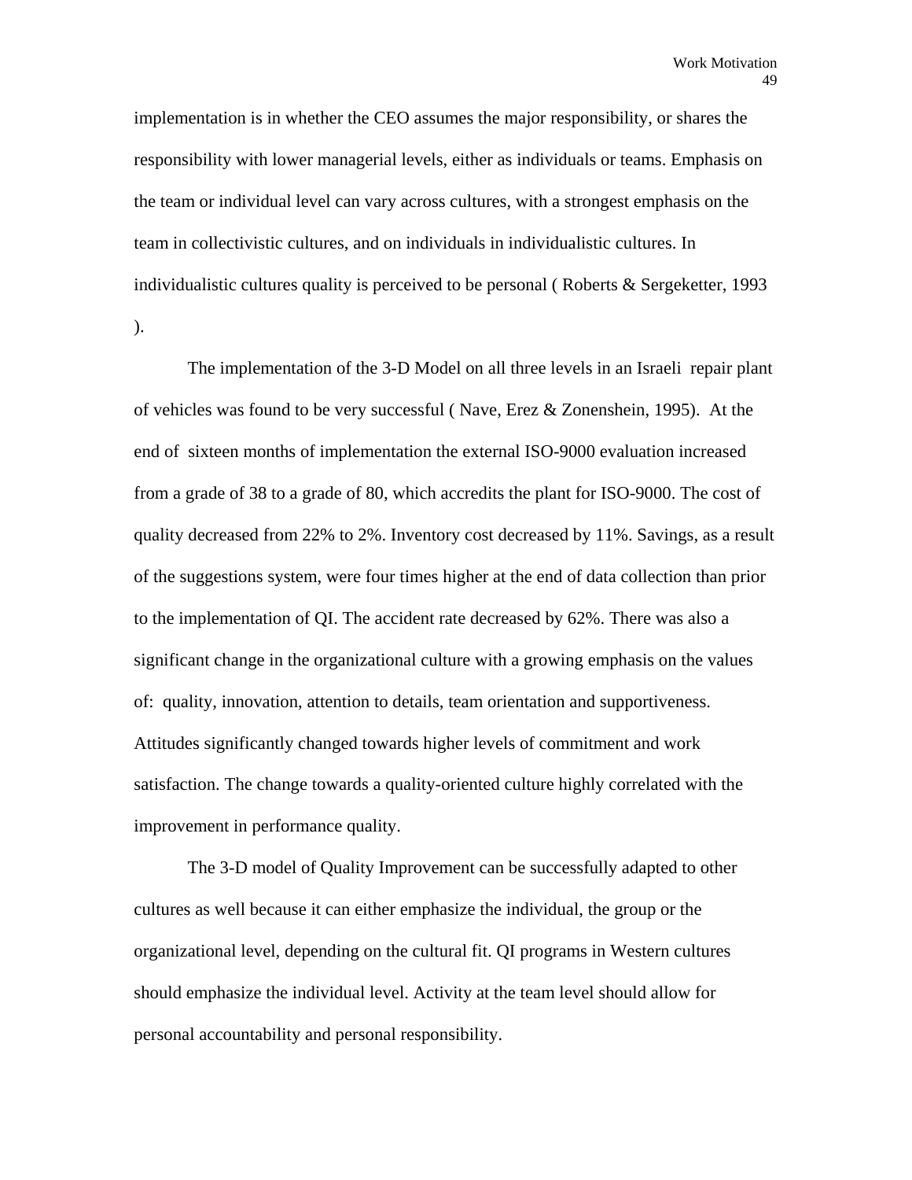implementation is in whether the CEO assumes the major responsibility, or shares the responsibility with lower managerial levels, either as individuals or teams. Emphasis on the team or individual level can vary across cultures, with a strongest emphasis on the team in collectivistic cultures, and on individuals in individualistic cultures. In individualistic cultures quality is perceived to be personal ( Roberts & Sergeketter, 1993 ).

The implementation of the 3-D Model on all three levels in an Israeli repair plant of vehicles was found to be very successful ( Nave, Erez & Zonenshein, 1995). At the end of sixteen months of implementation the external ISO-9000 evaluation increased from a grade of 38 to a grade of 80, which accredits the plant for ISO-9000. The cost of quality decreased from 22% to 2%. Inventory cost decreased by 11%. Savings, as a result of the suggestions system, were four times higher at the end of data collection than prior to the implementation of QI. The accident rate decreased by 62%. There was also a significant change in the organizational culture with a growing emphasis on the values of: quality, innovation, attention to details, team orientation and supportiveness. Attitudes significantly changed towards higher levels of commitment and work satisfaction. The change towards a quality-oriented culture highly correlated with the improvement in performance quality.

The 3-D model of Quality Improvement can be successfully adapted to other cultures as well because it can either emphasize the individual, the group or the organizational level, depending on the cultural fit. QI programs in Western cultures should emphasize the individual level. Activity at the team level should allow for personal accountability and personal responsibility.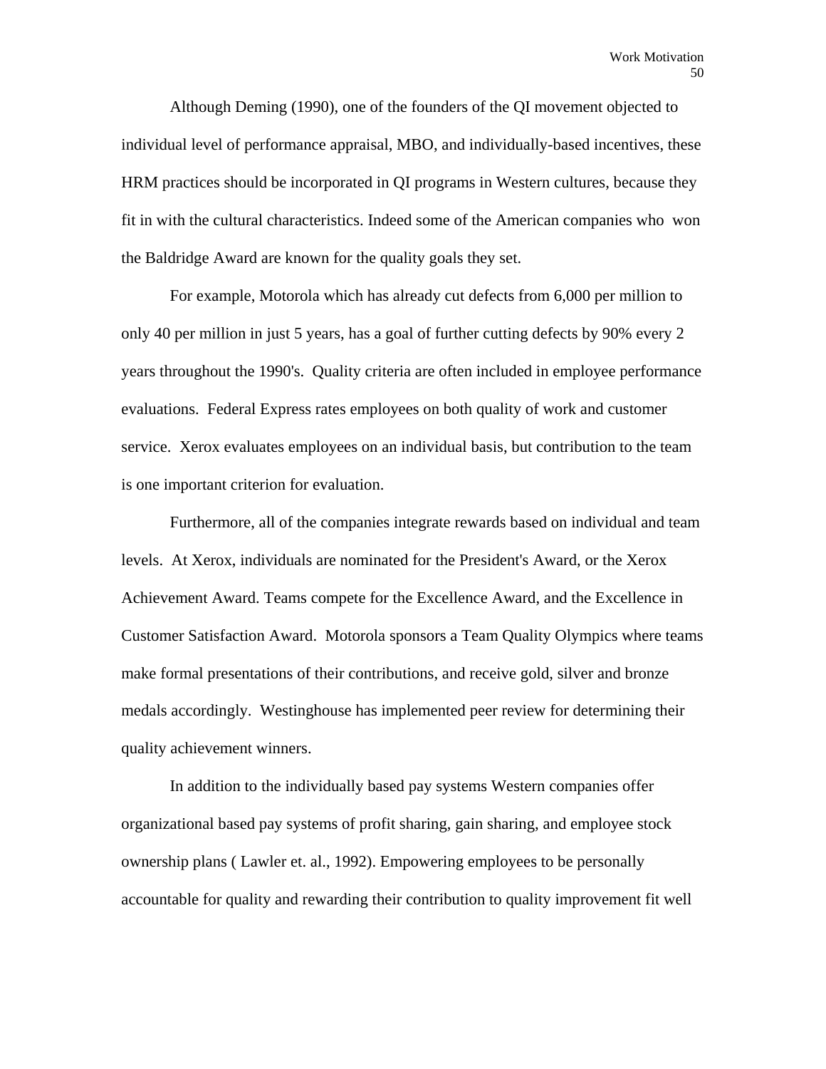Although Deming (1990), one of the founders of the QI movement objected to individual level of performance appraisal, MBO, and individually-based incentives, these HRM practices should be incorporated in QI programs in Western cultures, because they fit in with the cultural characteristics. Indeed some of the American companies who won the Baldridge Award are known for the quality goals they set.

For example, Motorola which has already cut defects from 6,000 per million to only 40 per million in just 5 years, has a goal of further cutting defects by 90% every 2 years throughout the 1990's. Quality criteria are often included in employee performance evaluations. Federal Express rates employees on both quality of work and customer service. Xerox evaluates employees on an individual basis, but contribution to the team is one important criterion for evaluation.

Furthermore, all of the companies integrate rewards based on individual and team levels. At Xerox, individuals are nominated for the President's Award, or the Xerox Achievement Award. Teams compete for the Excellence Award, and the Excellence in Customer Satisfaction Award. Motorola sponsors a Team Quality Olympics where teams make formal presentations of their contributions, and receive gold, silver and bronze medals accordingly. Westinghouse has implemented peer review for determining their quality achievement winners.

In addition to the individually based pay systems Western companies offer organizational based pay systems of profit sharing, gain sharing, and employee stock ownership plans ( Lawler et. al., 1992). Empowering employees to be personally accountable for quality and rewarding their contribution to quality improvement fit well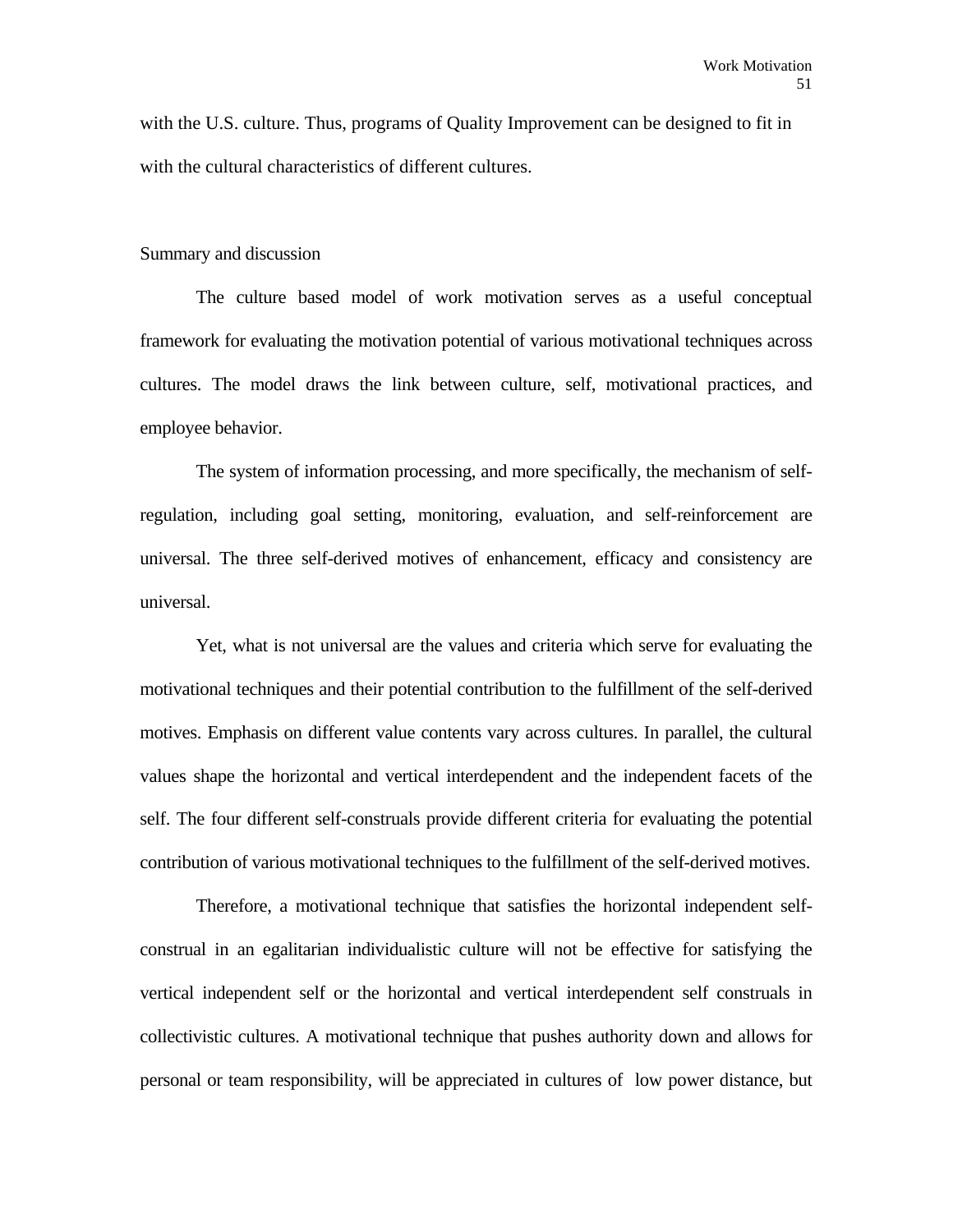with the U.S. culture. Thus, programs of Quality Improvement can be designed to fit in with the cultural characteristics of different cultures.

## Summary and discussion

The culture based model of work motivation serves as a useful conceptual framework for evaluating the motivation potential of various motivational techniques across cultures. The model draws the link between culture, self, motivational practices, and employee behavior.

The system of information processing, and more specifically, the mechanism of self-regulation, including goal setting, monitoring, evaluation, and self-reinforcement are universal. The three self-derived motives of enhancement, efficacy and consistency are universal.

Yet, what is not universal are the values and criteria which serve for evaluating the motivational techniques and their potential contribution to the fulfillment of the self-derived motives. Emphasis on different value contents vary across cultures. In parallel, the cultural values shape the horizontal and vertical interdependent and the independent facets of the self. The four different self-construals provide different criteria for evaluating the potential contribution of various motivational techniques to the fulfillment of the self-derived motives.

Therefore, a motivational technique that satisfies the horizontal independent self-construal in an egalitarian individualistic culture will not be effective for satisfying the vertical independent self or the horizontal and vertical interdependent self construals in collectivistic cultures. A motivational technique that pushes authority down and allows for personal or team responsibility, will be appreciated in cultures of low power distance, but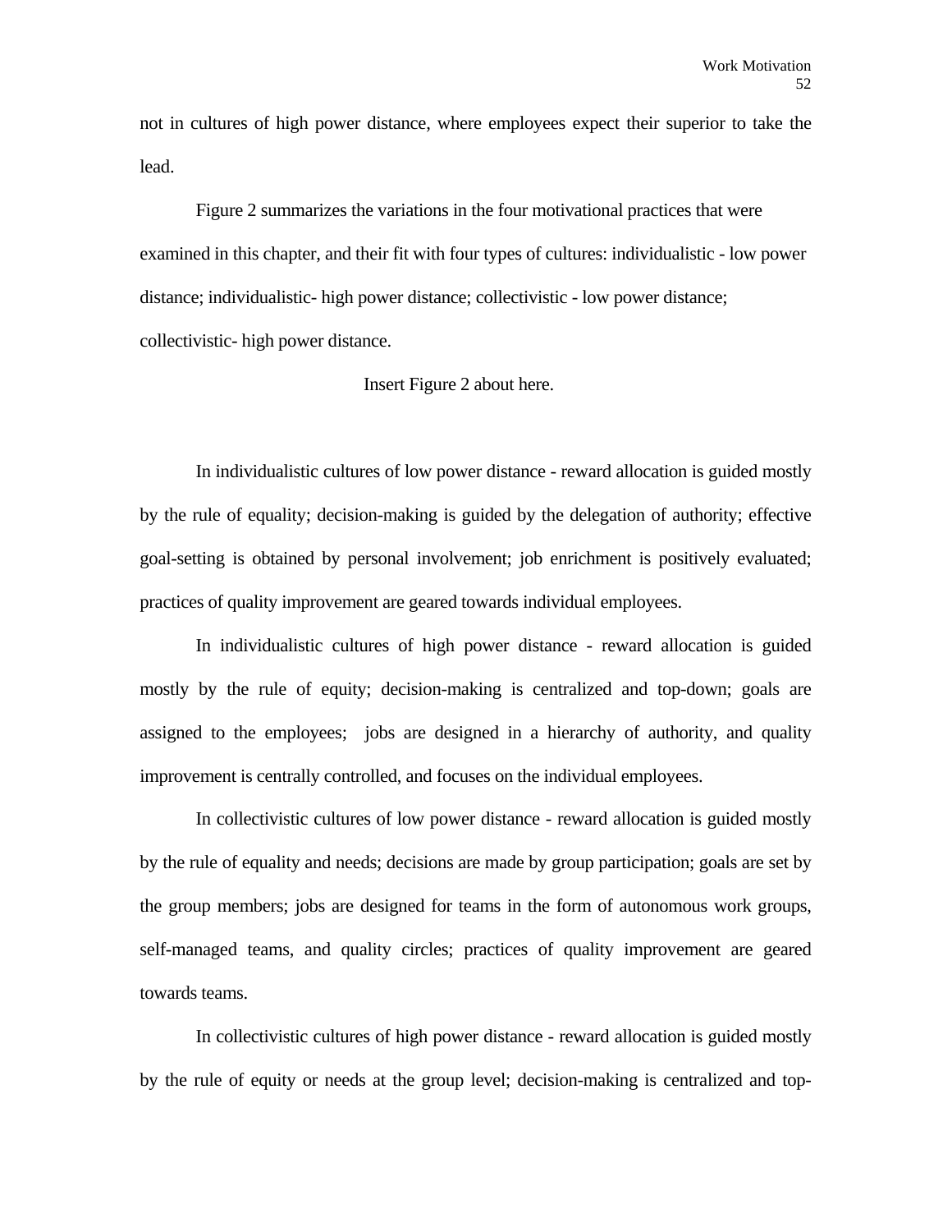not in cultures of high power distance, where employees expect their superior to take the lead.

Figure 2 summarizes the variations in the four motivational practices that were examined in this chapter, and their fit with four types of cultures: individualistic - low power distance; individualistic- high power distance; collectivistic - low power distance; collectivistic- high power distance.

Insert Figure 2 about here.

In individualistic cultures of low power distance - reward allocation is guided mostly by the rule of equality; decision-making is guided by the delegation of authority; effective goal-setting is obtained by personal involvement; job enrichment is positively evaluated; practices of quality improvement are geared towards individual employees.

In individualistic cultures of high power distance - reward allocation is guided mostly by the rule of equity; decision-making is centralized and top-down; goals are assigned to the employees; jobs are designed in a hierarchy of authority, and quality improvement is centrally controlled, and focuses on the individual employees.

In collectivistic cultures of low power distance - reward allocation is guided mostly by the rule of equality and needs; decisions are made by group participation; goals are set by the group members; jobs are designed for teams in the form of autonomous work groups, self-managed teams, and quality circles; practices of quality improvement are geared towards teams.

In collectivistic cultures of high power distance - reward allocation is guided mostly by the rule of equity or needs at the group level; decision-making is centralized and top-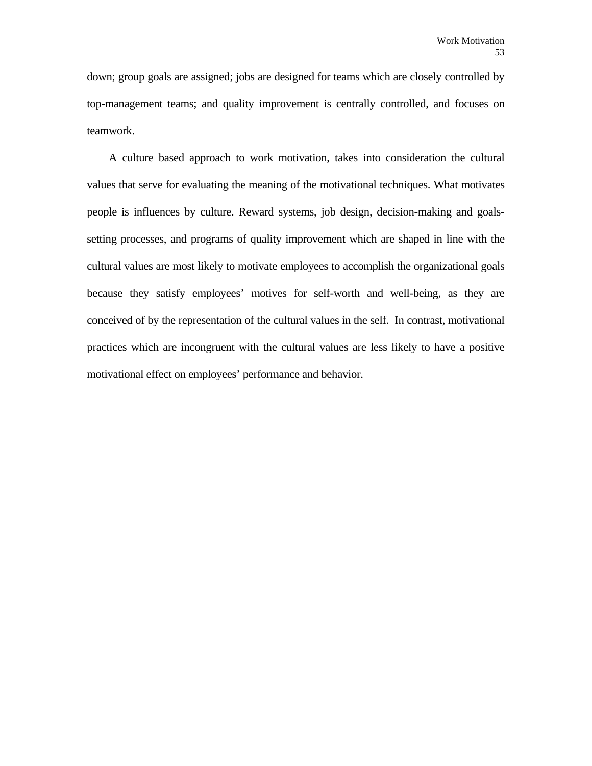down; group goals are assigned; jobs are designed for teams which are closely controlled by top-management teams; and quality improvement is centrally controlled, and focuses on teamwork.

A culture based approach to work motivation, takes into consideration the cultural values that serve for evaluating the meaning of the motivational techniques. What motivates people is influences by culture. Reward systems, job design, decision-making and goals-setting processes, and programs of quality improvement which are shaped in line with the cultural values are most likely to motivate employees to accomplish the organizational goals because they satisfy employees' motives for self-worth and well-being, as they are conceived of by the representation of the cultural values in the self. In contrast, motivational practices which are incongruent with the cultural values are less likely to have a positive motivational effect on employees' performance and behavior.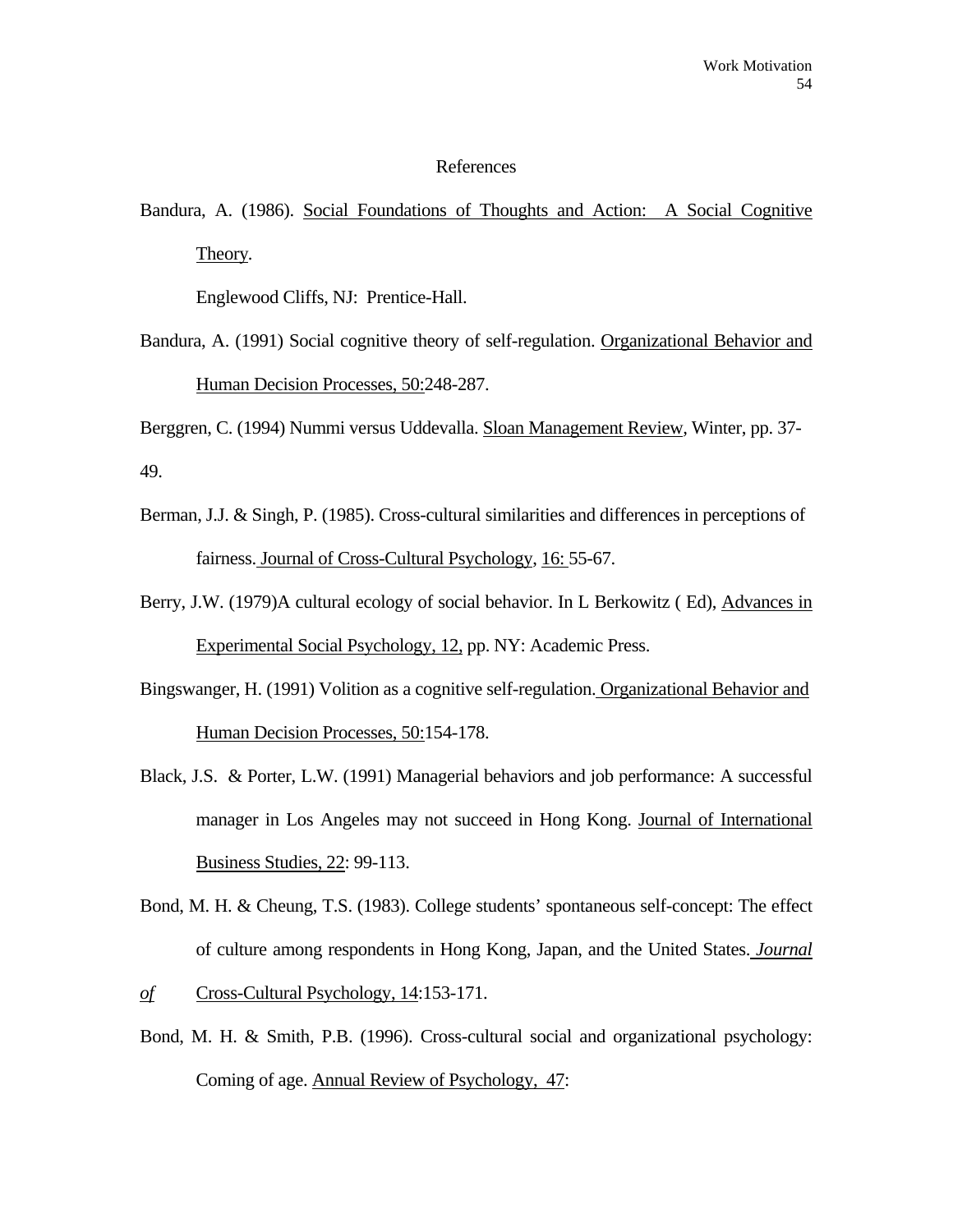# References

Bandura, A. (1986). Social Foundations of Thoughts and Action: A Social Cognitive Theory.

Englewood Cliffs, NJ: Prentice-Hall.

Bandura, A. (1991) Social cognitive theory of self-regulation. Organizational Behavior and Human Decision Processes, 50:248-287.

Berggren, C. (1994) Nummi versus Uddevalla. Sloan Management Review, Winter, pp. 37-49.

Berman, J.J. & Singh, P. (1985). Cross-cultural similarities and differences in perceptions of fairness. Journal of Cross-Cultural Psychology, 16: 55-67.

Berry, J.W. (1979)A cultural ecology of social behavior. In L Berkowitz ( Ed), Advances in Experimental Social Psychology, 12, pp. NY: Academic Press.

Bingswanger, H. (1991) Volition as a cognitive self-regulation. Organizational Behavior and Human Decision Processes, 50:154-178.

Black, J.S. & Porter, L.W. (1991) Managerial behaviors and job performance: A successful manager in Los Angeles may not succeed in Hong Kong. Journal of International Business Studies, 22: 99-113.

Bond, M. H. & Cheung, T.S. (1983). College students' spontaneous self-concept: The effect of culture among respondents in Hong Kong, Japan, and the United States. *Journal of* Cross-Cultural Psychology, 14:153-171.

Bond, M. H. & Smith, P.B. (1996). Cross-cultural social and organizational psychology: Coming of age. Annual Review of Psychology, 47: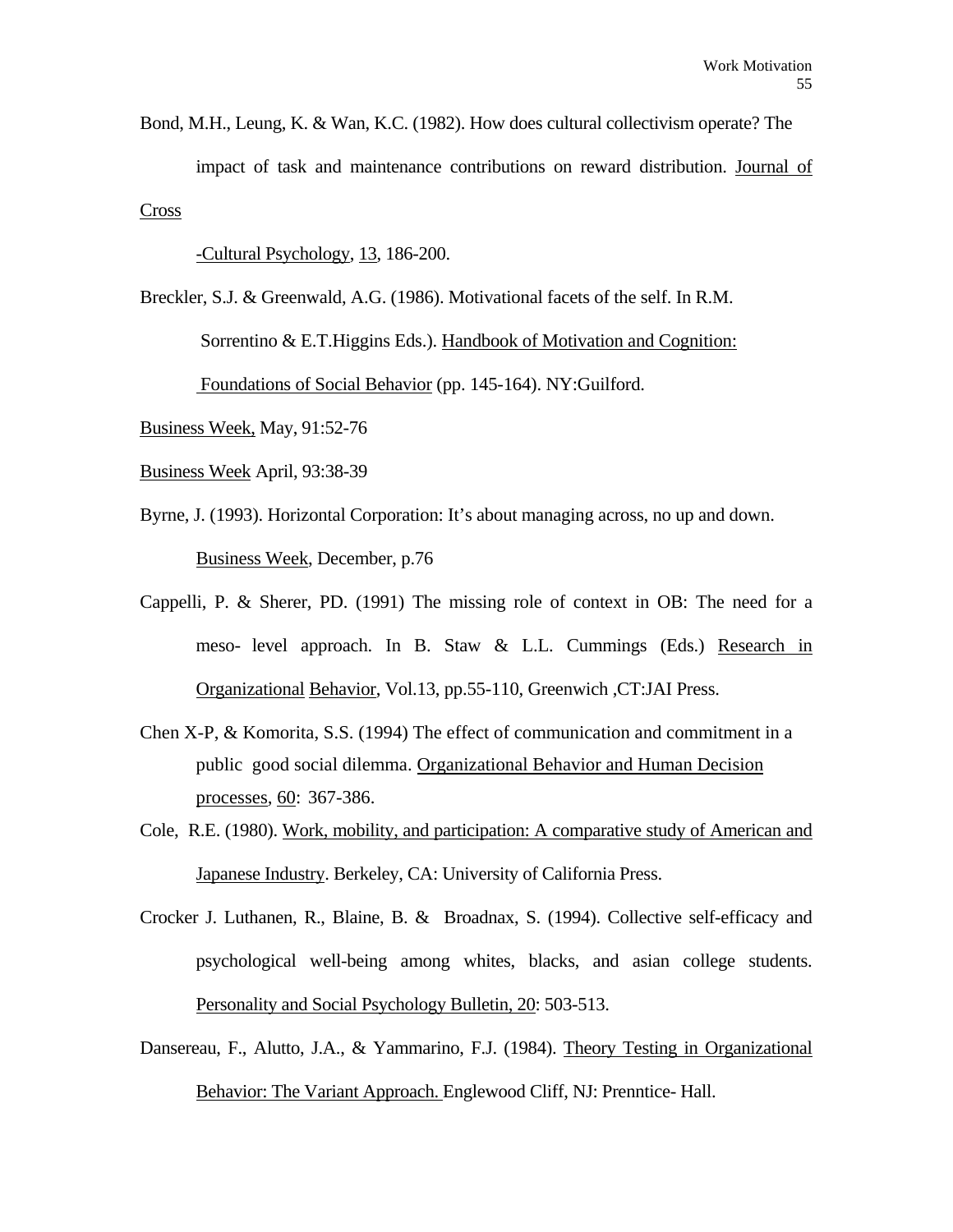Bond, M.H., Leung, K. & Wan, K.C. (1982). How does cultural collectivism operate? The impact of task and maintenance contributions on reward distribution. Journal of Cross -Cultural Psychology, 13, 186-200.

Breckler, S.J. & Greenwald, A.G. (1986). Motivational facets of the self. In R.M. Sorrentino & E.T.Higgins Eds.). Handbook of Motivation and Cognition: Foundations of Social Behavior (pp. 145-164). NY:Guilford.

Business Week, May, 91:52-76

Business Week April, 93:38-39

Byrne, J. (1993). Horizontal Corporation: It's about managing across, no up and down. Business Week, December, p.76

Cappelli, P. & Sherer, PD. (1991) The missing role of context in OB: The need for a meso- level approach. In B. Staw & L.L. Cummings (Eds.) Research in Organizational Behavior, Vol.13, pp.55-110, Greenwich ,CT:JAI Press.

Chen X-P, & Komorita, S.S. (1994) The effect of communication and commitment in a public good social dilemma. Organizational Behavior and Human Decision processes, 60: 367-386.

Cole, R.E. (1980). Work, mobility, and participation: A comparative study of American and Japanese Industry. Berkeley, CA: University of California Press.

Crocker J. Luthanen, R., Blaine, B. & Broadnax, S. (1994). Collective self-efficacy and psychological well-being among whites, blacks, and asian college students. Personality and Social Psychology Bulletin, 20: 503-513.

Dansereau, F., Alutto, J.A., & Yammarino, F.J. (1984). Theory Testing in Organizational Behavior: The Variant Approach. Englewood Cliff, NJ: Prenntice- Hall.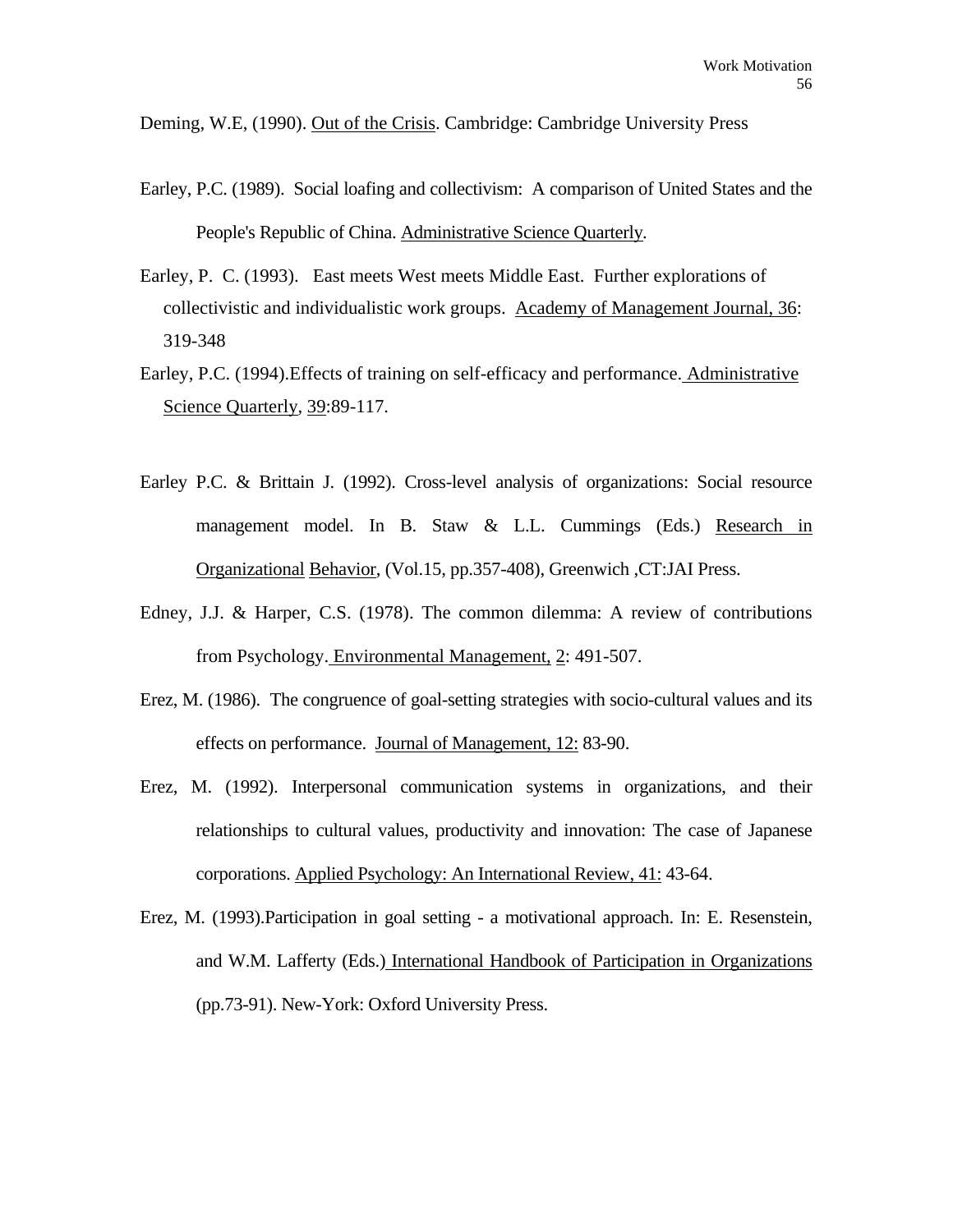Deming, W.E, (1990). Out of the Crisis. Cambridge: Cambridge University Press

Earley, P.C. (1989). Social loafing and collectivism: A comparison of United States and the People's Republic of China. Administrative Science Quarterly.

Earley, P. C. (1993). East meets West meets Middle East. Further explorations of collectivistic and individualistic work groups. Academy of Management Journal, 36: 319-348

Earley, P.C. (1994).Effects of training on self-efficacy and performance. Administrative Science Quarterly, 39:89-117.

Earley P.C. & Brittain J. (1992). Cross-level analysis of organizations: Social resource management model. In B. Staw & L.L. Cummings (Eds.) Research in Organizational Behavior, (Vol.15, pp.357-408), Greenwich ,CT:JAI Press.

Edney, J.J. & Harper, C.S. (1978). The common dilemma: A review of contributions from Psychology. Environmental Management, 2: 491-507.

Erez, M. (1986). The congruence of goal-setting strategies with socio-cultural values and its effects on performance. Journal of Management, 12: 83-90.

Erez, M. (1992). Interpersonal communication systems in organizations, and their relationships to cultural values, productivity and innovation: The case of Japanese corporations. Applied Psychology: An International Review, 41: 43-64.

Erez, M. (1993).Participation in goal setting - a motivational approach. In: E. Resenstein, and W.M. Lafferty (Eds.) International Handbook of Participation in Organizations (pp.73-91). New-York: Oxford University Press.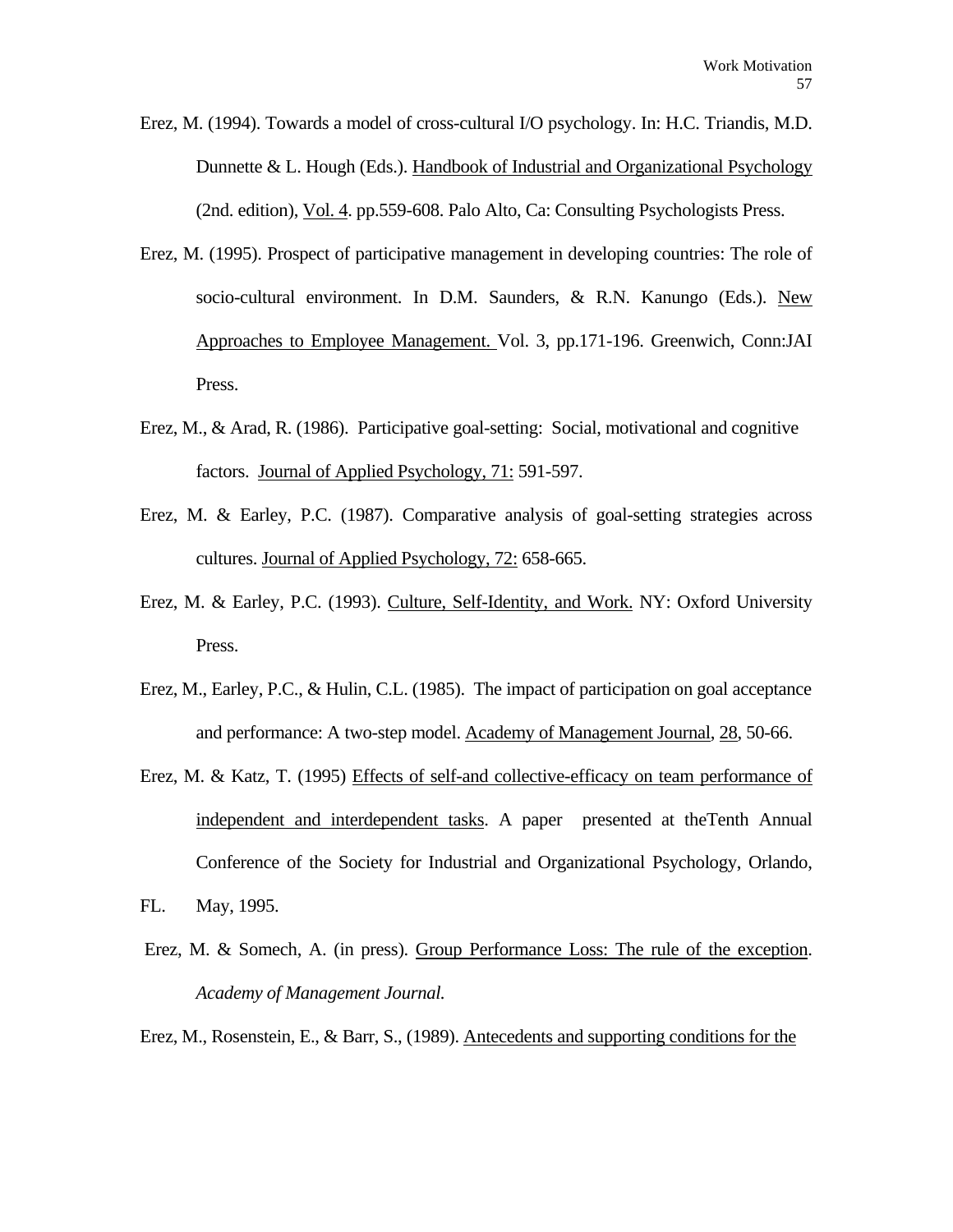Erez, M. (1994). Towards a model of cross-cultural I/O psychology. In: H.C. Triandis, M.D. Dunnette & L. Hough (Eds.). Handbook of Industrial and Organizational Psychology (2nd. edition), Vol. 4. pp.559-608. Palo Alto, Ca: Consulting Psychologists Press.

Erez, M. (1995). Prospect of participative management in developing countries: The role of socio-cultural environment. In D.M. Saunders, & R.N. Kanungo (Eds.). New Approaches to Employee Management. Vol. 3, pp.171-196. Greenwich, Conn:JAI Press.

Erez, M., & Arad, R. (1986). Participative goal-setting: Social, motivational and cognitive factors. Journal of Applied Psychology, 71: 591-597.

Erez, M. & Earley, P.C. (1987). Comparative analysis of goal-setting strategies across cultures. Journal of Applied Psychology, 72: 658-665.

Erez, M. & Earley, P.C. (1993). Culture, Self-Identity, and Work. NY: Oxford University Press.

Erez, M., Earley, P.C., & Hulin, C.L. (1985). The impact of participation on goal acceptance and performance: A two-step model. Academy of Management Journal, 28, 50-66.

Erez, M. & Katz, T. (1995) Effects of self-and collective-efficacy on team performance of independent and interdependent tasks. A paper presented at theTenth Annual Conference of the Society for Industrial and Organizational Psychology, Orlando, FL. May, 1995.

Erez, M. & Somech, A. (in press). Group Performance Loss: The rule of the exception. *Academy of Management Journal.*

Erez, M., Rosenstein, E., & Barr, S., (1989). Antecedents and supporting conditions for the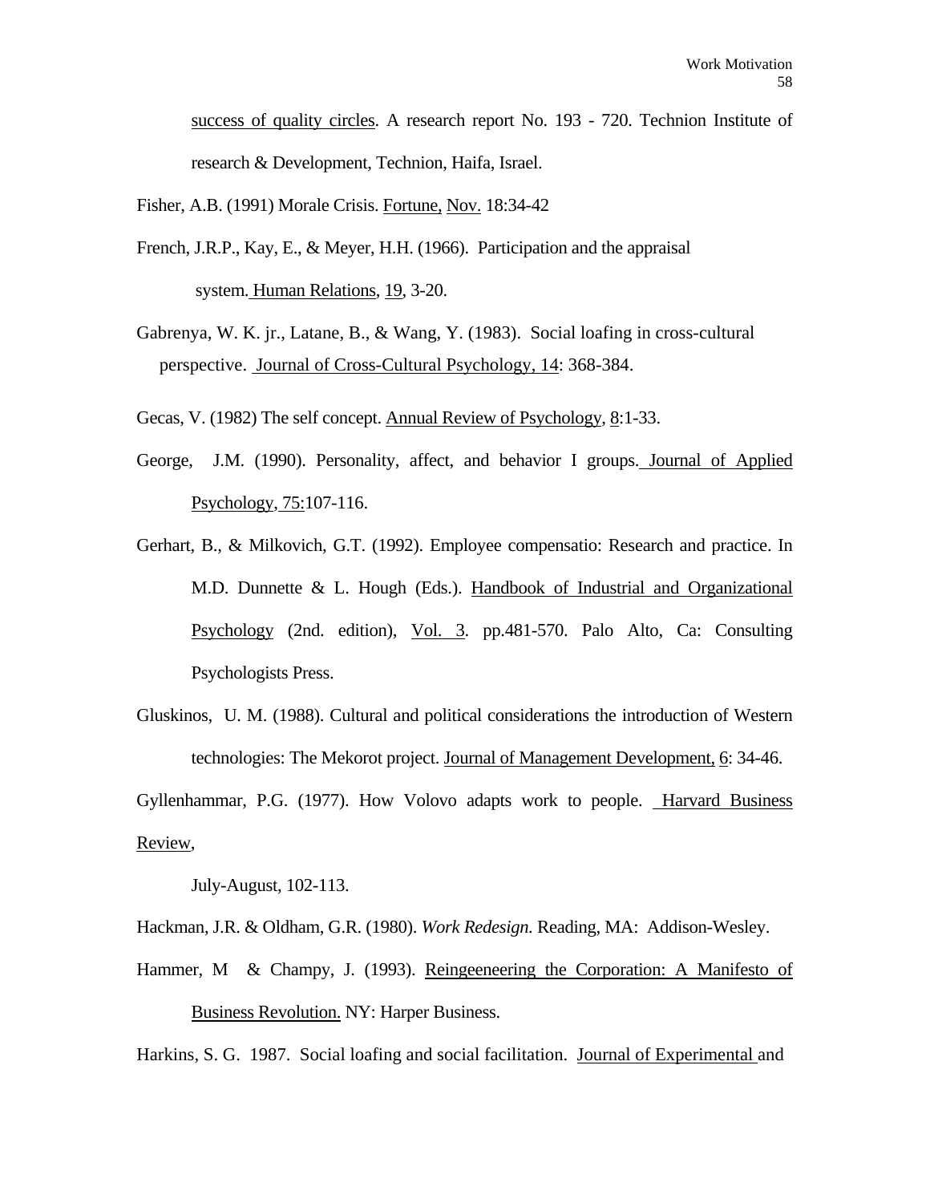success of quality circles. A research report No. 193 - 720. Technion Institute of research & Development, Technion, Haifa, Israel.

Fisher, A.B. (1991) Morale Crisis. Fortune, Nov. 18:34-42

French, J.R.P., Kay, E., & Meyer, H.H. (1966). Participation and the appraisal system. Human Relations, 19, 3-20.

Gabrenya, W. K. jr., Latane, B., & Wang, Y. (1983). Social loafing in cross-cultural perspective. Journal of Cross-Cultural Psychology, 14: 368-384.

Gecas, V. (1982) The self concept. Annual Review of Psychology, 8:1-33.

George, J.M. (1990). Personality, affect, and behavior I groups. Journal of Applied Psychology, 75:107-116.

Gerhart, B., & Milkovich, G.T. (1992). Employee compensatio: Research and practice. In M.D. Dunnette & L. Hough (Eds.). Handbook of Industrial and Organizational Psychology (2nd. edition), Vol. 3. pp.481-570. Palo Alto, Ca: Consulting Psychologists Press.

Gluskinos, U. M. (1988). Cultural and political considerations the introduction of Western technologies: The Mekorot project. Journal of Management Development, 6: 34-46.

Gyllenhammar, P.G. (1977). How Volovo adapts work to people. Harvard Business Review, July-August, 102-113.

Hackman, J.R. & Oldham, G.R. (1980). *Work Redesign.* Reading, MA: Addison-Wesley.

Hammer, M & Champy, J. (1993). Reingeeneering the Corporation: A Manifesto of Business Revolution. NY: Harper Business.

Harkins, S. G. 1987. Social loafing and social facilitation. Journal of Experimental and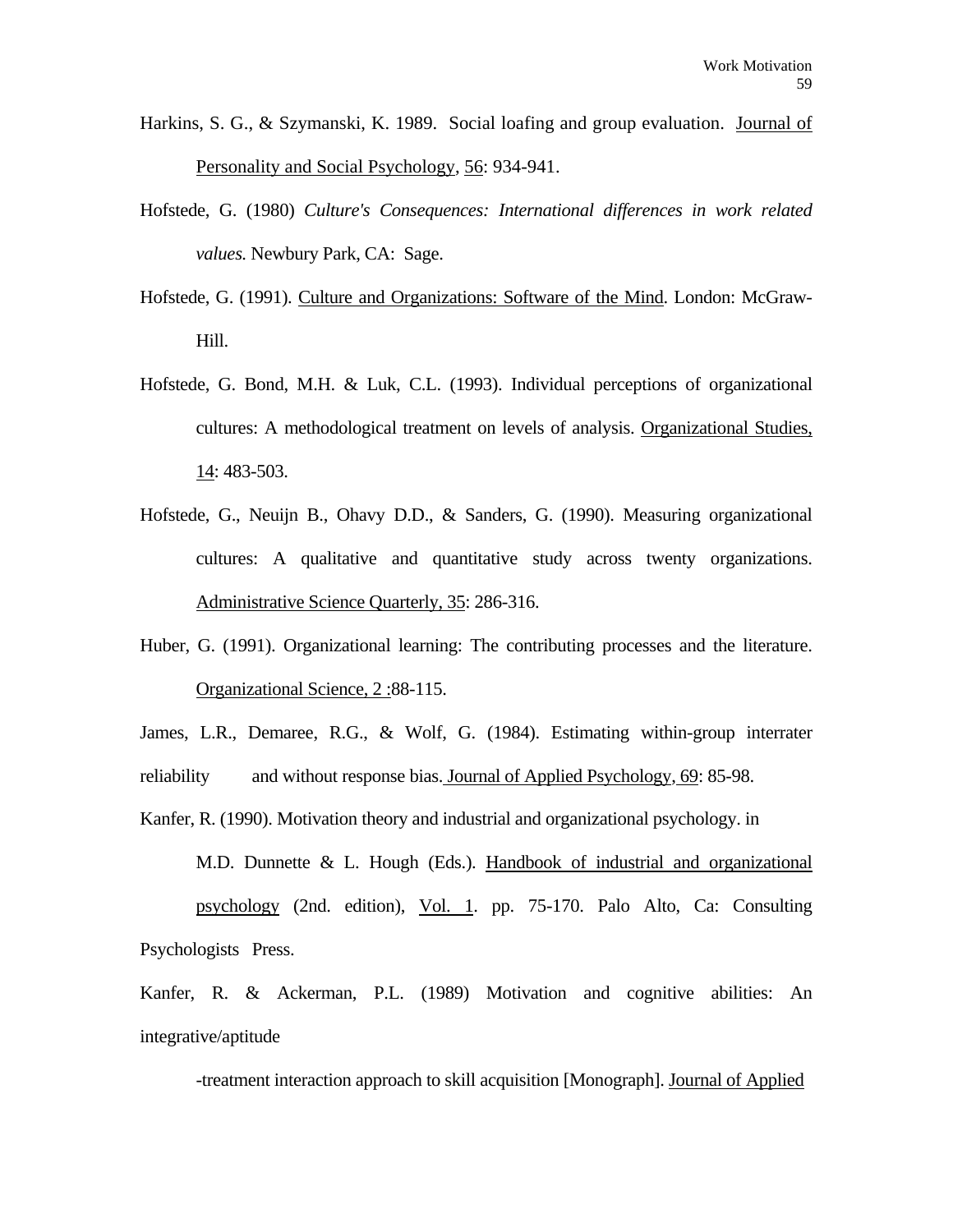Harkins, S. G., & Szymanski, K. 1989. Social loafing and group evaluation. Journal of Personality and Social Psychology, 56: 934-941.

Hofstede, G. (1980) *Culture's Consequences: International differences in work related values.* Newbury Park, CA: Sage.

Hofstede, G. (1991). Culture and Organizations: Software of the Mind. London: McGraw-Hill.

Hofstede, G. Bond, M.H. & Luk, C.L. (1993). Individual perceptions of organizational cultures: A methodological treatment on levels of analysis. Organizational Studies, 14: 483-503.

Hofstede, G., Neuijn B., Ohavy D.D., & Sanders, G. (1990). Measuring organizational cultures: A qualitative and quantitative study across twenty organizations. Administrative Science Quarterly, 35: 286-316.

Huber, G. (1991). Organizational learning: The contributing processes and the literature. Organizational Science, 2 :88-115.

James, L.R., Demaree, R.G., & Wolf, G. (1984). Estimating within-group interrater reliability and without response bias. Journal of Applied Psychology, 69: 85-98.

Kanfer, R. (1990). Motivation theory and industrial and organizational psychology. in M.D. Dunnette & L. Hough (Eds.). Handbook of industrial and organizational psychology (2nd. edition), Vol. 1. pp. 75-170. Palo Alto, Ca: Consulting Psychologists Press.

Kanfer, R. & Ackerman, P.L. (1989) Motivation and cognitive abilities: An integrative/aptitude -treatment interaction approach to skill acquisition [Monograph]. Journal of Applied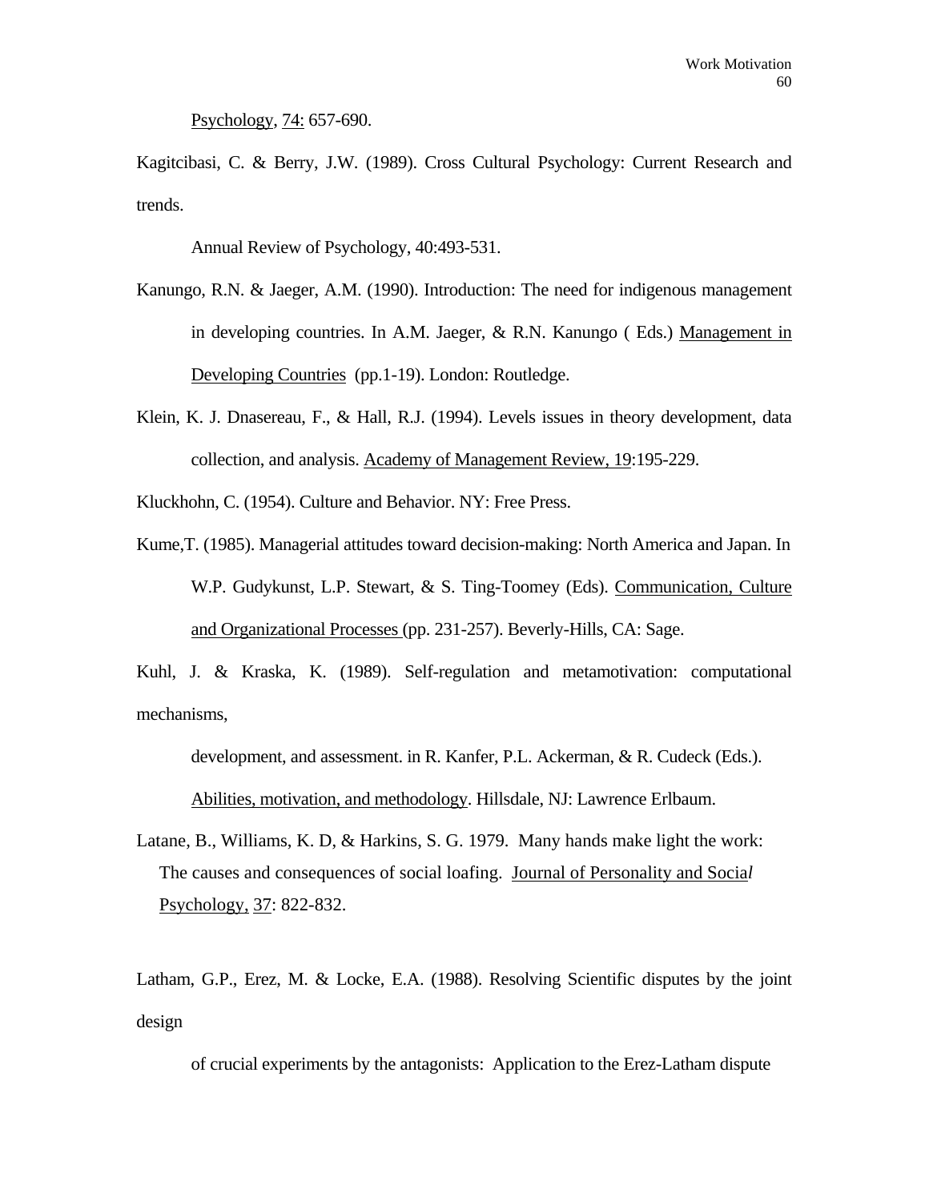Psychology, 74: 657-690.

Kagitcibasi, C. & Berry, J.W. (1989). Cross Cultural Psychology: Current Research and trends.

Annual Review of Psychology, 40:493-531.

Kanungo, R.N. & Jaeger, A.M. (1990). Introduction: The need for indigenous management in developing countries. In A.M. Jaeger, & R.N. Kanungo ( Eds.) Management in Developing Countries (pp.1-19). London: Routledge.

Klein, K. J. Dnasereau, F., & Hall, R.J. (1994). Levels issues in theory development, data collection, and analysis. Academy of Management Review, 19:195-229.

Kluckhohn, C. (1954). Culture and Behavior. NY: Free Press.

Kume,T. (1985). Managerial attitudes toward decision-making: North America and Japan. In W.P. Gudykunst, L.P. Stewart, & S. Ting-Toomey (Eds). Communication, Culture and Organizational Processes (pp. 231-257). Beverly-Hills, CA: Sage.

Kuhl, J. & Kraska, K. (1989). Self-regulation and metamotivation: computational mechanisms,

development, and assessment. in R. Kanfer, P.L. Ackerman, & R. Cudeck (Eds.). Abilities, motivation, and methodology. Hillsdale, NJ: Lawrence Erlbaum.

Latane, B., Williams, K. D, & Harkins, S. G. 1979. Many hands make light the work: The causes and consequences of social loafing. Journal of Personality and Social Psychology, 37: 822-832.

Latham, G.P., Erez, M. & Locke, E.A. (1988). Resolving Scientific disputes by the joint design

of crucial experiments by the antagonists: Application to the Erez-Latham dispute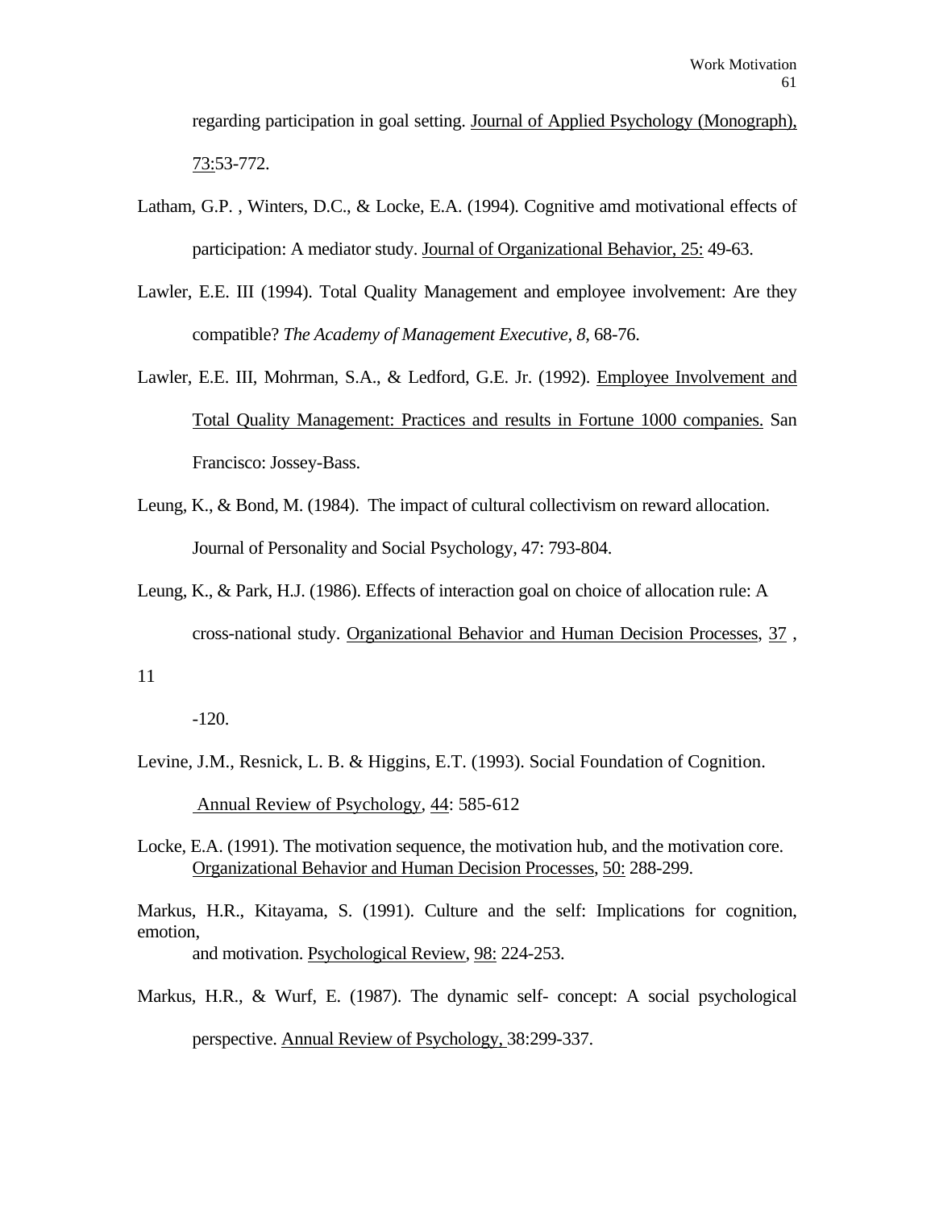regarding participation in goal setting. Journal of Applied Psychology (Monograph), 73:53-772.

Latham, G.P. , Winters, D.C., & Locke, E.A. (1994). Cognitive amd motivational effects of participation: A mediator study. Journal of Organizational Behavior, 25: 49-63.

Lawler, E.E. III (1994). Total Quality Management and employee involvement: Are they compatible? *The Academy of Management Executive, 8,* 68-76.

Lawler, E.E. III, Mohrman, S.A., & Ledford, G.E. Jr. (1992). Employee Involvement and Total Quality Management: Practices and results in Fortune 1000 companies. San Francisco: Jossey-Bass.

Leung, K., & Bond, M. (1984). The impact of cultural collectivism on reward allocation. Journal of Personality and Social Psychology, 47: 793-804.

Leung, K., & Park, H.J. (1986). Effects of interaction goal on choice of allocation rule: A cross-national study. Organizational Behavior and Human Decision Processes, 37 ,

11

-120.

Levine, J.M., Resnick, L. B. & Higgins, E.T. (1993). Social Foundation of Cognition. Annual Review of Psychology, 44: 585-612

Locke, E.A. (1991). The motivation sequence, the motivation hub, and the motivation core. Organizational Behavior and Human Decision Processes, 50: 288-299.

Markus, H.R., Kitayama, S. (1991). Culture and the self: Implications for cognition, emotion,
and motivation. Psychological Review, 98: 224-253.

Markus, H.R., & Wurf, E. (1987). The dynamic self- concept: A social psychological perspective. Annual Review of Psychology, 38:299-337.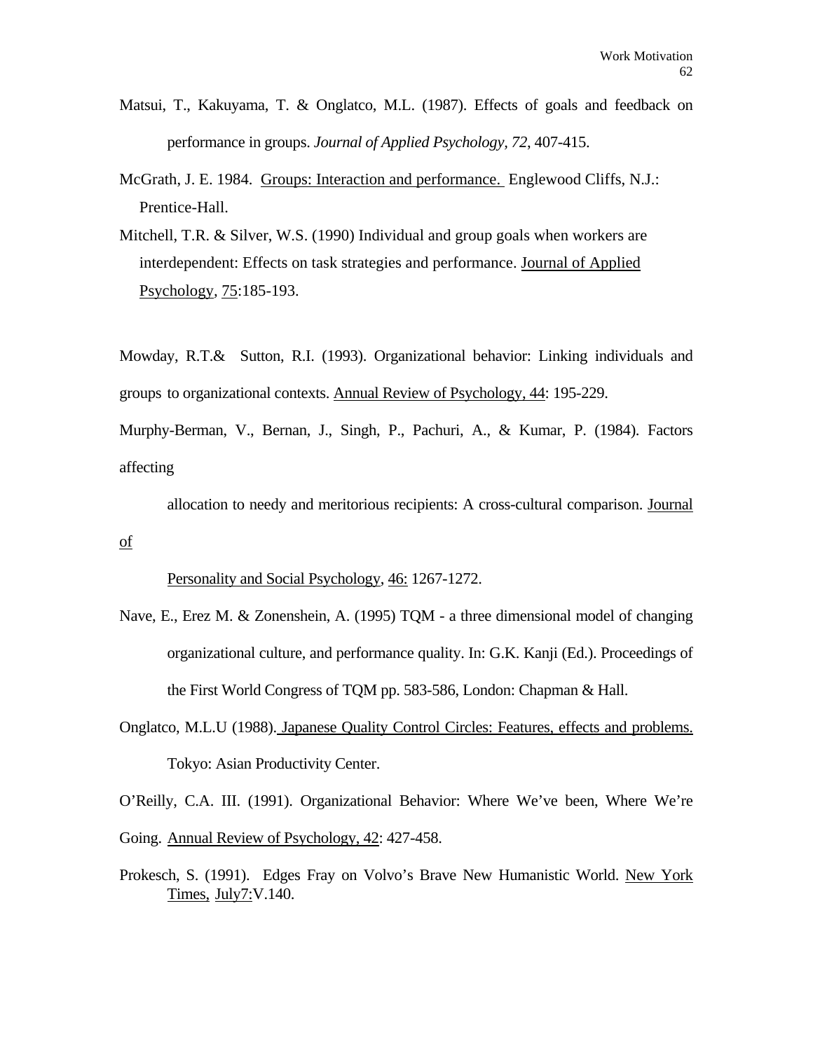Matsui, T., Kakuyama, T. & Onglatco, M.L. (1987). Effects of goals and feedback on performance in groups. *Journal of Applied Psychology, 72*, 407-415.

McGrath, J. E. 1984. Groups: Interaction and performance. Englewood Cliffs, N.J.: Prentice-Hall.

Mitchell, T.R. & Silver, W.S. (1990) Individual and group goals when workers are interdependent: Effects on task strategies and performance. Journal of Applied Psychology, 75:185-193.

Mowday, R.T.& Sutton, R.I. (1993). Organizational behavior: Linking individuals and groups to organizational contexts. Annual Review of Psychology, 44: 195-229.

Murphy-Berman, V., Bernan, J., Singh, P., Pachuri, A., & Kumar, P. (1984). Factors affecting allocation to needy and meritorious recipients: A cross-cultural comparison. Journal of Personality and Social Psychology, 46: 1267-1272.

Nave, E., Erez M. & Zonenshein, A. (1995) TQM - a three dimensional model of changing organizational culture, and performance quality. In: G.K. Kanji (Ed.). Proceedings of the First World Congress of TQM pp. 583-586, London: Chapman & Hall.

Onglatco, M.L.U (1988). Japanese Quality Control Circles: Features, effects and problems. Tokyo: Asian Productivity Center.

O'Reilly, C.A. III. (1991). Organizational Behavior: Where We've been, Where We're Going. Annual Review of Psychology, 42: 427-458.

Prokesch, S. (1991). Edges Fray on Volvo's Brave New Humanistic World. New York Times, July7:V.140.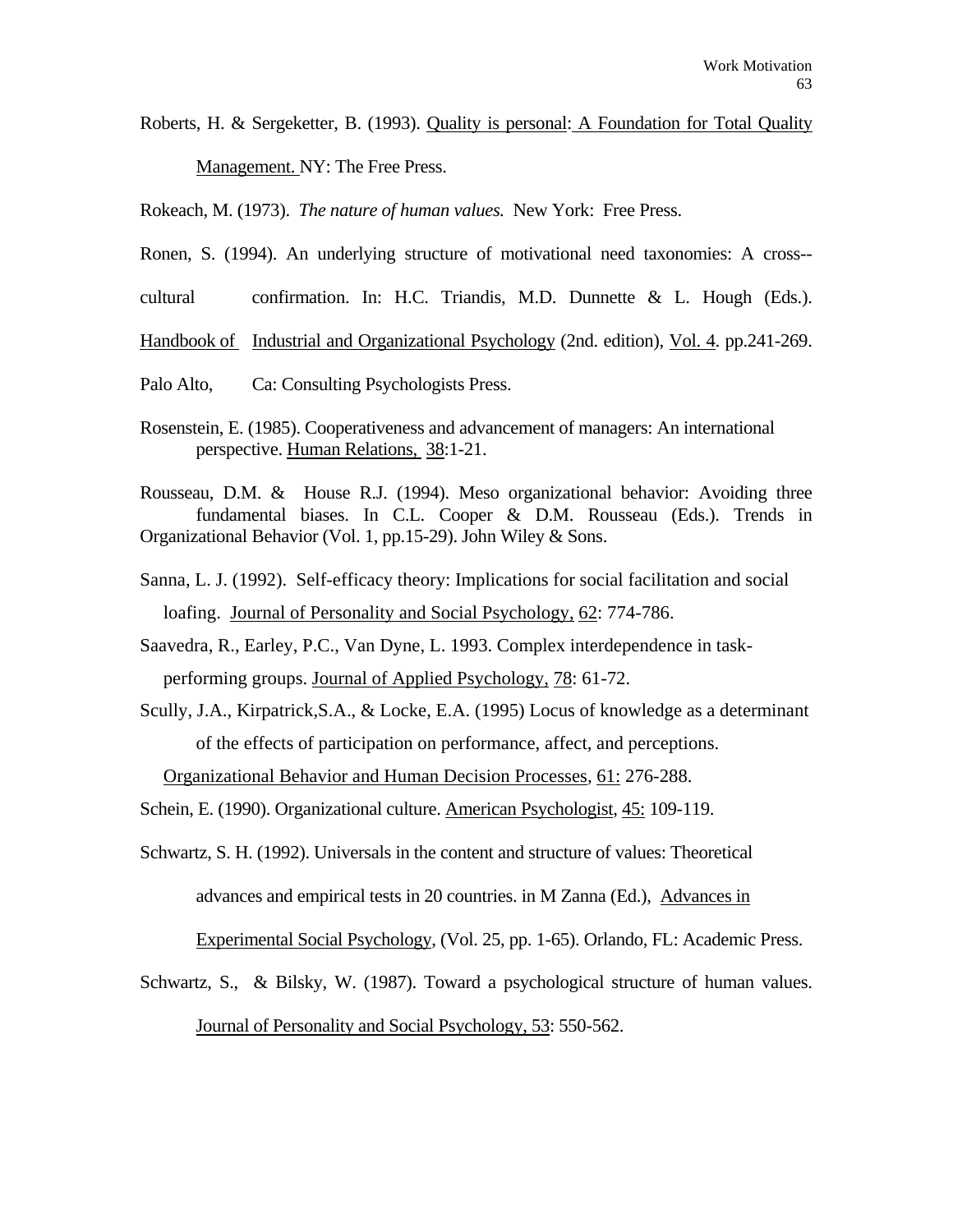Roberts, H. & Sergeketter, B. (1993). Quality is personal: A Foundation for Total Quality Management. NY: The Free Press.

Rokeach, M. (1973). *The nature of human values.* New York: Free Press.

Ronen, S. (1994). An underlying structure of motivational need taxonomies: A cross--cultural confirmation. In: H.C. Triandis, M.D. Dunnette & L. Hough (Eds.). Handbook of Industrial and Organizational Psychology (2nd. edition), Vol. 4. pp.241-269. Palo Alto, Ca: Consulting Psychologists Press.

Rosenstein, E. (1985). Cooperativeness and advancement of managers: An international perspective. Human Relations, 38:1-21.

Rousseau, D.M. & House R.J. (1994). Meso organizational behavior: Avoiding three fundamental biases. In C.L. Cooper & D.M. Rousseau (Eds.). Trends in Organizational Behavior (Vol. 1, pp.15-29). John Wiley & Sons.

Sanna, L. J. (1992). Self-efficacy theory: Implications for social facilitation and social loafing. Journal of Personality and Social Psychology, 62: 774-786.

Saavedra, R., Earley, P.C., Van Dyne, L. 1993. Complex interdependence in task-performing groups. Journal of Applied Psychology, 78: 61-72.

Scully, J.A., Kirpatrick,S.A., & Locke, E.A. (1995) Locus of knowledge as a determinant of the effects of participation on performance, affect, and perceptions. Organizational Behavior and Human Decision Processes, 61: 276-288.

Schein, E. (1990). Organizational culture. American Psychologist, 45: 109-119.

Schwartz, S. H. (1992). Universals in the content and structure of values: Theoretical advances and empirical tests in 20 countries. in M Zanna (Ed.), Advances in Experimental Social Psychology, (Vol. 25, pp. 1-65). Orlando, FL: Academic Press.

Schwartz, S., & Bilsky, W. (1987). Toward a psychological structure of human values. Journal of Personality and Social Psychology, 53: 550-562.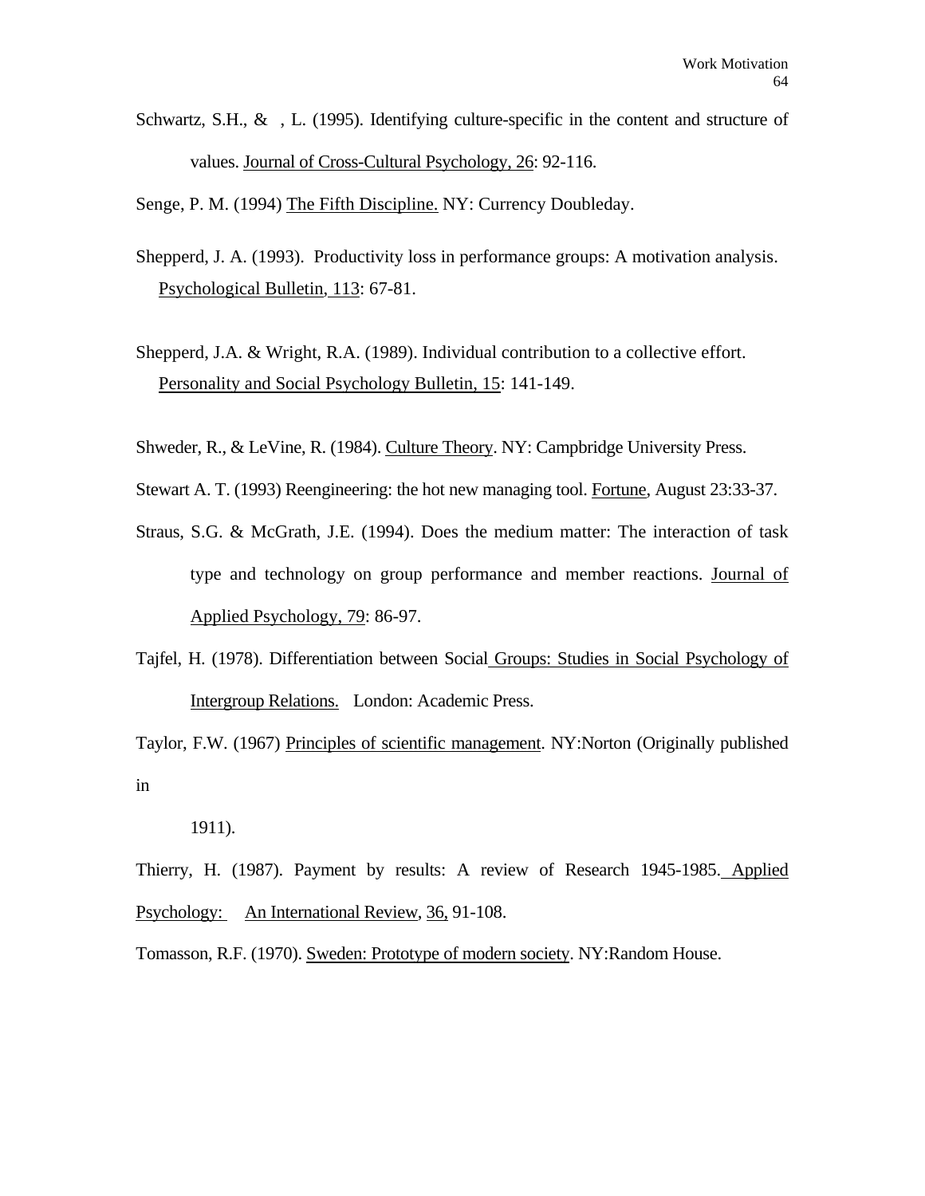Schwartz, S.H., &  , L. (1995). Identifying culture-specific in the content and structure of values. Journal of Cross-Cultural Psychology, 26: 92-116.

Senge, P. M. (1994) The Fifth Discipline. NY: Currency Doubleday.

Shepperd, J. A. (1993). Productivity loss in performance groups: A motivation analysis. Psychological Bulletin, 113: 67-81.

Shepperd, J.A. & Wright, R.A. (1989). Individual contribution to a collective effort. Personality and Social Psychology Bulletin, 15: 141-149.

Shweder, R., & LeVine, R. (1984). Culture Theory. NY: Campbridge University Press.

Stewart A. T. (1993) Reengineering: the hot new managing tool. Fortune, August 23:33-37.

Straus, S.G. & McGrath, J.E. (1994). Does the medium matter: The interaction of task type and technology on group performance and member reactions. Journal of Applied Psychology, 79: 86-97.

Tajfel, H. (1978). Differentiation between Social Groups: Studies in Social Psychology of Intergroup Relations. London: Academic Press.

Taylor, F.W. (1967) Principles of scientific management. NY:Norton (Originally published in 1911).

Thierry, H. (1987). Payment by results: A review of Research 1945-1985. Applied Psychology: An International Review, 36, 91-108.

Tomasson, R.F. (1970). Sweden: Prototype of modern society. NY:Random House.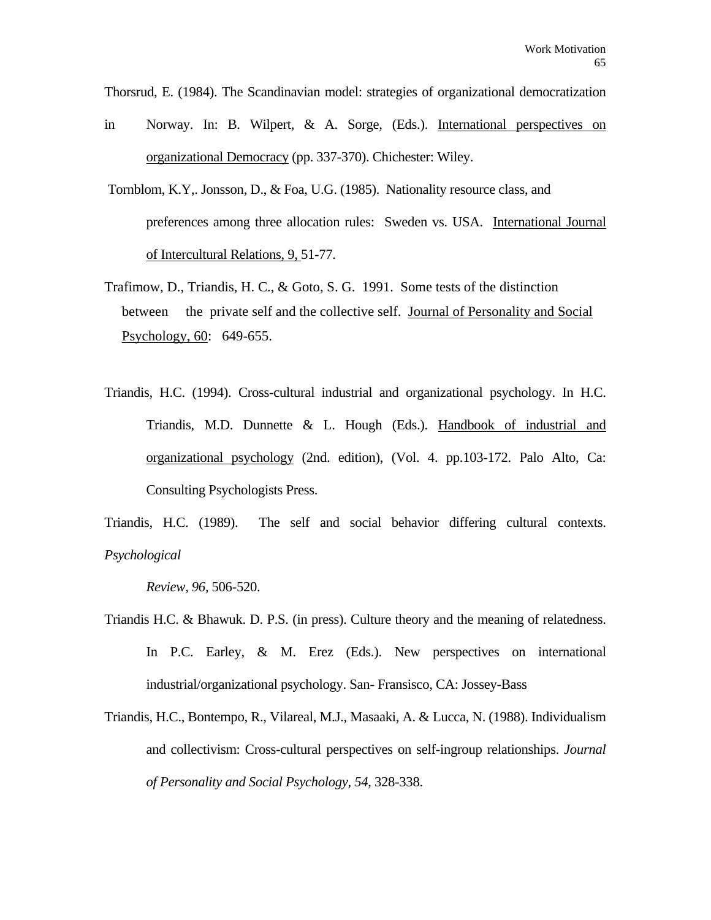Thorsrud, E. (1984). The Scandinavian model: strategies of organizational democratization in Norway. In: B. Wilpert, & A. Sorge, (Eds.). International perspectives on organizational Democracy (pp. 337-370). Chichester: Wiley.

Tornblom, K.Y,. Jonsson, D., & Foa, U.G. (1985). Nationality resource class, and preferences among three allocation rules: Sweden vs. USA. International Journal of Intercultural Relations, 9, 51-77.

Trafimow, D., Triandis, H. C., & Goto, S. G. 1991. Some tests of the distinction between the private self and the collective self. Journal of Personality and Social Psychology, 60: 649-655.

Triandis, H.C. (1994). Cross-cultural industrial and organizational psychology. In H.C. Triandis, M.D. Dunnette & L. Hough (Eds.). Handbook of industrial and organizational psychology (2nd. edition), (Vol. 4. pp.103-172. Palo Alto, Ca: Consulting Psychologists Press.

Triandis, H.C. (1989). The self and social behavior differing cultural contexts. *Psychological Review, 96*, 506-520.

Triandis H.C. & Bhawuk. D. P.S. (in press). Culture theory and the meaning of relatedness. In P.C. Earley, & M. Erez (Eds.). New perspectives on international industrial/organizational psychology. San- Fransisco, CA: Jossey-Bass

Triandis, H.C., Bontempo, R., Vilareal, M.J., Masaaki, A. & Lucca, N. (1988). Individualism and collectivism: Cross-cultural perspectives on self-ingroup relationships. *Journal of Personality and Social Psychology, 54*, 328-338.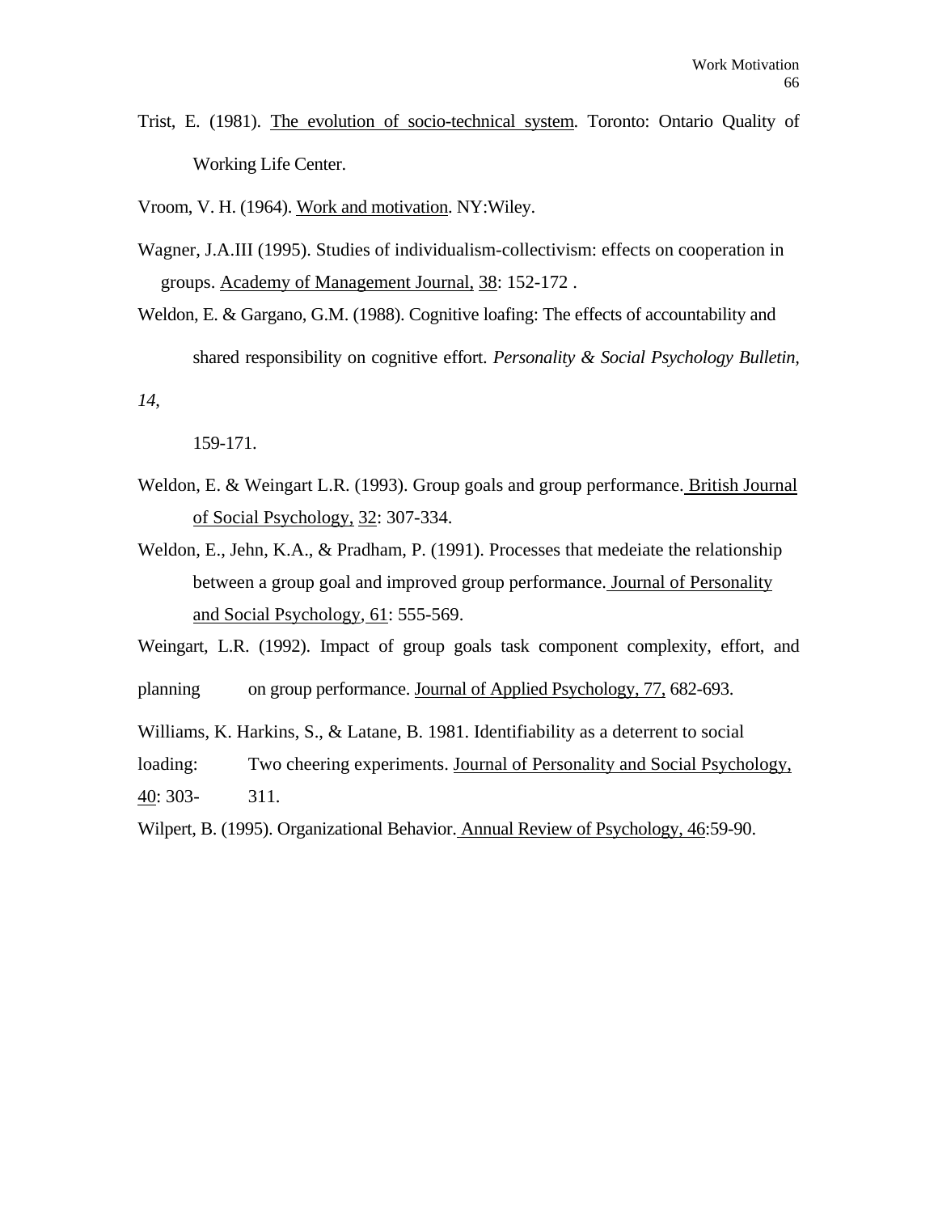Trist, E. (1981). The evolution of socio-technical system. Toronto: Ontario Quality of Working Life Center.

Vroom, V. H. (1964). Work and motivation. NY:Wiley.

Wagner, J.A.III (1995). Studies of individualism-collectivism: effects on cooperation in groups. Academy of Management Journal, 38: 152-172 .

Weldon, E. & Gargano, G.M. (1988). Cognitive loafing: The effects of accountability and shared responsibility on cognitive effort. *Personality & Social Psychology Bulletin, 14*, 159-171.

Weldon, E. & Weingart L.R. (1993). Group goals and group performance. British Journal of Social Psychology, 32: 307-334.

Weldon, E., Jehn, K.A., & Pradham, P. (1991). Processes that medeiate the relationship between a group goal and improved group performance. Journal of Personality and Social Psychology, 61: 555-569.

Weingart, L.R. (1992). Impact of group goals task component complexity, effort, and planning on group performance. Journal of Applied Psychology, 77, 682-693.

Williams, K. Harkins, S., & Latane, B. 1981. Identifiability as a deterrent to social loading: Two cheering experiments. Journal of Personality and Social Psychology, 40: 303-311.

Wilpert, B. (1995). Organizational Behavior. Annual Review of Psychology, 46:59-90.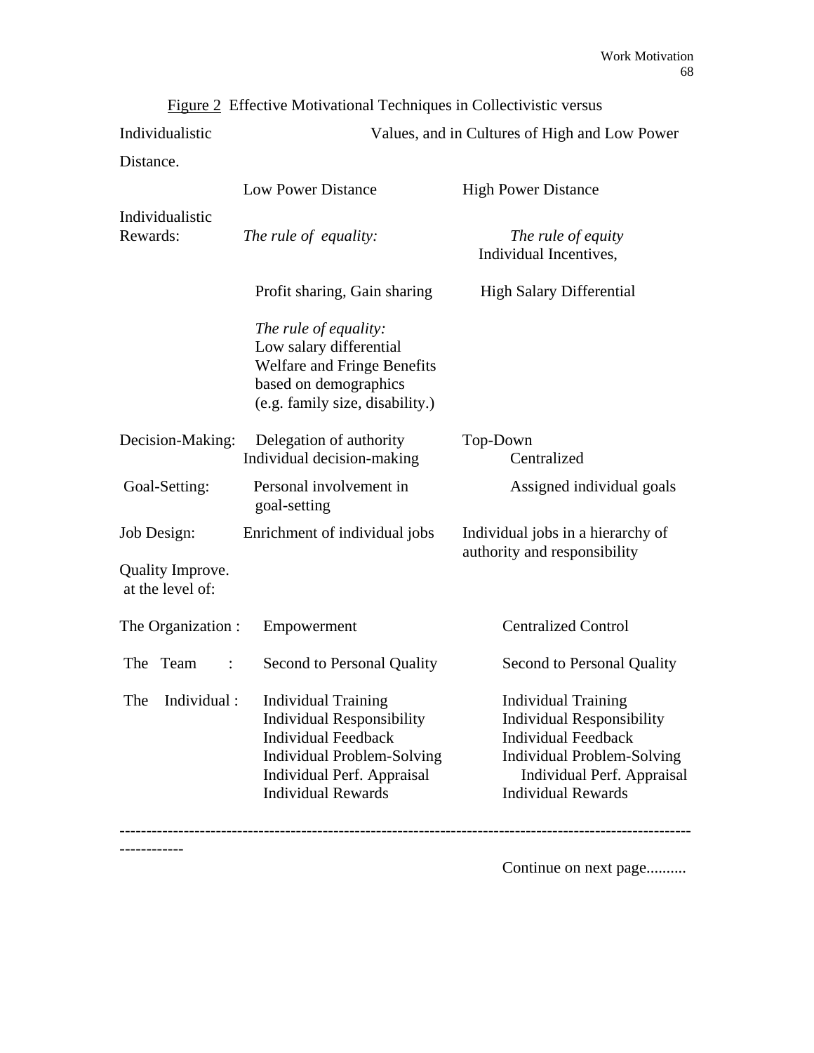<u>Figure 2</u> Effective Motivational Techniques in Collectivistic versus Individualistic Values, and in Cultures of High and Low Power Distance.

| | Low Power Distance | High Power Distance |
|---|---|---|
| Individualistic Rewards: | *The rule of equality:* Profit sharing, Gain sharing | *The rule of equity* Individual Incentives, High Salary Differential |
| | *The rule of equality:* Low salary differential Welfare and Fringe Benefits based on demographics (e.g. family size, disability.) | |
| Decision-Making: | Delegation of authority Individual decision-making | Top-Down Centralized |
| Goal-Setting: | Personal involvement in goal-setting | Assigned individual goals |
| Job Design: | Enrichment of individual jobs | Individual jobs in a hierarchy of authority and responsibility |
| Quality Improve. at the level of: | | |
| The Organization : | Empowerment | Centralized Control |
| The Team : | Second to Personal Quality | Second to Personal Quality |
| The Individual : | Individual Training<br>Individual Responsibility<br>Individual Feedback<br>Individual Problem-Solving<br>Individual Perf. Appraisal<br>Individual Rewards | Individual Training<br>Individual Responsibility<br>Individual Feedback<br>Individual Problem-Solving<br>Individual Perf. Appraisal<br>Individual Rewards |

---

Continue on next page..........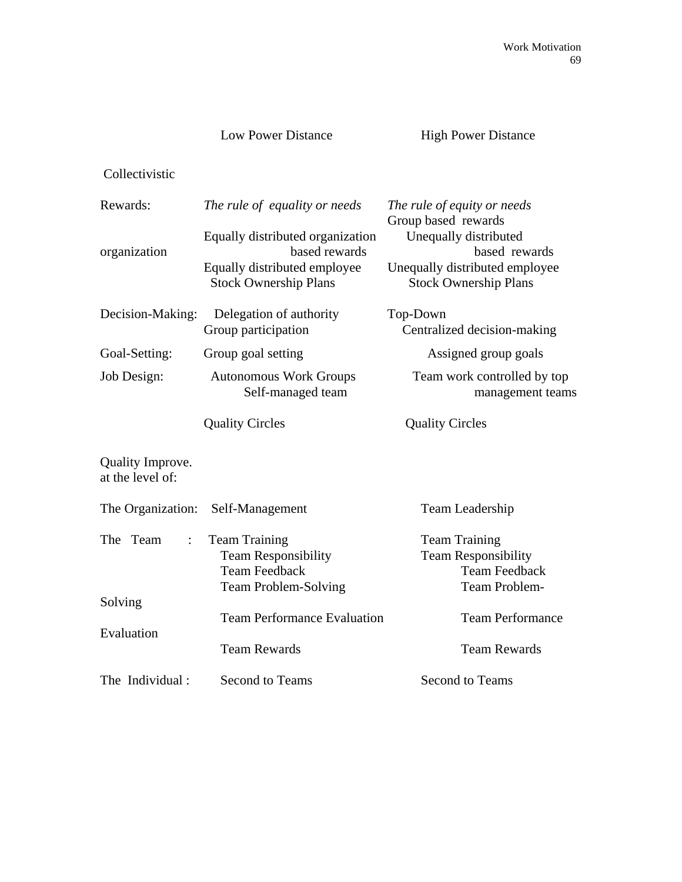| | Low Power Distance | High Power Distance |
|---|---|---|
| Collectivistic | | |
| Rewards: | *The rule of equality or needs* | *The rule of equity or needs* |
| | | Group based rewards |
| organization | Equally distributed organization based rewards | Unequally distributed based rewards |
| | Equally distributed employee Stock Ownership Plans | Unequally distributed employee Stock Ownership Plans |
| Decision-Making: | Delegation of authority | Top-Down |
| | Group participation | Centralized decision-making |
| Goal-Setting: | Group goal setting | Assigned group goals |
| Job Design: | Autonomous Work Groups | Team work controlled by top management teams |
| | Self-managed team | |
| | Quality Circles | Quality Circles |
| Quality Improve. at the level of: | | |
| The Organization: | Self-Management | Team Leadership |
| The Team : | Team Training | Team Training |
| | Team Responsibility | Team Responsibility |
| | Team Feedback | Team Feedback |
| | Team Problem-Solving | Team Problem-Solving |
| | Team Performance Evaluation | Team Performance Evaluation |
| | Team Rewards | Team Rewards |
| The Individual : | Second to Teams | Second to Teams |